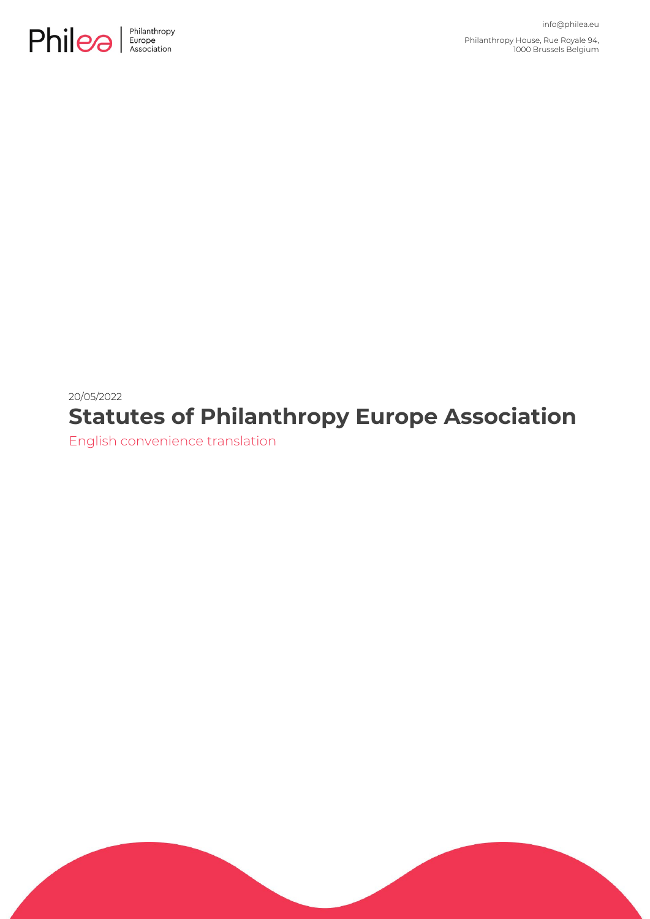Philea | Philanthropy Europe Association

info@philea.eu

Philanthropy House, Rue Royale 94,
1000 Brussels Belgium

20/05/2022

# Statutes of Philanthropy Europe Association

English convenience translation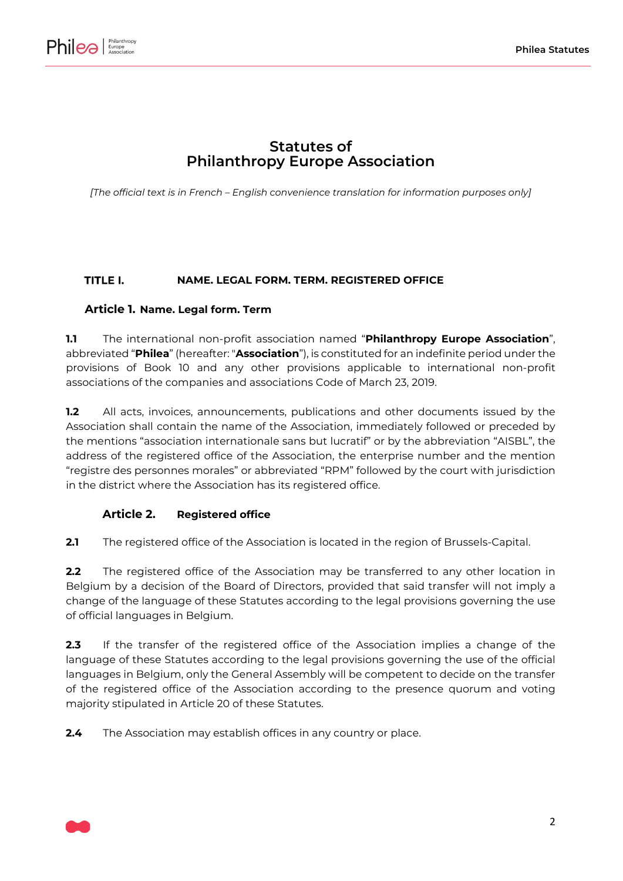# Statutes of Philanthropy Europe Association

*[The official text is in French – English convenience translation for information purposes only]*

## TITLE I. NAME. LEGAL FORM. TERM. REGISTERED OFFICE

### Article 1. Name. Legal form. Term

**1.1** The international non-profit association named "**Philanthropy Europe Association**", abbreviated "**Philea**" (hereafter: "**Association**"), is constituted for an indefinite period under the provisions of Book 10 and any other provisions applicable to international non-profit associations of the companies and associations Code of March 23, 2019.

**1.2** All acts, invoices, announcements, publications and other documents issued by the Association shall contain the name of the Association, immediately followed or preceded by the mentions "association internationale sans but lucratif" or by the abbreviation "AISBL", the address of the registered office of the Association, the enterprise number and the mention "registre des personnes morales" or abbreviated "RPM" followed by the court with jurisdiction in the district where the Association has its registered office.

### Article 2. Registered office

**2.1** The registered office of the Association is located in the region of Brussels-Capital.

**2.2** The registered office of the Association may be transferred to any other location in Belgium by a decision of the Board of Directors, provided that said transfer will not imply a change of the language of these Statutes according to the legal provisions governing the use of official languages in Belgium.

**2.3** If the transfer of the registered office of the Association implies a change of the language of these Statutes according to the legal provisions governing the use of the official languages in Belgium, only the General Assembly will be competent to decide on the transfer of the registered office of the Association according to the presence quorum and voting majority stipulated in Article 20 of these Statutes.

**2.4** The Association may establish offices in any country or place.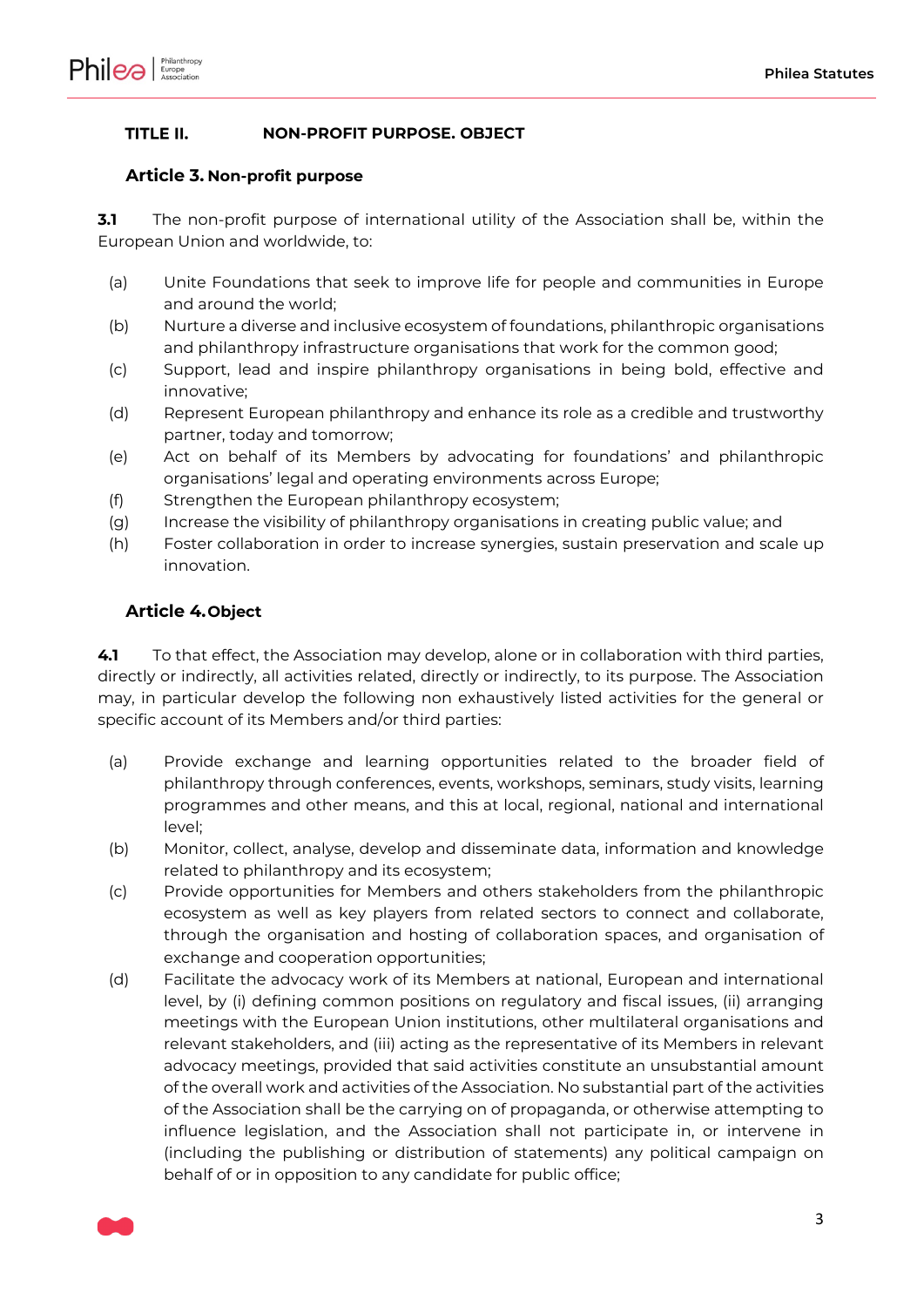## TITLE II. NON-PROFIT PURPOSE. OBJECT

### Article 3. Non-profit purpose

**3.1** The non-profit purpose of international utility of the Association shall be, within the European Union and worldwide, to:

(a) Unite Foundations that seek to improve life for people and communities in Europe and around the world;

(b) Nurture a diverse and inclusive ecosystem of foundations, philanthropic organisations and philanthropy infrastructure organisations that work for the common good;

(c) Support, lead and inspire philanthropy organisations in being bold, effective and innovative;

(d) Represent European philanthropy and enhance its role as a credible and trustworthy partner, today and tomorrow;

(e) Act on behalf of its Members by advocating for foundations' and philanthropic organisations' legal and operating environments across Europe;

(f) Strengthen the European philanthropy ecosystem;

(g) Increase the visibility of philanthropy organisations in creating public value; and

(h) Foster collaboration in order to increase synergies, sustain preservation and scale up innovation.

### Article 4. Object

**4.1** To that effect, the Association may develop, alone or in collaboration with third parties, directly or indirectly, all activities related, directly or indirectly, to its purpose. The Association may, in particular develop the following non exhaustively listed activities for the general or specific account of its Members and/or third parties:

(a) Provide exchange and learning opportunities related to the broader field of philanthropy through conferences, events, workshops, seminars, study visits, learning programmes and other means, and this at local, regional, national and international level;

(b) Monitor, collect, analyse, develop and disseminate data, information and knowledge related to philanthropy and its ecosystem;

(c) Provide opportunities for Members and others stakeholders from the philanthropic ecosystem as well as key players from related sectors to connect and collaborate, through the organisation and hosting of collaboration spaces, and organisation of exchange and cooperation opportunities;

(d) Facilitate the advocacy work of its Members at national, European and international level, by (i) defining common positions on regulatory and fiscal issues, (ii) arranging meetings with the European Union institutions, other multilateral organisations and relevant stakeholders, and (iii) acting as the representative of its Members in relevant advocacy meetings, provided that said activities constitute an unsubstantial amount of the overall work and activities of the Association. No substantial part of the activities of the Association shall be the carrying on of propaganda, or otherwise attempting to influence legislation, and the Association shall not participate in, or intervene in (including the publishing or distribution of statements) any political campaign on behalf of or in opposition to any candidate for public office;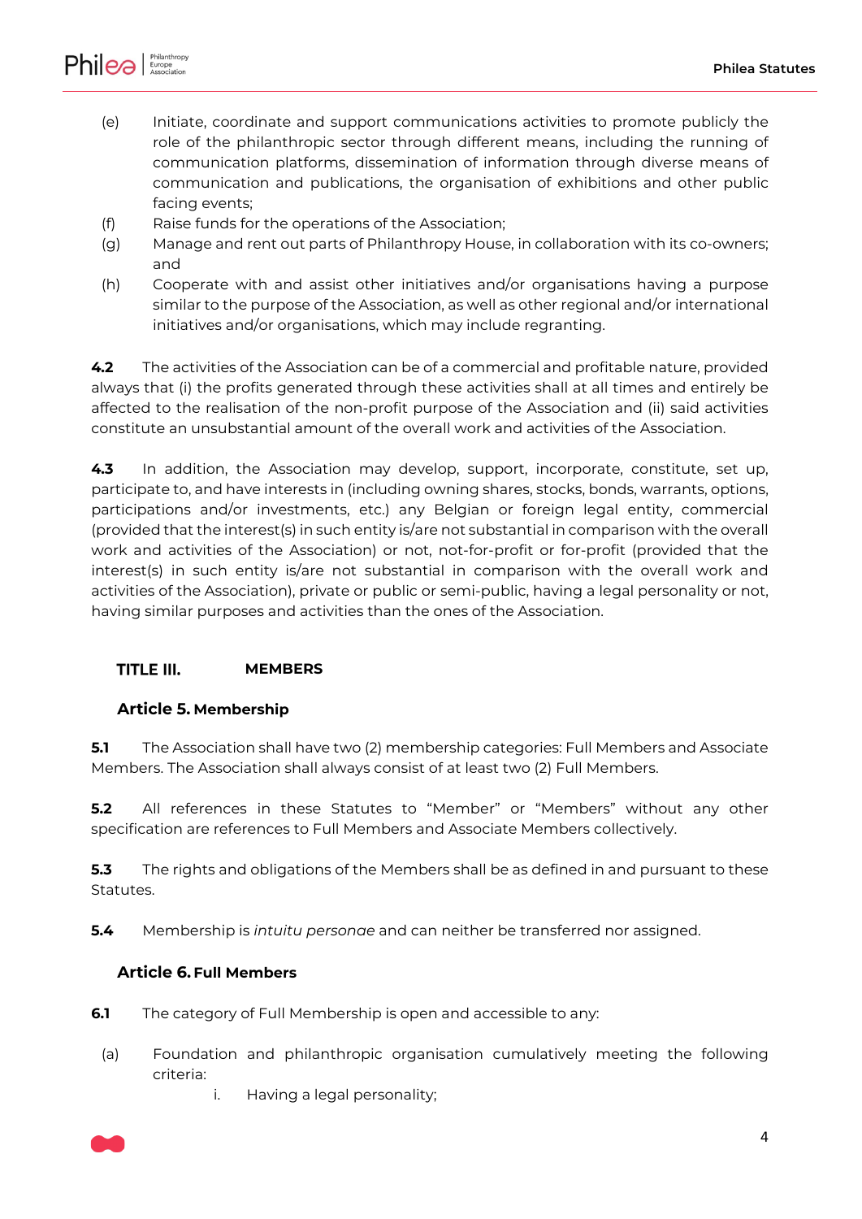(e) Initiate, coordinate and support communications activities to promote publicly the role of the philanthropic sector through different means, including the running of communication platforms, dissemination of information through diverse means of communication and publications, the organisation of exhibitions and other public facing events;

(f) Raise funds for the operations of the Association;

(g) Manage and rent out parts of Philanthropy House, in collaboration with its co-owners; and

(h) Cooperate with and assist other initiatives and/or organisations having a purpose similar to the purpose of the Association, as well as other regional and/or international initiatives and/or organisations, which may include regranting.

**4.2** The activities of the Association can be of a commercial and profitable nature, provided always that (i) the profits generated through these activities shall at all times and entirely be affected to the realisation of the non-profit purpose of the Association and (ii) said activities constitute an unsubstantial amount of the overall work and activities of the Association.

**4.3** In addition, the Association may develop, support, incorporate, constitute, set up, participate to, and have interests in (including owning shares, stocks, bonds, warrants, options, participations and/or investments, etc.) any Belgian or foreign legal entity, commercial (provided that the interest(s) in such entity is/are not substantial in comparison with the overall work and activities of the Association) or not, not-for-profit or for-profit (provided that the interest(s) in such entity is/are not substantial in comparison with the overall work and activities of the Association), private or public or semi-public, having a legal personality or not, having similar purposes and activities than the ones of the Association.

## TITLE III. MEMBERS

### Article 5. Membership

**5.1** The Association shall have two (2) membership categories: Full Members and Associate Members. The Association shall always consist of at least two (2) Full Members.

**5.2** All references in these Statutes to "Member" or "Members" without any other specification are references to Full Members and Associate Members collectively.

**5.3** The rights and obligations of the Members shall be as defined in and pursuant to these Statutes.

**5.4** Membership is *intuitu personae* and can neither be transferred nor assigned.

### Article 6. Full Members

**6.1** The category of Full Membership is open and accessible to any:

(a) Foundation and philanthropic organisation cumulatively meeting the following criteria:

i. Having a legal personality;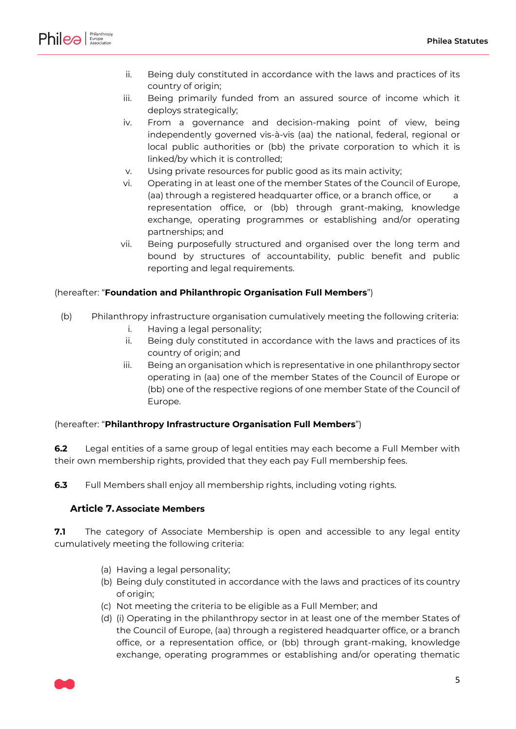ii. Being duly constituted in accordance with the laws and practices of its country of origin;

iii. Being primarily funded from an assured source of income which it deploys strategically;

iv. From a governance and decision-making point of view, being independently governed vis-à-vis (aa) the national, federal, regional or local public authorities or (bb) the private corporation to which it is linked/by which it is controlled;

v. Using private resources for public good as its main activity;

vi. Operating in at least one of the member States of the Council of Europe, (aa) through a registered headquarter office, or a branch office, or a representation office, or (bb) through grant-making, knowledge exchange, operating programmes or establishing and/or operating partnerships; and

vii. Being purposefully structured and organised over the long term and bound by structures of accountability, public benefit and public reporting and legal requirements.

(hereafter: "**Foundation and Philanthropic Organisation Full Members**")

(b) Philanthropy infrastructure organisation cumulatively meeting the following criteria:

i. Having a legal personality;

ii. Being duly constituted in accordance with the laws and practices of its country of origin; and

iii. Being an organisation which is representative in one philanthropy sector operating in (aa) one of the member States of the Council of Europe or (bb) one of the respective regions of one member State of the Council of Europe.

(hereafter: "**Philanthropy Infrastructure Organisation Full Members**")

**6.2** Legal entities of a same group of legal entities may each become a Full Member with their own membership rights, provided that they each pay Full membership fees.

**6.3** Full Members shall enjoy all membership rights, including voting rights.

### Article 7. Associate Members

**7.1** The category of Associate Membership is open and accessible to any legal entity cumulatively meeting the following criteria:

(a) Having a legal personality;

(b) Being duly constituted in accordance with the laws and practices of its country of origin;

(c) Not meeting the criteria to be eligible as a Full Member; and

(d) (i) Operating in the philanthropy sector in at least one of the member States of the Council of Europe, (aa) through a registered headquarter office, or a branch office, or a representation office, or (bb) through grant-making, knowledge exchange, operating programmes or establishing and/or operating thematic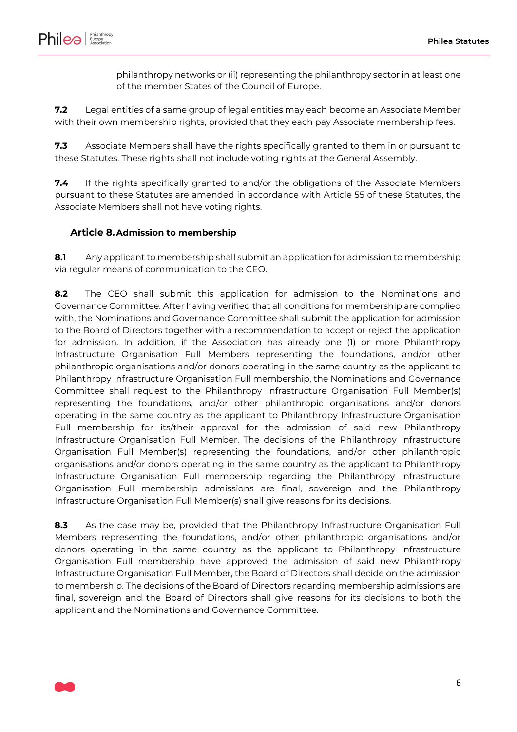philanthropy networks or (ii) representing the philanthropy sector in at least one of the member States of the Council of Europe.

**7.2** Legal entities of a same group of legal entities may each become an Associate Member with their own membership rights, provided that they each pay Associate membership fees.

**7.3** Associate Members shall have the rights specifically granted to them in or pursuant to these Statutes. These rights shall not include voting rights at the General Assembly.

**7.4** If the rights specifically granted to and/or the obligations of the Associate Members pursuant to these Statutes are amended in accordance with Article 55 of these Statutes, the Associate Members shall not have voting rights.

### Article 8. Admission to membership

**8.1** Any applicant to membership shall submit an application for admission to membership via regular means of communication to the CEO.

**8.2** The CEO shall submit this application for admission to the Nominations and Governance Committee. After having verified that all conditions for membership are complied with, the Nominations and Governance Committee shall submit the application for admission to the Board of Directors together with a recommendation to accept or reject the application for admission. In addition, if the Association has already one (1) or more Philanthropy Infrastructure Organisation Full Members representing the foundations, and/or other philanthropic organisations and/or donors operating in the same country as the applicant to Philanthropy Infrastructure Organisation Full membership, the Nominations and Governance Committee shall request to the Philanthropy Infrastructure Organisation Full Member(s) representing the foundations, and/or other philanthropic organisations and/or donors operating in the same country as the applicant to Philanthropy Infrastructure Organisation Full membership for its/their approval for the admission of said new Philanthropy Infrastructure Organisation Full Member. The decisions of the Philanthropy Infrastructure Organisation Full Member(s) representing the foundations, and/or other philanthropic organisations and/or donors operating in the same country as the applicant to Philanthropy Infrastructure Organisation Full membership regarding the Philanthropy Infrastructure Organisation Full membership admissions are final, sovereign and the Philanthropy Infrastructure Organisation Full Member(s) shall give reasons for its decisions.

**8.3** As the case may be, provided that the Philanthropy Infrastructure Organisation Full Members representing the foundations, and/or other philanthropic organisations and/or donors operating in the same country as the applicant to Philanthropy Infrastructure Organisation Full membership have approved the admission of said new Philanthropy Infrastructure Organisation Full Member, the Board of Directors shall decide on the admission to membership. The decisions of the Board of Directors regarding membership admissions are final, sovereign and the Board of Directors shall give reasons for its decisions to both the applicant and the Nominations and Governance Committee.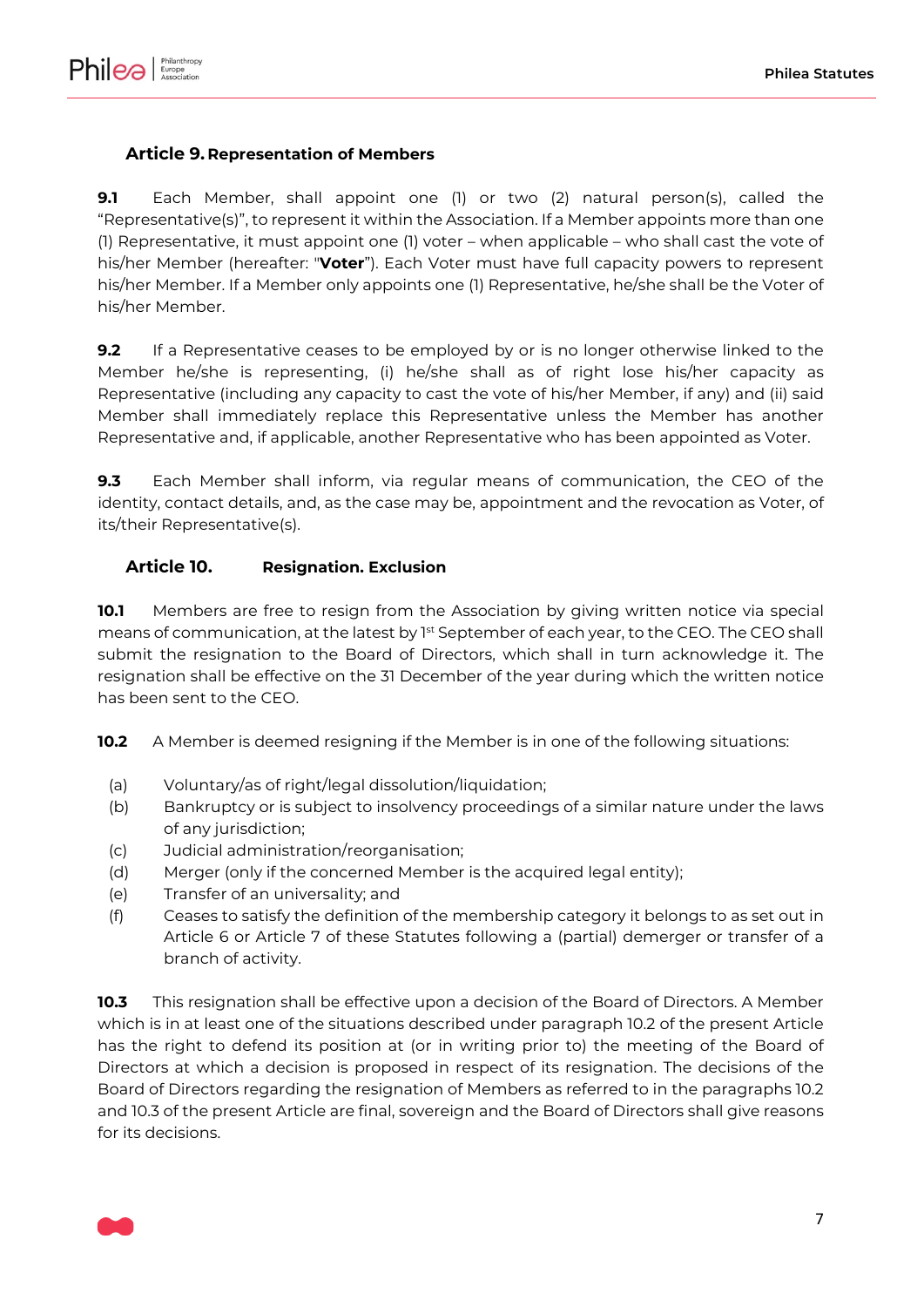### Article 9. Representation of Members

**9.1** Each Member, shall appoint one (1) or two (2) natural person(s), called the "Representative(s)", to represent it within the Association. If a Member appoints more than one (1) Representative, it must appoint one (1) voter – when applicable – who shall cast the vote of his/her Member (hereafter: "**Voter**"). Each Voter must have full capacity powers to represent his/her Member. If a Member only appoints one (1) Representative, he/she shall be the Voter of his/her Member.

**9.2** If a Representative ceases to be employed by or is no longer otherwise linked to the Member he/she is representing, (i) he/she shall as of right lose his/her capacity as Representative (including any capacity to cast the vote of his/her Member, if any) and (ii) said Member shall immediately replace this Representative unless the Member has another Representative and, if applicable, another Representative who has been appointed as Voter.

**9.3** Each Member shall inform, via regular means of communication, the CEO of the identity, contact details, and, as the case may be, appointment and the revocation as Voter, of its/their Representative(s).

### Article 10. Resignation. Exclusion

**10.1** Members are free to resign from the Association by giving written notice via special means of communication, at the latest by 1st September of each year, to the CEO. The CEO shall submit the resignation to the Board of Directors, which shall in turn acknowledge it. The resignation shall be effective on the 31 December of the year during which the written notice has been sent to the CEO.

**10.2** A Member is deemed resigning if the Member is in one of the following situations:

(a) Voluntary/as of right/legal dissolution/liquidation;
(b) Bankruptcy or is subject to insolvency proceedings of a similar nature under the laws of any jurisdiction;
(c) Judicial administration/reorganisation;
(d) Merger (only if the concerned Member is the acquired legal entity);
(e) Transfer of an universality; and
(f) Ceases to satisfy the definition of the membership category it belongs to as set out in Article 6 or Article 7 of these Statutes following a (partial) demerger or transfer of a branch of activity.

**10.3** This resignation shall be effective upon a decision of the Board of Directors. A Member which is in at least one of the situations described under paragraph 10.2 of the present Article has the right to defend its position at (or in writing prior to) the meeting of the Board of Directors at which a decision is proposed in respect of its resignation. The decisions of the Board of Directors regarding the resignation of Members as referred to in the paragraphs 10.2 and 10.3 of the present Article are final, sovereign and the Board of Directors shall give reasons for its decisions.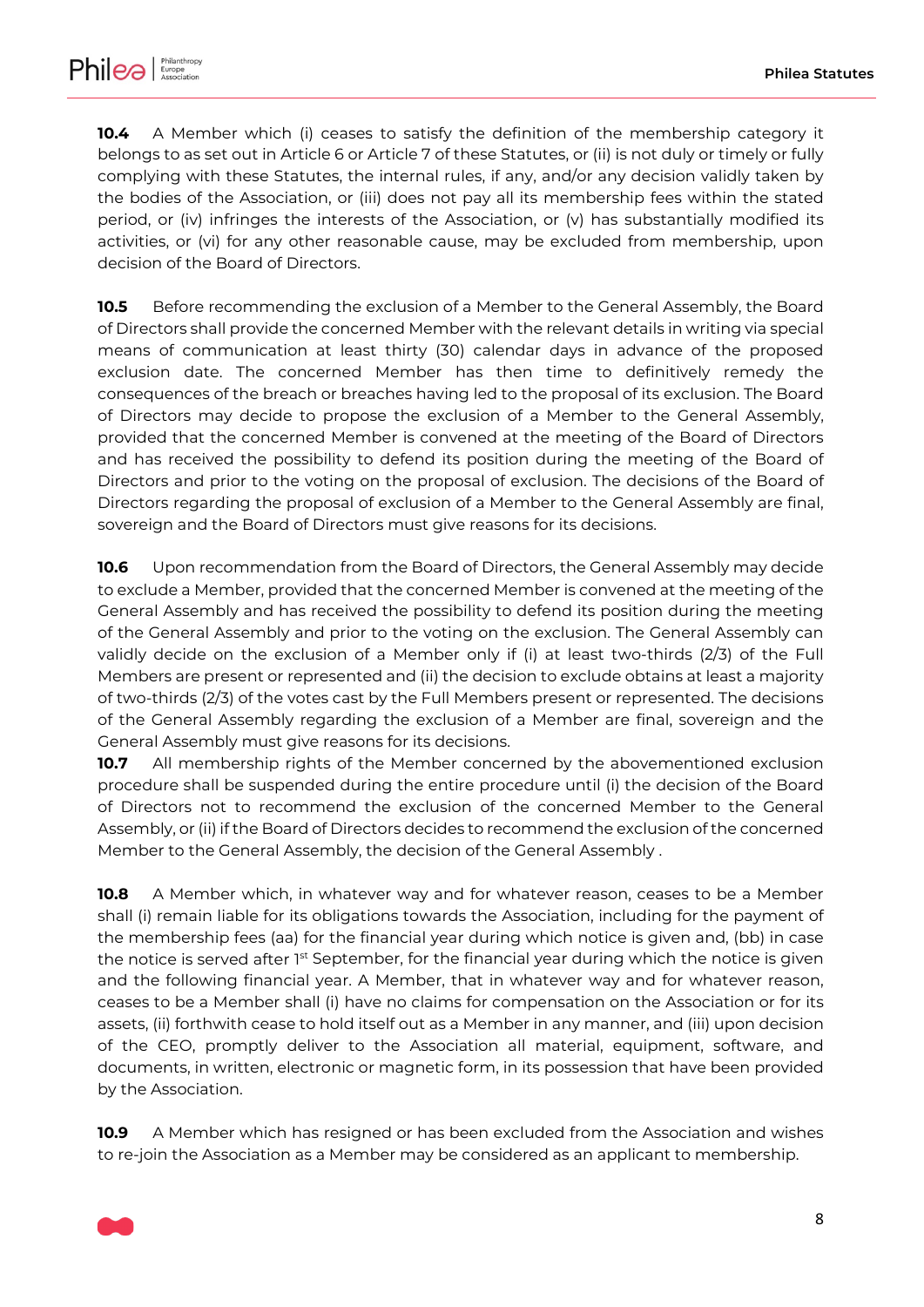**10.4** A Member which (i) ceases to satisfy the definition of the membership category it belongs to as set out in Article 6 or Article 7 of these Statutes, or (ii) is not duly or timely or fully complying with these Statutes, the internal rules, if any, and/or any decision validly taken by the bodies of the Association, or (iii) does not pay all its membership fees within the stated period, or (iv) infringes the interests of the Association, or (v) has substantially modified its activities, or (vi) for any other reasonable cause, may be excluded from membership, upon decision of the Board of Directors.

**10.5** Before recommending the exclusion of a Member to the General Assembly, the Board of Directors shall provide the concerned Member with the relevant details in writing via special means of communication at least thirty (30) calendar days in advance of the proposed exclusion date. The concerned Member has then time to definitively remedy the consequences of the breach or breaches having led to the proposal of its exclusion. The Board of Directors may decide to propose the exclusion of a Member to the General Assembly, provided that the concerned Member is convened at the meeting of the Board of Directors and has received the possibility to defend its position during the meeting of the Board of Directors and prior to the voting on the proposal of exclusion. The decisions of the Board of Directors regarding the proposal of exclusion of a Member to the General Assembly are final, sovereign and the Board of Directors must give reasons for its decisions.

**10.6** Upon recommendation from the Board of Directors, the General Assembly may decide to exclude a Member, provided that the concerned Member is convened at the meeting of the General Assembly and has received the possibility to defend its position during the meeting of the General Assembly and prior to the voting on the exclusion. The General Assembly can validly decide on the exclusion of a Member only if (i) at least two-thirds (2/3) of the Full Members are present or represented and (ii) the decision to exclude obtains at least a majority of two-thirds (2/3) of the votes cast by the Full Members present or represented. The decisions of the General Assembly regarding the exclusion of a Member are final, sovereign and the General Assembly must give reasons for its decisions.

**10.7** All membership rights of the Member concerned by the abovementioned exclusion procedure shall be suspended during the entire procedure until (i) the decision of the Board of Directors not to recommend the exclusion of the concerned Member to the General Assembly, or (ii) if the Board of Directors decides to recommend the exclusion of the concerned Member to the General Assembly, the decision of the General Assembly .

**10.8** A Member which, in whatever way and for whatever reason, ceases to be a Member shall (i) remain liable for its obligations towards the Association, including for the payment of the membership fees (aa) for the financial year during which notice is given and, (bb) in case the notice is served after 1st September, for the financial year during which the notice is given and the following financial year. A Member, that in whatever way and for whatever reason, ceases to be a Member shall (i) have no claims for compensation on the Association or for its assets, (ii) forthwith cease to hold itself out as a Member in any manner, and (iii) upon decision of the CEO, promptly deliver to the Association all material, equipment, software, and documents, in written, electronic or magnetic form, in its possession that have been provided by the Association.

**10.9** A Member which has resigned or has been excluded from the Association and wishes to re-join the Association as a Member may be considered as an applicant to membership.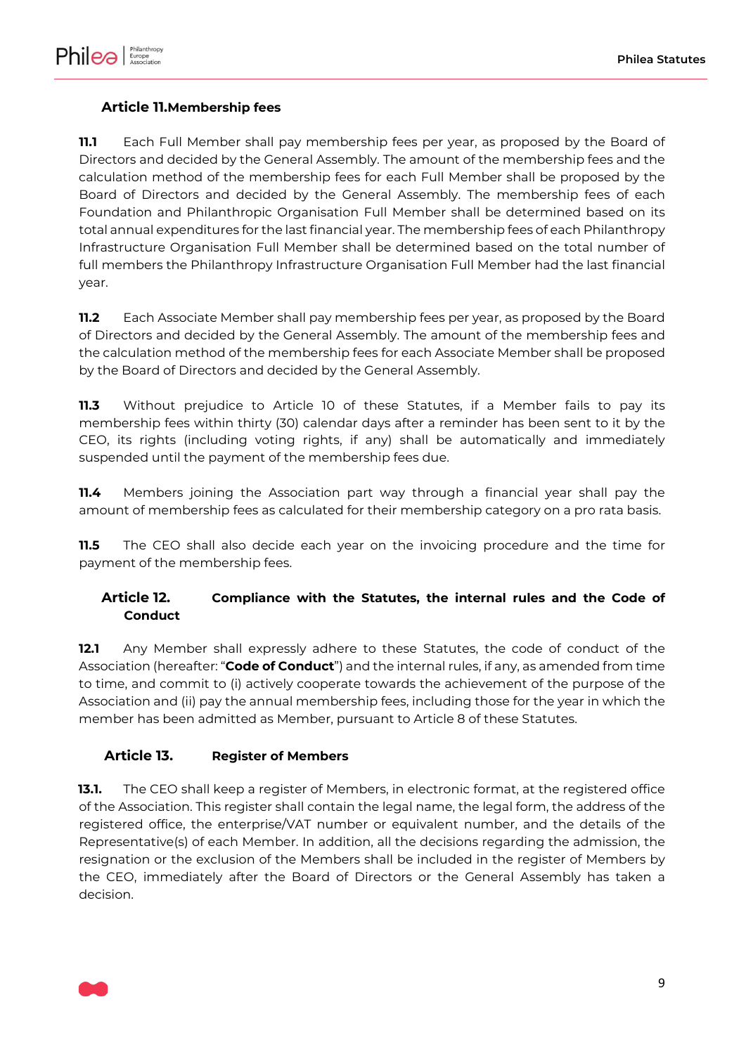## Article 11. Membership fees

**11.1** Each Full Member shall pay membership fees per year, as proposed by the Board of Directors and decided by the General Assembly. The amount of the membership fees and the calculation method of the membership fees for each Full Member shall be proposed by the Board of Directors and decided by the General Assembly. The membership fees of each Foundation and Philanthropic Organisation Full Member shall be determined based on its total annual expenditures for the last financial year. The membership fees of each Philanthropy Infrastructure Organisation Full Member shall be determined based on the total number of full members the Philanthropy Infrastructure Organisation Full Member had the last financial year.

**11.2** Each Associate Member shall pay membership fees per year, as proposed by the Board of Directors and decided by the General Assembly. The amount of the membership fees and the calculation method of the membership fees for each Associate Member shall be proposed by the Board of Directors and decided by the General Assembly.

**11.3** Without prejudice to Article 10 of these Statutes, if a Member fails to pay its membership fees within thirty (30) calendar days after a reminder has been sent to it by the CEO, its rights (including voting rights, if any) shall be automatically and immediately suspended until the payment of the membership fees due.

**11.4** Members joining the Association part way through a financial year shall pay the amount of membership fees as calculated for their membership category on a pro rata basis.

**11.5** The CEO shall also decide each year on the invoicing procedure and the time for payment of the membership fees.

## Article 12. Compliance with the Statutes, the internal rules and the Code of Conduct

**12.1** Any Member shall expressly adhere to these Statutes, the code of conduct of the Association (hereafter: "**Code of Conduct**") and the internal rules, if any, as amended from time to time, and commit to (i) actively cooperate towards the achievement of the purpose of the Association and (ii) pay the annual membership fees, including those for the year in which the member has been admitted as Member, pursuant to Article 8 of these Statutes.

## Article 13. Register of Members

**13.1.** The CEO shall keep a register of Members, in electronic format, at the registered office of the Association. This register shall contain the legal name, the legal form, the address of the registered office, the enterprise/VAT number or equivalent number, and the details of the Representative(s) of each Member. In addition, all the decisions regarding the admission, the resignation or the exclusion of the Members shall be included in the register of Members by the CEO, immediately after the Board of Directors or the General Assembly has taken a decision.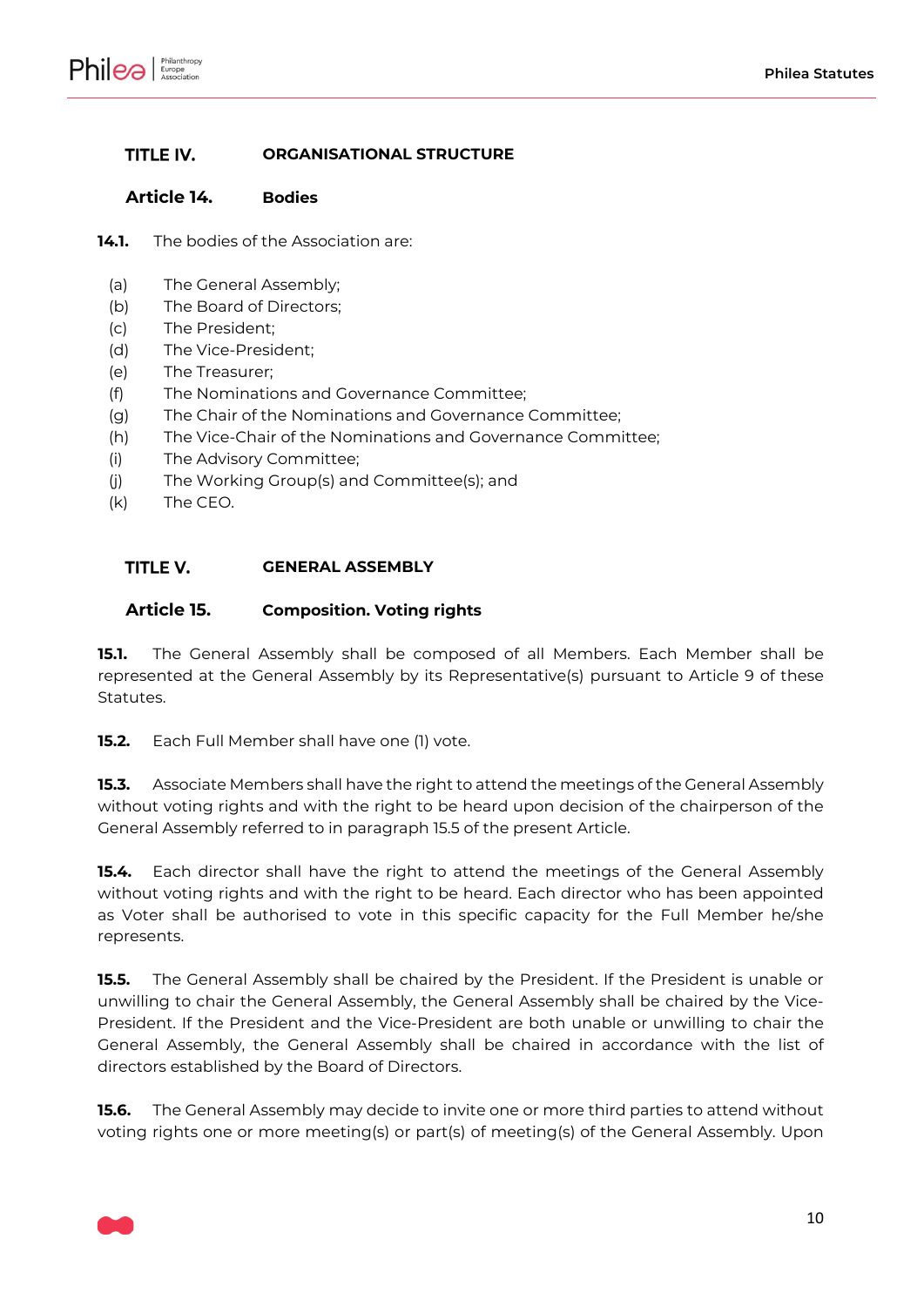## TITLE IV. ORGANISATIONAL STRUCTURE

### Article 14. Bodies

**14.1.** The bodies of the Association are:

(a) The General Assembly;
(b) The Board of Directors;
(c) The President;
(d) The Vice-President;
(e) The Treasurer;
(f) The Nominations and Governance Committee;
(g) The Chair of the Nominations and Governance Committee;
(h) The Vice-Chair of the Nominations and Governance Committee;
(i) The Advisory Committee;
(j) The Working Group(s) and Committee(s); and
(k) The CEO.

## TITLE V. GENERAL ASSEMBLY

### Article 15. Composition. Voting rights

**15.1.** The General Assembly shall be composed of all Members. Each Member shall be represented at the General Assembly by its Representative(s) pursuant to Article 9 of these Statutes.

**15.2.** Each Full Member shall have one (1) vote.

**15.3.** Associate Members shall have the right to attend the meetings of the General Assembly without voting rights and with the right to be heard upon decision of the chairperson of the General Assembly referred to in paragraph 15.5 of the present Article.

**15.4.** Each director shall have the right to attend the meetings of the General Assembly without voting rights and with the right to be heard. Each director who has been appointed as Voter shall be authorised to vote in this specific capacity for the Full Member he/she represents.

**15.5.** The General Assembly shall be chaired by the President. If the President is unable or unwilling to chair the General Assembly, the General Assembly shall be chaired by the Vice-President. If the President and the Vice-President are both unable or unwilling to chair the General Assembly, the General Assembly shall be chaired in accordance with the list of directors established by the Board of Directors.

**15.6.** The General Assembly may decide to invite one or more third parties to attend without voting rights one or more meeting(s) or part(s) of meeting(s) of the General Assembly. Upon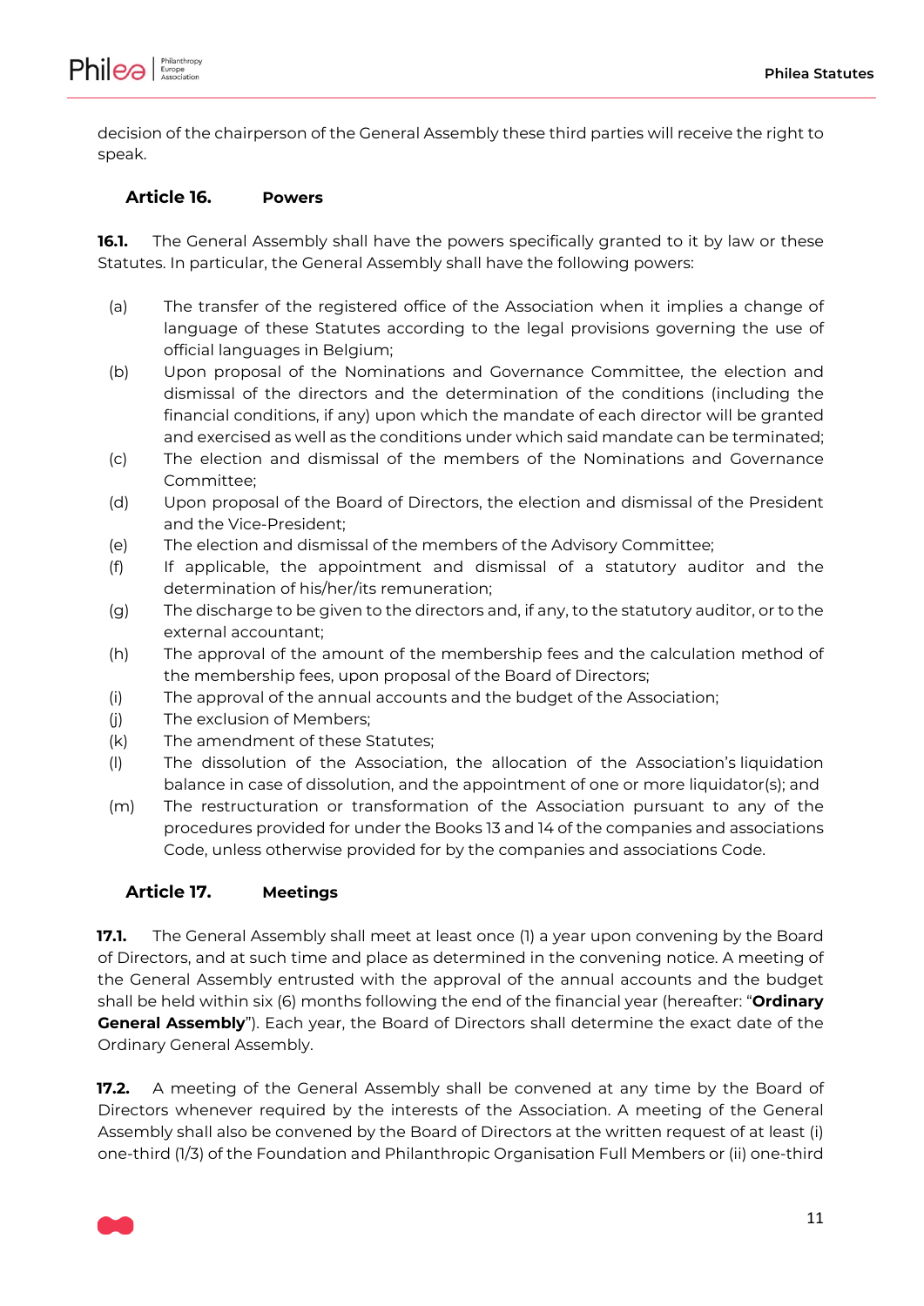decision of the chairperson of the General Assembly these third parties will receive the right to speak.

### Article 16. Powers

**16.1.** The General Assembly shall have the powers specifically granted to it by law or these Statutes. In particular, the General Assembly shall have the following powers:

(a) The transfer of the registered office of the Association when it implies a change of language of these Statutes according to the legal provisions governing the use of official languages in Belgium;

(b) Upon proposal of the Nominations and Governance Committee, the election and dismissal of the directors and the determination of the conditions (including the financial conditions, if any) upon which the mandate of each director will be granted and exercised as well as the conditions under which said mandate can be terminated;

(c) The election and dismissal of the members of the Nominations and Governance Committee;

(d) Upon proposal of the Board of Directors, the election and dismissal of the President and the Vice-President;

(e) The election and dismissal of the members of the Advisory Committee;

(f) If applicable, the appointment and dismissal of a statutory auditor and the determination of his/her/its remuneration;

(g) The discharge to be given to the directors and, if any, to the statutory auditor, or to the external accountant;

(h) The approval of the amount of the membership fees and the calculation method of the membership fees, upon proposal of the Board of Directors;

(i) The approval of the annual accounts and the budget of the Association;

(j) The exclusion of Members;

(k) The amendment of these Statutes;

(l) The dissolution of the Association, the allocation of the Association's liquidation balance in case of dissolution, and the appointment of one or more liquidator(s); and

(m) The restructuration or transformation of the Association pursuant to any of the procedures provided for under the Books 13 and 14 of the companies and associations Code, unless otherwise provided for by the companies and associations Code.

### Article 17. Meetings

**17.1.** The General Assembly shall meet at least once (1) a year upon convening by the Board of Directors, and at such time and place as determined in the convening notice. A meeting of the General Assembly entrusted with the approval of the annual accounts and the budget shall be held within six (6) months following the end of the financial year (hereafter: "**Ordinary General Assembly**"). Each year, the Board of Directors shall determine the exact date of the Ordinary General Assembly.

**17.2.** A meeting of the General Assembly shall be convened at any time by the Board of Directors whenever required by the interests of the Association. A meeting of the General Assembly shall also be convened by the Board of Directors at the written request of at least (i) one-third (1/3) of the Foundation and Philanthropic Organisation Full Members or (ii) one-third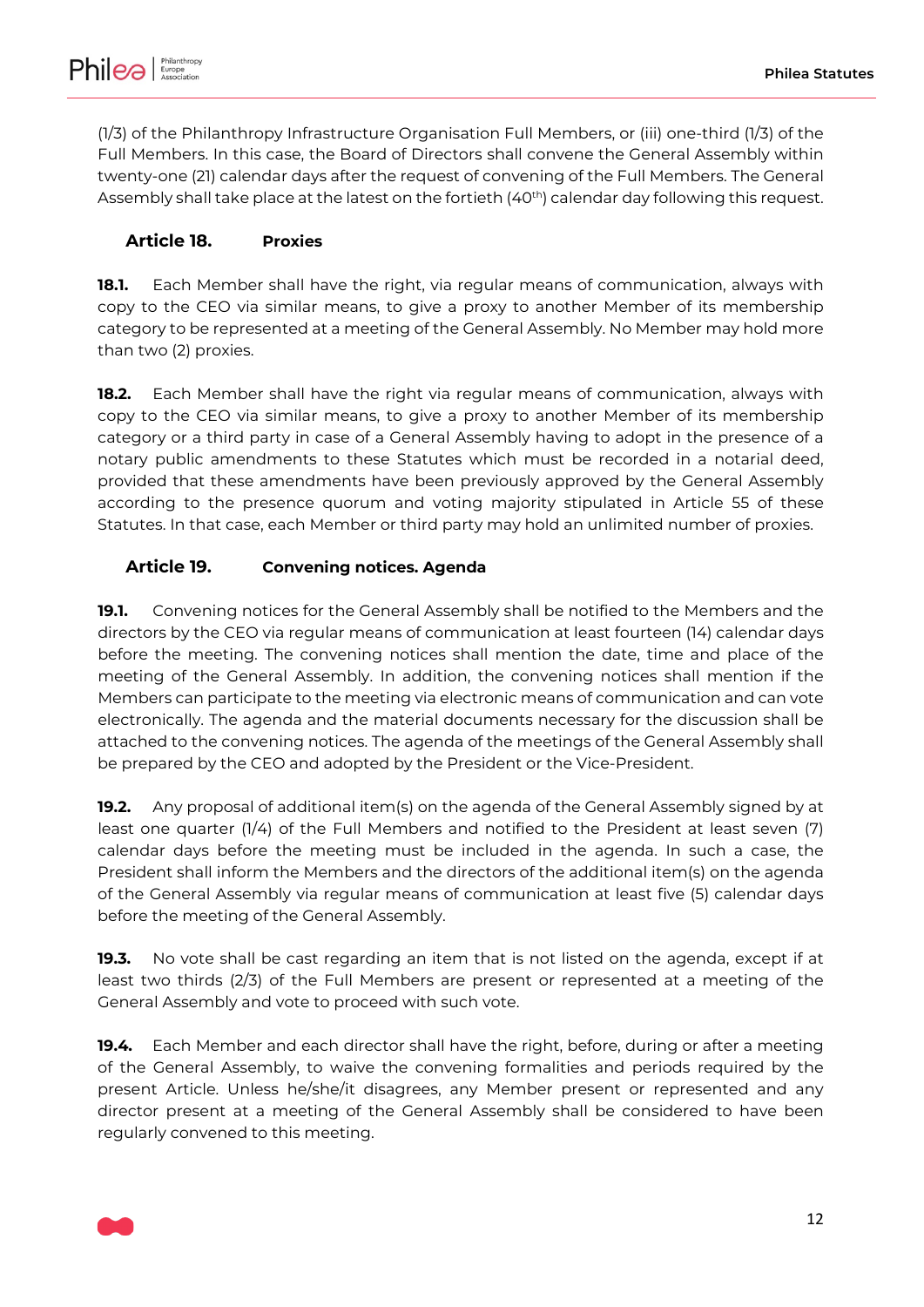(1/3) of the Philanthropy Infrastructure Organisation Full Members, or (iii) one-third (1/3) of the Full Members. In this case, the Board of Directors shall convene the General Assembly within twenty-one (21) calendar days after the request of convening of the Full Members. The General Assembly shall take place at the latest on the fortieth (40th) calendar day following this request.

### Article 18. Proxies

**18.1.** Each Member shall have the right, via regular means of communication, always with copy to the CEO via similar means, to give a proxy to another Member of its membership category to be represented at a meeting of the General Assembly. No Member may hold more than two (2) proxies.

**18.2.** Each Member shall have the right via regular means of communication, always with copy to the CEO via similar means, to give a proxy to another Member of its membership category or a third party in case of a General Assembly having to adopt in the presence of a notary public amendments to these Statutes which must be recorded in a notarial deed, provided that these amendments have been previously approved by the General Assembly according to the presence quorum and voting majority stipulated in Article 55 of these Statutes. In that case, each Member or third party may hold an unlimited number of proxies.

### Article 19. Convening notices. Agenda

**19.1.** Convening notices for the General Assembly shall be notified to the Members and the directors by the CEO via regular means of communication at least fourteen (14) calendar days before the meeting. The convening notices shall mention the date, time and place of the meeting of the General Assembly. In addition, the convening notices shall mention if the Members can participate to the meeting via electronic means of communication and can vote electronically. The agenda and the material documents necessary for the discussion shall be attached to the convening notices. The agenda of the meetings of the General Assembly shall be prepared by the CEO and adopted by the President or the Vice-President.

**19.2.** Any proposal of additional item(s) on the agenda of the General Assembly signed by at least one quarter (1/4) of the Full Members and notified to the President at least seven (7) calendar days before the meeting must be included in the agenda. In such a case, the President shall inform the Members and the directors of the additional item(s) on the agenda of the General Assembly via regular means of communication at least five (5) calendar days before the meeting of the General Assembly.

**19.3.** No vote shall be cast regarding an item that is not listed on the agenda, except if at least two thirds (2/3) of the Full Members are present or represented at a meeting of the General Assembly and vote to proceed with such vote.

**19.4.** Each Member and each director shall have the right, before, during or after a meeting of the General Assembly, to waive the convening formalities and periods required by the present Article. Unless he/she/it disagrees, any Member present or represented and any director present at a meeting of the General Assembly shall be considered to have been regularly convened to this meeting.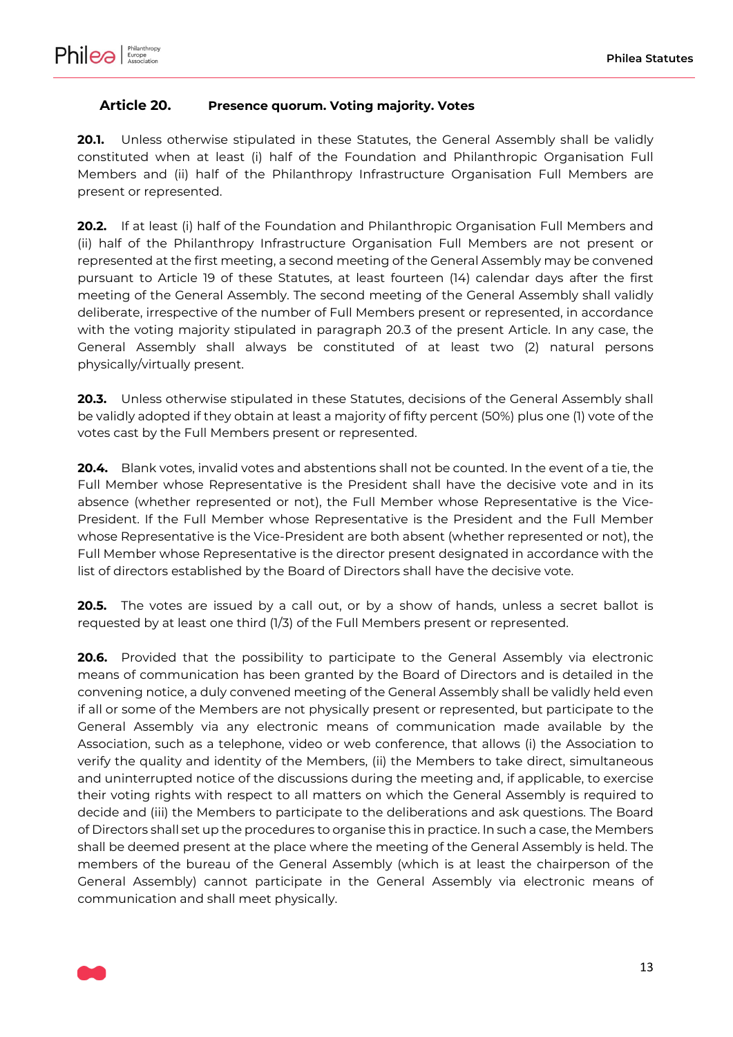### Article 20. Presence quorum. Voting majority. Votes

**20.1.** Unless otherwise stipulated in these Statutes, the General Assembly shall be validly constituted when at least (i) half of the Foundation and Philanthropic Organisation Full Members and (ii) half of the Philanthropy Infrastructure Organisation Full Members are present or represented.

**20.2.** If at least (i) half of the Foundation and Philanthropic Organisation Full Members and (ii) half of the Philanthropy Infrastructure Organisation Full Members are not present or represented at the first meeting, a second meeting of the General Assembly may be convened pursuant to Article 19 of these Statutes, at least fourteen (14) calendar days after the first meeting of the General Assembly. The second meeting of the General Assembly shall validly deliberate, irrespective of the number of Full Members present or represented, in accordance with the voting majority stipulated in paragraph 20.3 of the present Article. In any case, the General Assembly shall always be constituted of at least two (2) natural persons physically/virtually present.

**20.3.** Unless otherwise stipulated in these Statutes, decisions of the General Assembly shall be validly adopted if they obtain at least a majority of fifty percent (50%) plus one (1) vote of the votes cast by the Full Members present or represented.

**20.4.** Blank votes, invalid votes and abstentions shall not be counted. In the event of a tie, the Full Member whose Representative is the President shall have the decisive vote and in its absence (whether represented or not), the Full Member whose Representative is the Vice-President. If the Full Member whose Representative is the President and the Full Member whose Representative is the Vice-President are both absent (whether represented or not), the Full Member whose Representative is the director present designated in accordance with the list of directors established by the Board of Directors shall have the decisive vote.

**20.5.** The votes are issued by a call out, or by a show of hands, unless a secret ballot is requested by at least one third (1/3) of the Full Members present or represented.

**20.6.** Provided that the possibility to participate to the General Assembly via electronic means of communication has been granted by the Board of Directors and is detailed in the convening notice, a duly convened meeting of the General Assembly shall be validly held even if all or some of the Members are not physically present or represented, but participate to the General Assembly via any electronic means of communication made available by the Association, such as a telephone, video or web conference, that allows (i) the Association to verify the quality and identity of the Members, (ii) the Members to take direct, simultaneous and uninterrupted notice of the discussions during the meeting and, if applicable, to exercise their voting rights with respect to all matters on which the General Assembly is required to decide and (iii) the Members to participate to the deliberations and ask questions. The Board of Directors shall set up the procedures to organise this in practice. In such a case, the Members shall be deemed present at the place where the meeting of the General Assembly is held. The members of the bureau of the General Assembly (which is at least the chairperson of the General Assembly) cannot participate in the General Assembly via electronic means of communication and shall meet physically.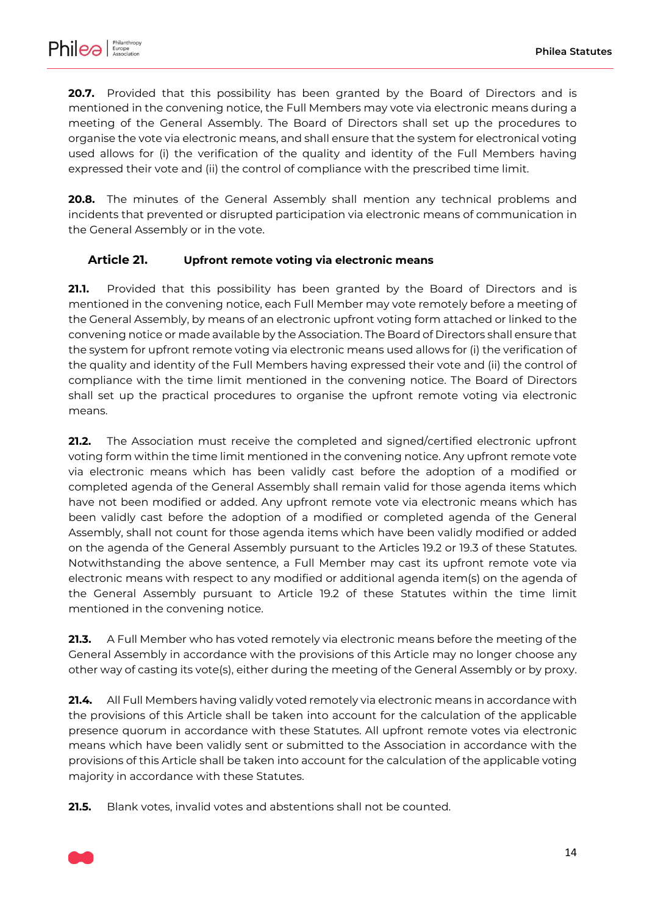**20.7.** Provided that this possibility has been granted by the Board of Directors and is mentioned in the convening notice, the Full Members may vote via electronic means during a meeting of the General Assembly. The Board of Directors shall set up the procedures to organise the vote via electronic means, and shall ensure that the system for electronical voting used allows for (i) the verification of the quality and identity of the Full Members having expressed their vote and (ii) the control of compliance with the prescribed time limit.

**20.8.** The minutes of the General Assembly shall mention any technical problems and incidents that prevented or disrupted participation via electronic means of communication in the General Assembly or in the vote.

### Article 21. Upfront remote voting via electronic means

**21.1.** Provided that this possibility has been granted by the Board of Directors and is mentioned in the convening notice, each Full Member may vote remotely before a meeting of the General Assembly, by means of an electronic upfront voting form attached or linked to the convening notice or made available by the Association. The Board of Directors shall ensure that the system for upfront remote voting via electronic means used allows for (i) the verification of the quality and identity of the Full Members having expressed their vote and (ii) the control of compliance with the time limit mentioned in the convening notice. The Board of Directors shall set up the practical procedures to organise the upfront remote voting via electronic means.

**21.2.** The Association must receive the completed and signed/certified electronic upfront voting form within the time limit mentioned in the convening notice. Any upfront remote vote via electronic means which has been validly cast before the adoption of a modified or completed agenda of the General Assembly shall remain valid for those agenda items which have not been modified or added. Any upfront remote vote via electronic means which has been validly cast before the adoption of a modified or completed agenda of the General Assembly, shall not count for those agenda items which have been validly modified or added on the agenda of the General Assembly pursuant to the Articles 19.2 or 19.3 of these Statutes. Notwithstanding the above sentence, a Full Member may cast its upfront remote vote via electronic means with respect to any modified or additional agenda item(s) on the agenda of the General Assembly pursuant to Article 19.2 of these Statutes within the time limit mentioned in the convening notice.

**21.3.** A Full Member who has voted remotely via electronic means before the meeting of the General Assembly in accordance with the provisions of this Article may no longer choose any other way of casting its vote(s), either during the meeting of the General Assembly or by proxy.

**21.4.** All Full Members having validly voted remotely via electronic means in accordance with the provisions of this Article shall be taken into account for the calculation of the applicable presence quorum in accordance with these Statutes. All upfront remote votes via electronic means which have been validly sent or submitted to the Association in accordance with the provisions of this Article shall be taken into account for the calculation of the applicable voting majority in accordance with these Statutes.

**21.5.** Blank votes, invalid votes and abstentions shall not be counted.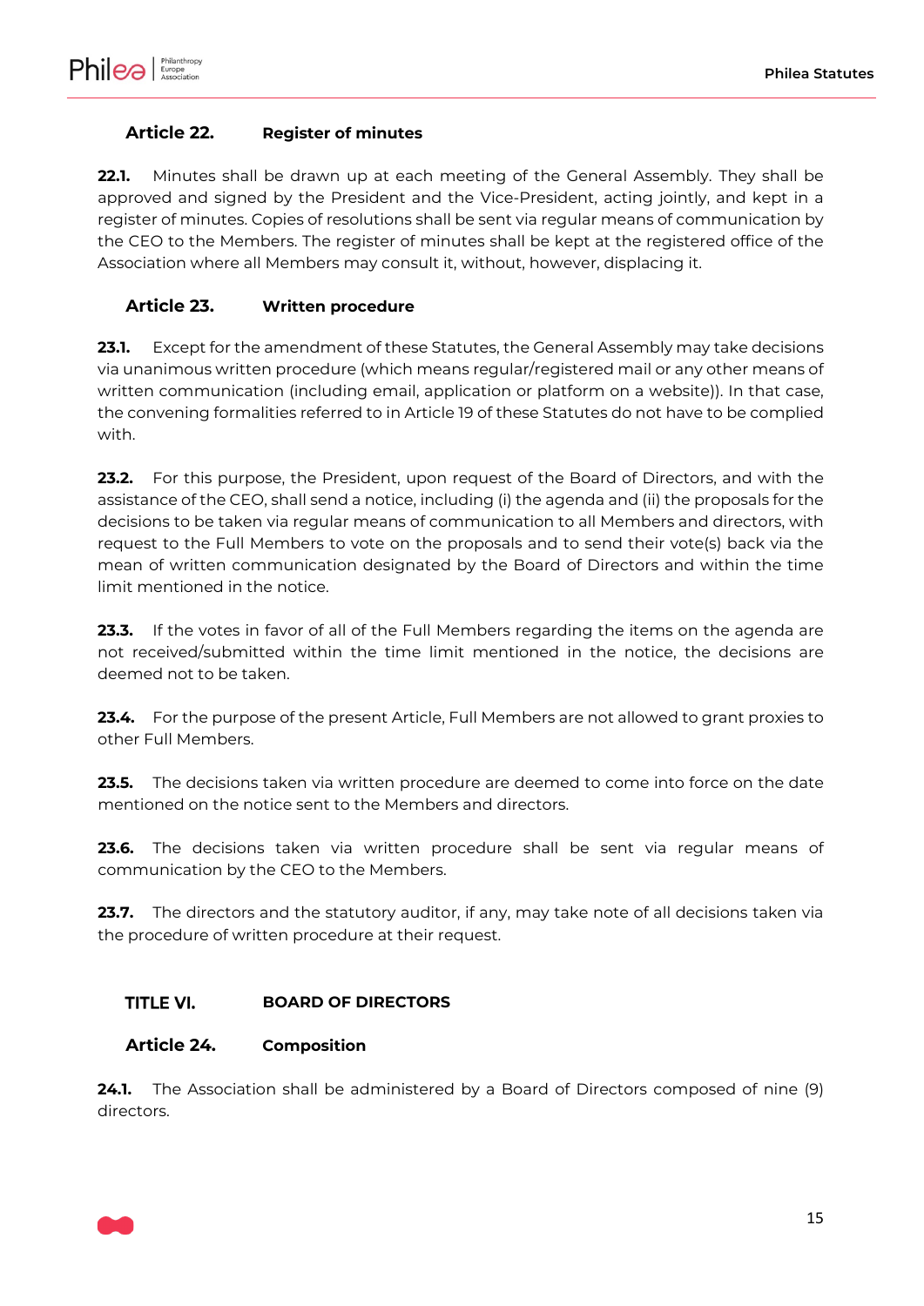### Article 22. Register of minutes

**22.1.** Minutes shall be drawn up at each meeting of the General Assembly. They shall be approved and signed by the President and the Vice-President, acting jointly, and kept in a register of minutes. Copies of resolutions shall be sent via regular means of communication by the CEO to the Members. The register of minutes shall be kept at the registered office of the Association where all Members may consult it, without, however, displacing it.

### Article 23. Written procedure

**23.1.** Except for the amendment of these Statutes, the General Assembly may take decisions via unanimous written procedure (which means regular/registered mail or any other means of written communication (including email, application or platform on a website)). In that case, the convening formalities referred to in Article 19 of these Statutes do not have to be complied with.

**23.2.** For this purpose, the President, upon request of the Board of Directors, and with the assistance of the CEO, shall send a notice, including (i) the agenda and (ii) the proposals for the decisions to be taken via regular means of communication to all Members and directors, with request to the Full Members to vote on the proposals and to send their vote(s) back via the mean of written communication designated by the Board of Directors and within the time limit mentioned in the notice.

**23.3.** If the votes in favor of all of the Full Members regarding the items on the agenda are not received/submitted within the time limit mentioned in the notice, the decisions are deemed not to be taken.

**23.4.** For the purpose of the present Article, Full Members are not allowed to grant proxies to other Full Members.

**23.5.** The decisions taken via written procedure are deemed to come into force on the date mentioned on the notice sent to the Members and directors.

**23.6.** The decisions taken via written procedure shall be sent via regular means of communication by the CEO to the Members.

**23.7.** The directors and the statutory auditor, if any, may take note of all decisions taken via the procedure of written procedure at their request.

## TITLE VI. BOARD OF DIRECTORS

### Article 24. Composition

**24.1.** The Association shall be administered by a Board of Directors composed of nine (9) directors.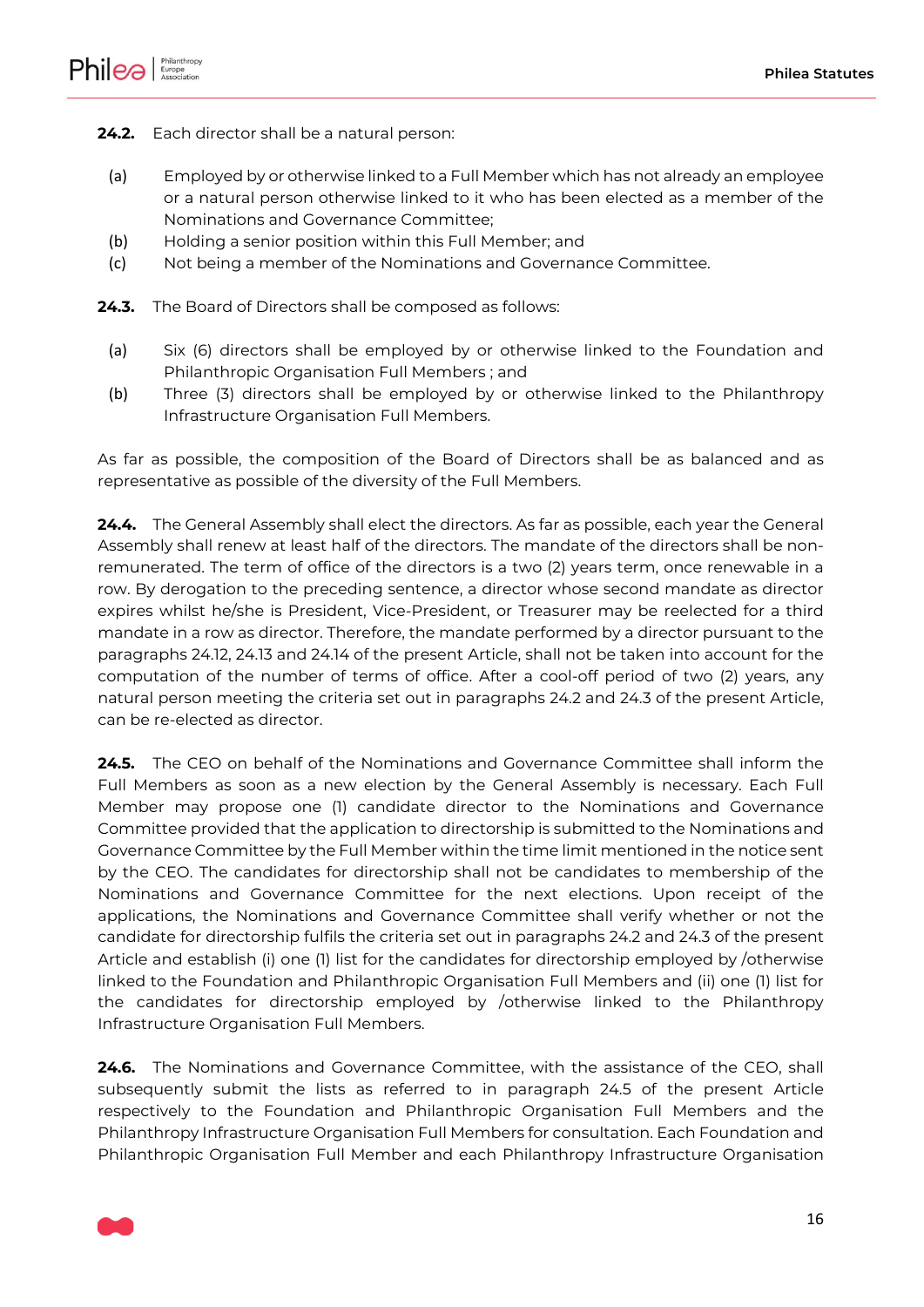**24.2.** Each director shall be a natural person:

(a) Employed by or otherwise linked to a Full Member which has not already an employee or a natural person otherwise linked to it who has been elected as a member of the Nominations and Governance Committee;
(b) Holding a senior position within this Full Member; and
(c) Not being a member of the Nominations and Governance Committee.

**24.3.** The Board of Directors shall be composed as follows:

(a) Six (6) directors shall be employed by or otherwise linked to the Foundation and Philanthropic Organisation Full Members ; and
(b) Three (3) directors shall be employed by or otherwise linked to the Philanthropy Infrastructure Organisation Full Members.

As far as possible, the composition of the Board of Directors shall be as balanced and as representative as possible of the diversity of the Full Members.

**24.4.** The General Assembly shall elect the directors. As far as possible, each year the General Assembly shall renew at least half of the directors. The mandate of the directors shall be non-remunerated. The term of office of the directors is a two (2) years term, once renewable in a row. By derogation to the preceding sentence, a director whose second mandate as director expires whilst he/she is President, Vice-President, or Treasurer may be reelected for a third mandate in a row as director. Therefore, the mandate performed by a director pursuant to the paragraphs 24.12, 24.13 and 24.14 of the present Article, shall not be taken into account for the computation of the number of terms of office. After a cool-off period of two (2) years, any natural person meeting the criteria set out in paragraphs 24.2 and 24.3 of the present Article, can be re-elected as director.

**24.5.** The CEO on behalf of the Nominations and Governance Committee shall inform the Full Members as soon as a new election by the General Assembly is necessary. Each Full Member may propose one (1) candidate director to the Nominations and Governance Committee provided that the application to directorship is submitted to the Nominations and Governance Committee by the Full Member within the time limit mentioned in the notice sent by the CEO. The candidates for directorship shall not be candidates to membership of the Nominations and Governance Committee for the next elections. Upon receipt of the applications, the Nominations and Governance Committee shall verify whether or not the candidate for directorship fulfils the criteria set out in paragraphs 24.2 and 24.3 of the present Article and establish (i) one (1) list for the candidates for directorship employed by /otherwise linked to the Foundation and Philanthropic Organisation Full Members and (ii) one (1) list for the candidates for directorship employed by /otherwise linked to the Philanthropy Infrastructure Organisation Full Members.

**24.6.** The Nominations and Governance Committee, with the assistance of the CEO, shall subsequently submit the lists as referred to in paragraph 24.5 of the present Article respectively to the Foundation and Philanthropic Organisation Full Members and the Philanthropy Infrastructure Organisation Full Members for consultation. Each Foundation and Philanthropic Organisation Full Member and each Philanthropy Infrastructure Organisation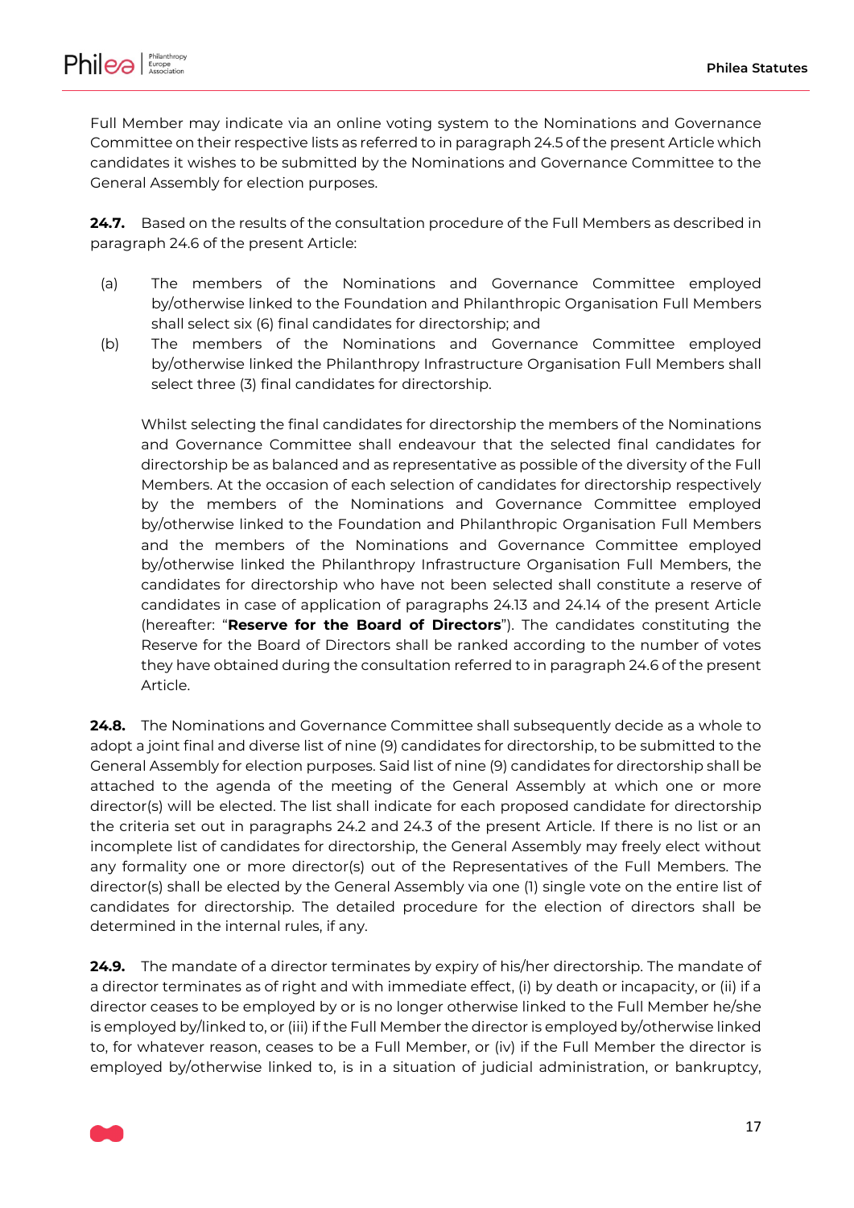Full Member may indicate via an online voting system to the Nominations and Governance Committee on their respective lists as referred to in paragraph 24.5 of the present Article which candidates it wishes to be submitted by the Nominations and Governance Committee to the General Assembly for election purposes.

**24.7.** Based on the results of the consultation procedure of the Full Members as described in paragraph 24.6 of the present Article:

(a) The members of the Nominations and Governance Committee employed by/otherwise linked to the Foundation and Philanthropic Organisation Full Members shall select six (6) final candidates for directorship; and

(b) The members of the Nominations and Governance Committee employed by/otherwise linked the Philanthropy Infrastructure Organisation Full Members shall select three (3) final candidates for directorship.

Whilst selecting the final candidates for directorship the members of the Nominations and Governance Committee shall endeavour that the selected final candidates for directorship be as balanced and as representative as possible of the diversity of the Full Members. At the occasion of each selection of candidates for directorship respectively by the members of the Nominations and Governance Committee employed by/otherwise linked to the Foundation and Philanthropic Organisation Full Members and the members of the Nominations and Governance Committee employed by/otherwise linked the Philanthropy Infrastructure Organisation Full Members, the candidates for directorship who have not been selected shall constitute a reserve of candidates in case of application of paragraphs 24.13 and 24.14 of the present Article (hereafter: "**Reserve for the Board of Directors**"). The candidates constituting the Reserve for the Board of Directors shall be ranked according to the number of votes they have obtained during the consultation referred to in paragraph 24.6 of the present Article.

**24.8.** The Nominations and Governance Committee shall subsequently decide as a whole to adopt a joint final and diverse list of nine (9) candidates for directorship, to be submitted to the General Assembly for election purposes. Said list of nine (9) candidates for directorship shall be attached to the agenda of the meeting of the General Assembly at which one or more director(s) will be elected. The list shall indicate for each proposed candidate for directorship the criteria set out in paragraphs 24.2 and 24.3 of the present Article. If there is no list or an incomplete list of candidates for directorship, the General Assembly may freely elect without any formality one or more director(s) out of the Representatives of the Full Members. The director(s) shall be elected by the General Assembly via one (1) single vote on the entire list of candidates for directorship. The detailed procedure for the election of directors shall be determined in the internal rules, if any.

**24.9.** The mandate of a director terminates by expiry of his/her directorship. The mandate of a director terminates as of right and with immediate effect, (i) by death or incapacity, or (ii) if a director ceases to be employed by or is no longer otherwise linked to the Full Member he/she is employed by/linked to, or (iii) if the Full Member the director is employed by/otherwise linked to, for whatever reason, ceases to be a Full Member, or (iv) if the Full Member the director is employed by/otherwise linked to, is in a situation of judicial administration, or bankruptcy,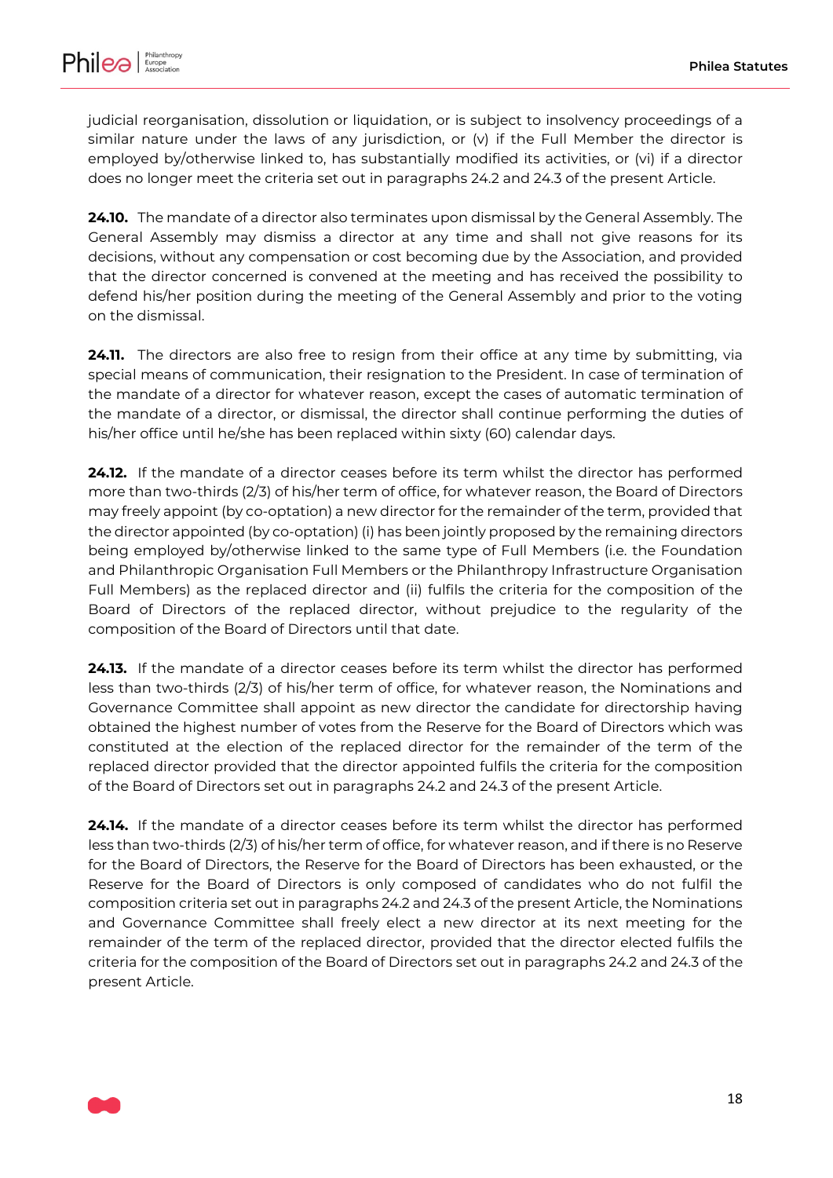judicial reorganisation, dissolution or liquidation, or is subject to insolvency proceedings of a similar nature under the laws of any jurisdiction, or (v) if the Full Member the director is employed by/otherwise linked to, has substantially modified its activities, or (vi) if a director does no longer meet the criteria set out in paragraphs 24.2 and 24.3 of the present Article.

**24.10.** The mandate of a director also terminates upon dismissal by the General Assembly. The General Assembly may dismiss a director at any time and shall not give reasons for its decisions, without any compensation or cost becoming due by the Association, and provided that the director concerned is convened at the meeting and has received the possibility to defend his/her position during the meeting of the General Assembly and prior to the voting on the dismissal.

**24.11.** The directors are also free to resign from their office at any time by submitting, via special means of communication, their resignation to the President. In case of termination of the mandate of a director for whatever reason, except the cases of automatic termination of the mandate of a director, or dismissal, the director shall continue performing the duties of his/her office until he/she has been replaced within sixty (60) calendar days.

**24.12.** If the mandate of a director ceases before its term whilst the director has performed more than two-thirds (2/3) of his/her term of office, for whatever reason, the Board of Directors may freely appoint (by co-optation) a new director for the remainder of the term, provided that the director appointed (by co-optation) (i) has been jointly proposed by the remaining directors being employed by/otherwise linked to the same type of Full Members (i.e. the Foundation and Philanthropic Organisation Full Members or the Philanthropy Infrastructure Organisation Full Members) as the replaced director and (ii) fulfils the criteria for the composition of the Board of Directors of the replaced director, without prejudice to the regularity of the composition of the Board of Directors until that date.

**24.13.** If the mandate of a director ceases before its term whilst the director has performed less than two-thirds (2/3) of his/her term of office, for whatever reason, the Nominations and Governance Committee shall appoint as new director the candidate for directorship having obtained the highest number of votes from the Reserve for the Board of Directors which was constituted at the election of the replaced director for the remainder of the term of the replaced director provided that the director appointed fulfils the criteria for the composition of the Board of Directors set out in paragraphs 24.2 and 24.3 of the present Article.

**24.14.** If the mandate of a director ceases before its term whilst the director has performed less than two-thirds (2/3) of his/her term of office, for whatever reason, and if there is no Reserve for the Board of Directors, the Reserve for the Board of Directors has been exhausted, or the Reserve for the Board of Directors is only composed of candidates who do not fulfil the composition criteria set out in paragraphs 24.2 and 24.3 of the present Article, the Nominations and Governance Committee shall freely elect a new director at its next meeting for the remainder of the term of the replaced director, provided that the director elected fulfils the criteria for the composition of the Board of Directors set out in paragraphs 24.2 and 24.3 of the present Article.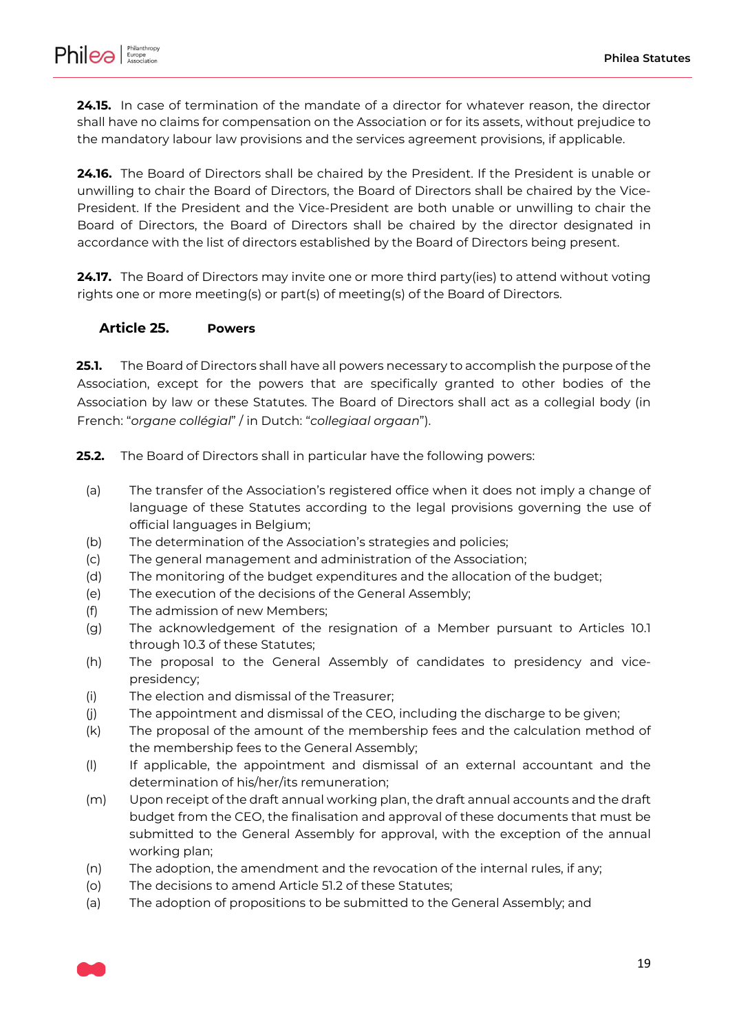**24.15.** In case of termination of the mandate of a director for whatever reason, the director shall have no claims for compensation on the Association or for its assets, without prejudice to the mandatory labour law provisions and the services agreement provisions, if applicable.

**24.16.** The Board of Directors shall be chaired by the President. If the President is unable or unwilling to chair the Board of Directors, the Board of Directors shall be chaired by the Vice-President. If the President and the Vice-President are both unable or unwilling to chair the Board of Directors, the Board of Directors shall be chaired by the director designated in accordance with the list of directors established by the Board of Directors being present.

**24.17.** The Board of Directors may invite one or more third party(ies) to attend without voting rights one or more meeting(s) or part(s) of meeting(s) of the Board of Directors.

### Article 25. Powers

**25.1.** The Board of Directors shall have all powers necessary to accomplish the purpose of the Association, except for the powers that are specifically granted to other bodies of the Association by law or these Statutes. The Board of Directors shall act as a collegial body (in French: "*organe collégial*" / in Dutch: "*collegiaal orgaan*").

**25.2.** The Board of Directors shall in particular have the following powers:

(a) The transfer of the Association's registered office when it does not imply a change of language of these Statutes according to the legal provisions governing the use of official languages in Belgium;
(b) The determination of the Association's strategies and policies;
(c) The general management and administration of the Association;
(d) The monitoring of the budget expenditures and the allocation of the budget;
(e) The execution of the decisions of the General Assembly;
(f) The admission of new Members;
(g) The acknowledgement of the resignation of a Member pursuant to Articles 10.1 through 10.3 of these Statutes;
(h) The proposal to the General Assembly of candidates to presidency and vice-presidency;
(i) The election and dismissal of the Treasurer;
(j) The appointment and dismissal of the CEO, including the discharge to be given;
(k) The proposal of the amount of the membership fees and the calculation method of the membership fees to the General Assembly;
(l) If applicable, the appointment and dismissal of an external accountant and the determination of his/her/its remuneration;
(m) Upon receipt of the draft annual working plan, the draft annual accounts and the draft budget from the CEO, the finalisation and approval of these documents that must be submitted to the General Assembly for approval, with the exception of the annual working plan;
(n) The adoption, the amendment and the revocation of the internal rules, if any;
(o) The decisions to amend Article 51.2 of these Statutes;
(a) The adoption of propositions to be submitted to the General Assembly; and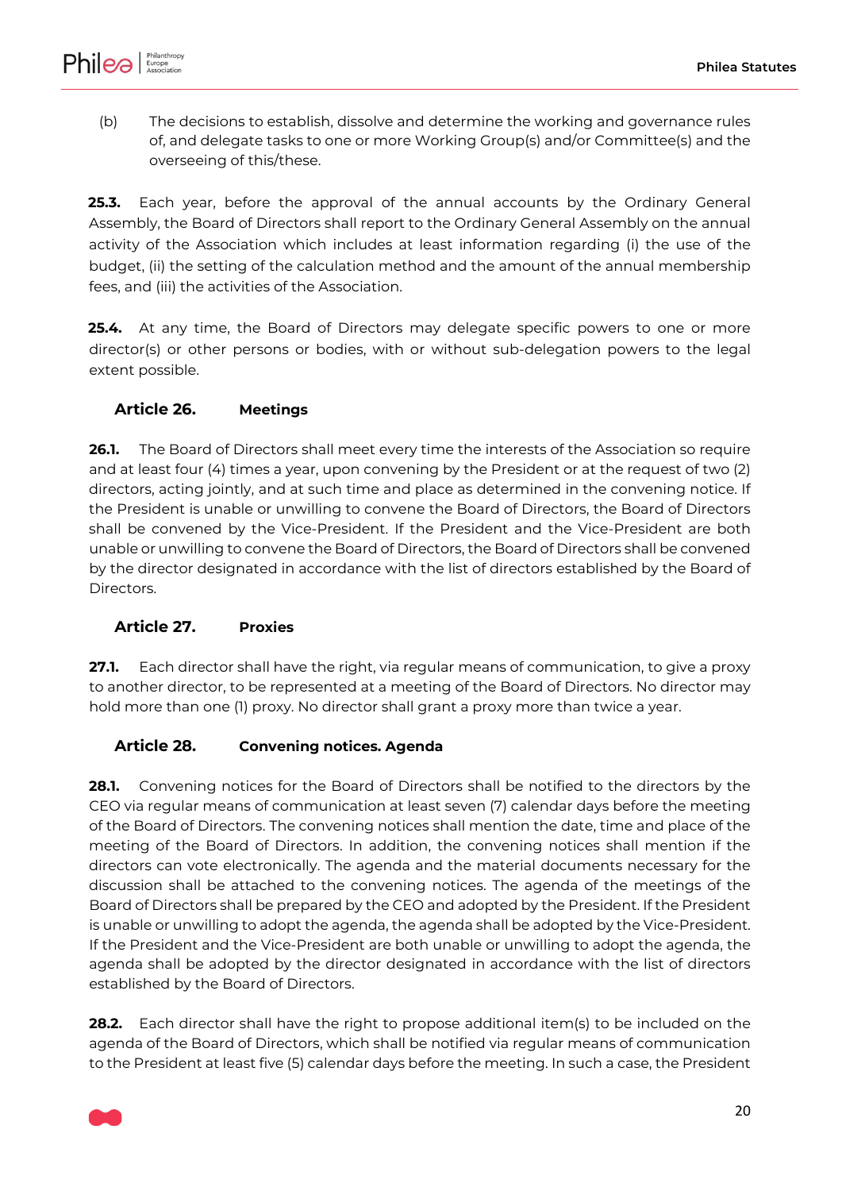(b) The decisions to establish, dissolve and determine the working and governance rules of, and delegate tasks to one or more Working Group(s) and/or Committee(s) and the overseeing of this/these.

**25.3.** Each year, before the approval of the annual accounts by the Ordinary General Assembly, the Board of Directors shall report to the Ordinary General Assembly on the annual activity of the Association which includes at least information regarding (i) the use of the budget, (ii) the setting of the calculation method and the amount of the annual membership fees, and (iii) the activities of the Association.

**25.4.** At any time, the Board of Directors may delegate specific powers to one or more director(s) or other persons or bodies, with or without sub-delegation powers to the legal extent possible.

### Article 26. Meetings

**26.1.** The Board of Directors shall meet every time the interests of the Association so require and at least four (4) times a year, upon convening by the President or at the request of two (2) directors, acting jointly, and at such time and place as determined in the convening notice. If the President is unable or unwilling to convene the Board of Directors, the Board of Directors shall be convened by the Vice-President. If the President and the Vice-President are both unable or unwilling to convene the Board of Directors, the Board of Directors shall be convened by the director designated in accordance with the list of directors established by the Board of Directors.

### Article 27. Proxies

**27.1.** Each director shall have the right, via regular means of communication, to give a proxy to another director, to be represented at a meeting of the Board of Directors. No director may hold more than one (1) proxy. No director shall grant a proxy more than twice a year.

### Article 28. Convening notices. Agenda

**28.1.** Convening notices for the Board of Directors shall be notified to the directors by the CEO via regular means of communication at least seven (7) calendar days before the meeting of the Board of Directors. The convening notices shall mention the date, time and place of the meeting of the Board of Directors. In addition, the convening notices shall mention if the directors can vote electronically. The agenda and the material documents necessary for the discussion shall be attached to the convening notices. The agenda of the meetings of the Board of Directors shall be prepared by the CEO and adopted by the President. If the President is unable or unwilling to adopt the agenda, the agenda shall be adopted by the Vice-President. If the President and the Vice-President are both unable or unwilling to adopt the agenda, the agenda shall be adopted by the director designated in accordance with the list of directors established by the Board of Directors.

**28.2.** Each director shall have the right to propose additional item(s) to be included on the agenda of the Board of Directors, which shall be notified via regular means of communication to the President at least five (5) calendar days before the meeting. In such a case, the President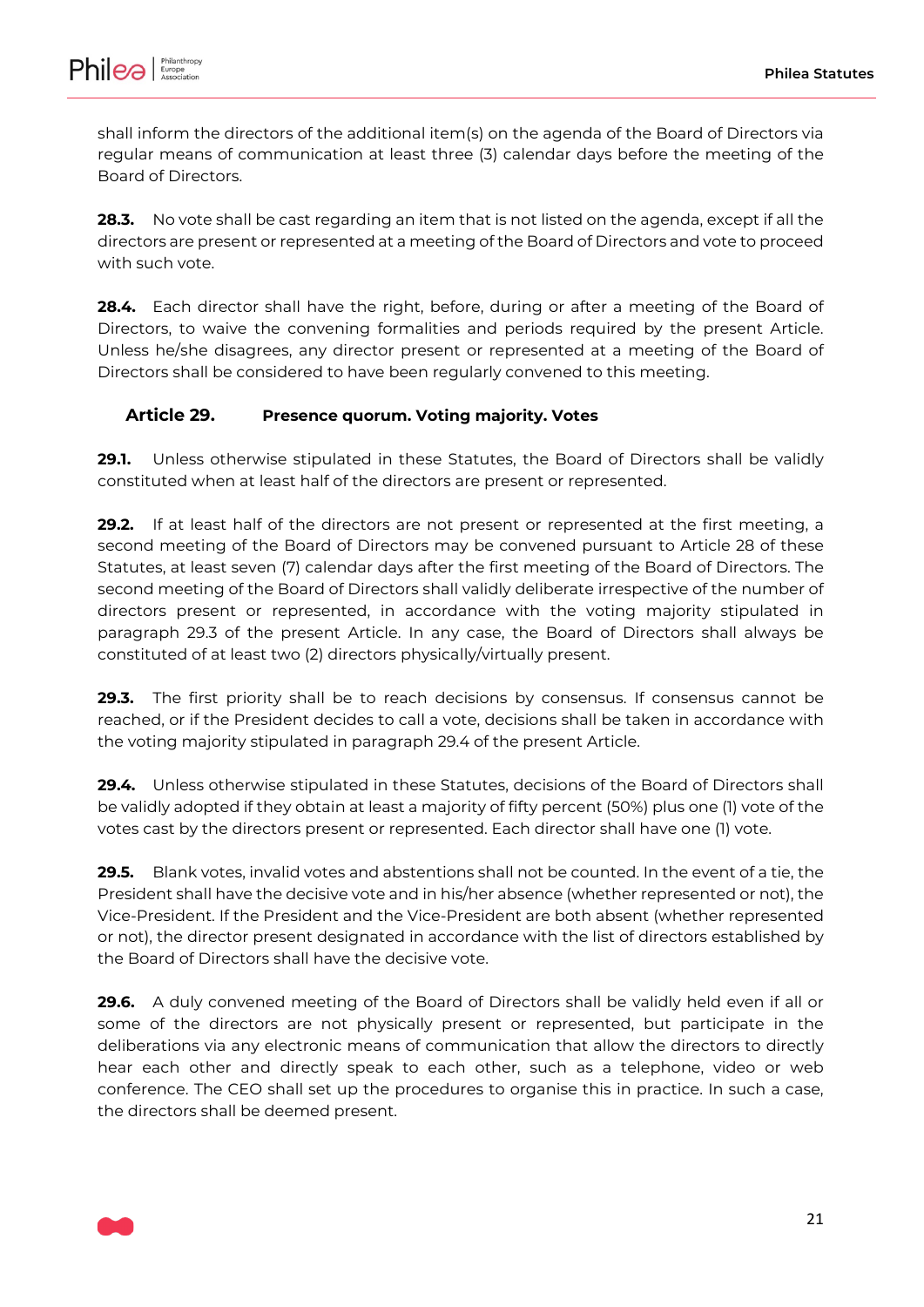shall inform the directors of the additional item(s) on the agenda of the Board of Directors via regular means of communication at least three (3) calendar days before the meeting of the Board of Directors.

**28.3.** No vote shall be cast regarding an item that is not listed on the agenda, except if all the directors are present or represented at a meeting of the Board of Directors and vote to proceed with such vote.

**28.4.** Each director shall have the right, before, during or after a meeting of the Board of Directors, to waive the convening formalities and periods required by the present Article. Unless he/she disagrees, any director present or represented at a meeting of the Board of Directors shall be considered to have been regularly convened to this meeting.

### Article 29. Presence quorum. Voting majority. Votes

**29.1.** Unless otherwise stipulated in these Statutes, the Board of Directors shall be validly constituted when at least half of the directors are present or represented.

**29.2.** If at least half of the directors are not present or represented at the first meeting, a second meeting of the Board of Directors may be convened pursuant to Article 28 of these Statutes, at least seven (7) calendar days after the first meeting of the Board of Directors. The second meeting of the Board of Directors shall validly deliberate irrespective of the number of directors present or represented, in accordance with the voting majority stipulated in paragraph 29.3 of the present Article. In any case, the Board of Directors shall always be constituted of at least two (2) directors physically/virtually present.

**29.3.** The first priority shall be to reach decisions by consensus. If consensus cannot be reached, or if the President decides to call a vote, decisions shall be taken in accordance with the voting majority stipulated in paragraph 29.4 of the present Article.

**29.4.** Unless otherwise stipulated in these Statutes, decisions of the Board of Directors shall be validly adopted if they obtain at least a majority of fifty percent (50%) plus one (1) vote of the votes cast by the directors present or represented. Each director shall have one (1) vote.

**29.5.** Blank votes, invalid votes and abstentions shall not be counted. In the event of a tie, the President shall have the decisive vote and in his/her absence (whether represented or not), the Vice-President. If the President and the Vice-President are both absent (whether represented or not), the director present designated in accordance with the list of directors established by the Board of Directors shall have the decisive vote.

**29.6.** A duly convened meeting of the Board of Directors shall be validly held even if all or some of the directors are not physically present or represented, but participate in the deliberations via any electronic means of communication that allow the directors to directly hear each other and directly speak to each other, such as a telephone, video or web conference. The CEO shall set up the procedures to organise this in practice. In such a case, the directors shall be deemed present.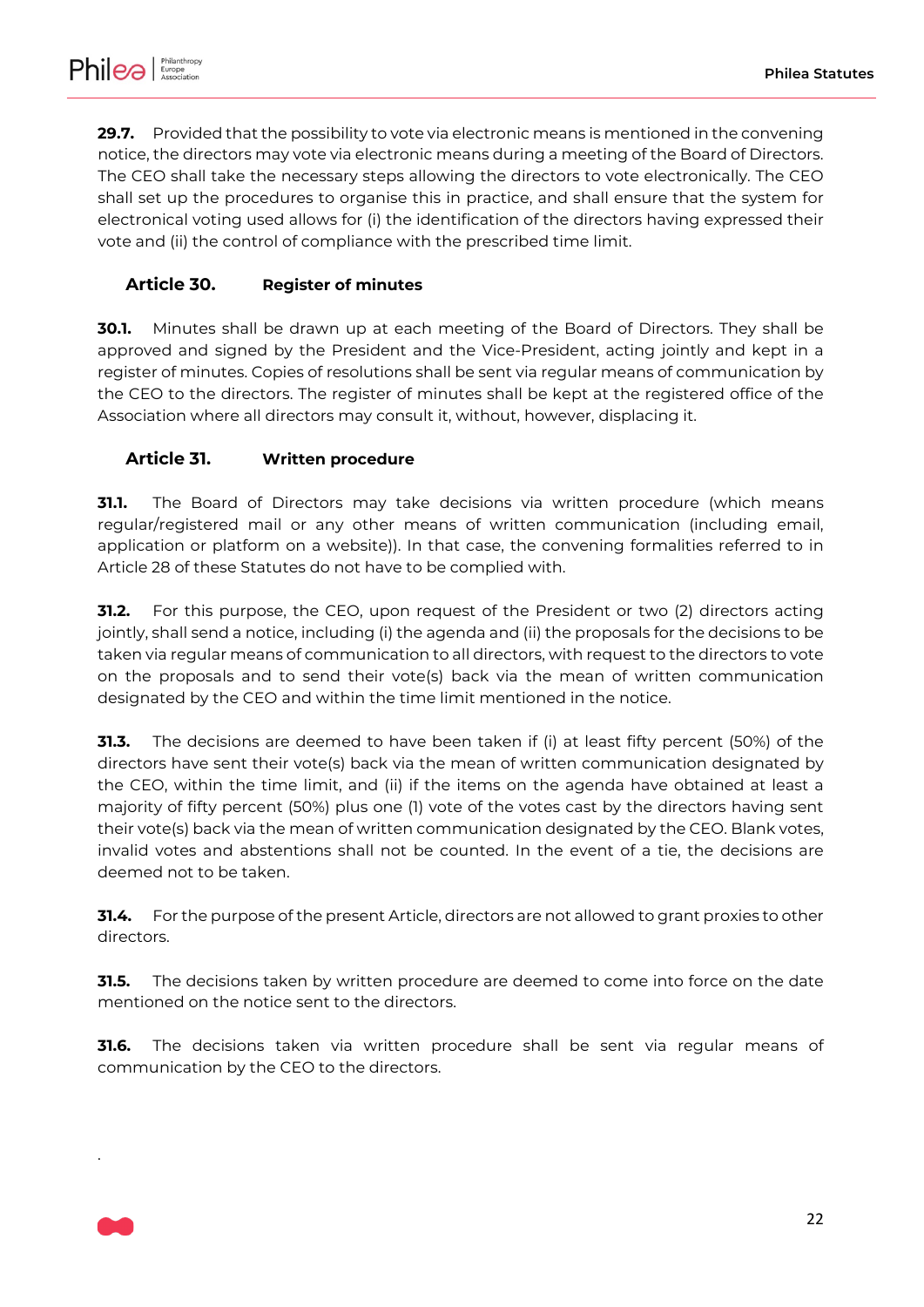**29.7.** Provided that the possibility to vote via electronic means is mentioned in the convening notice, the directors may vote via electronic means during a meeting of the Board of Directors. The CEO shall take the necessary steps allowing the directors to vote electronically. The CEO shall set up the procedures to organise this in practice, and shall ensure that the system for electronical voting used allows for (i) the identification of the directors having expressed their vote and (ii) the control of compliance with the prescribed time limit.

### Article 30. Register of minutes

**30.1.** Minutes shall be drawn up at each meeting of the Board of Directors. They shall be approved and signed by the President and the Vice-President, acting jointly and kept in a register of minutes. Copies of resolutions shall be sent via regular means of communication by the CEO to the directors. The register of minutes shall be kept at the registered office of the Association where all directors may consult it, without, however, displacing it.

### Article 31. Written procedure

**31.1.** The Board of Directors may take decisions via written procedure (which means regular/registered mail or any other means of written communication (including email, application or platform on a website)). In that case, the convening formalities referred to in Article 28 of these Statutes do not have to be complied with.

**31.2.** For this purpose, the CEO, upon request of the President or two (2) directors acting jointly, shall send a notice, including (i) the agenda and (ii) the proposals for the decisions to be taken via regular means of communication to all directors, with request to the directors to vote on the proposals and to send their vote(s) back via the mean of written communication designated by the CEO and within the time limit mentioned in the notice.

**31.3.** The decisions are deemed to have been taken if (i) at least fifty percent (50%) of the directors have sent their vote(s) back via the mean of written communication designated by the CEO, within the time limit, and (ii) if the items on the agenda have obtained at least a majority of fifty percent (50%) plus one (1) vote of the votes cast by the directors having sent their vote(s) back via the mean of written communication designated by the CEO. Blank votes, invalid votes and abstentions shall not be counted. In the event of a tie, the decisions are deemed not to be taken.

**31.4.** For the purpose of the present Article, directors are not allowed to grant proxies to other directors.

**31.5.** The decisions taken by written procedure are deemed to come into force on the date mentioned on the notice sent to the directors.

**31.6.** The decisions taken via written procedure shall be sent via regular means of communication by the CEO to the directors.

.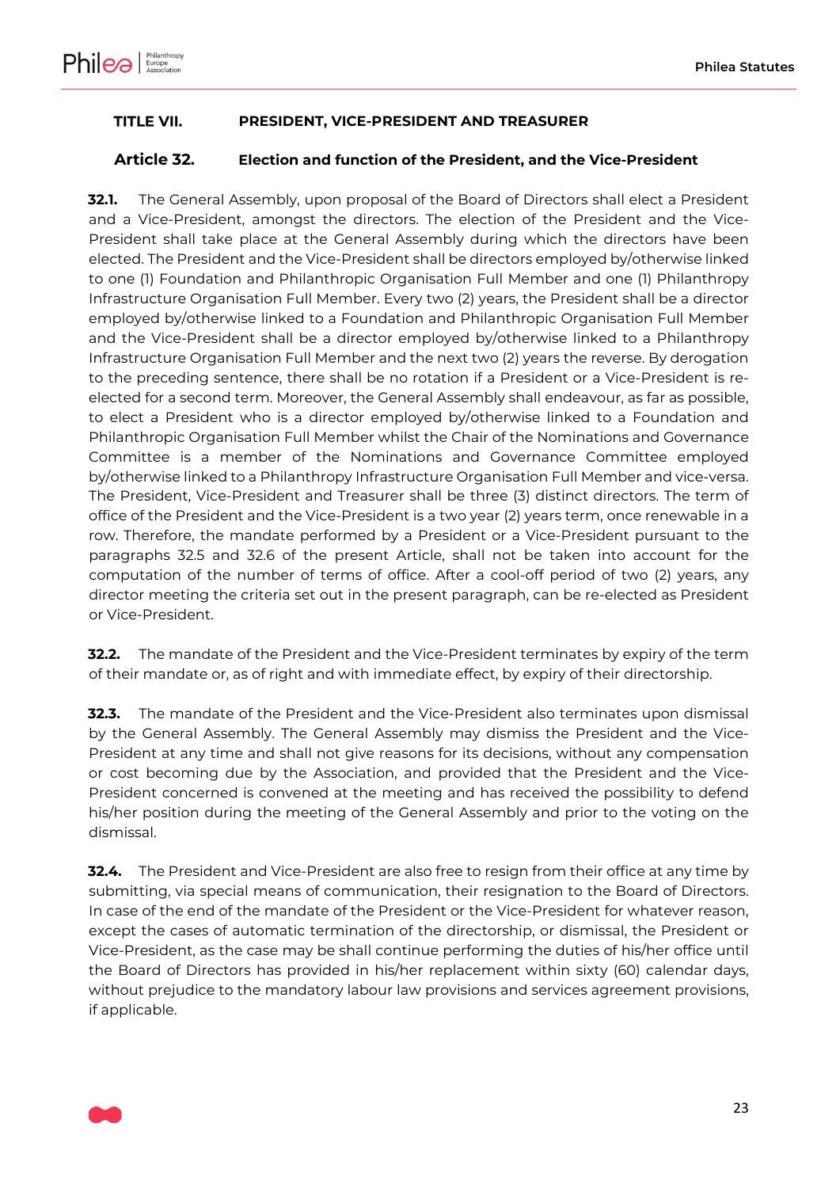## TITLE VII. PRESIDENT, VICE-PRESIDENT AND TREASURER

### Article 32. Election and function of the President, and the Vice-President

**32.1.** The General Assembly, upon proposal of the Board of Directors shall elect a President and a Vice-President, amongst the directors. The election of the President and the Vice-President shall take place at the General Assembly during which the directors have been elected. The President and the Vice-President shall be directors employed by/otherwise linked to one (1) Foundation and Philanthropic Organisation Full Member and one (1) Philanthropy Infrastructure Organisation Full Member. Every two (2) years, the President shall be a director employed by/otherwise linked to a Foundation and Philanthropic Organisation Full Member and the Vice-President shall be a director employed by/otherwise linked to a Philanthropy Infrastructure Organisation Full Member and the next two (2) years the reverse. By derogation to the preceding sentence, there shall be no rotation if a President or a Vice-President is re-elected for a second term. Moreover, the General Assembly shall endeavour, as far as possible, to elect a President who is a director employed by/otherwise linked to a Foundation and Philanthropic Organisation Full Member whilst the Chair of the Nominations and Governance Committee is a member of the Nominations and Governance Committee employed by/otherwise linked to a Philanthropy Infrastructure Organisation Full Member and vice-versa. The President, Vice-President and Treasurer shall be three (3) distinct directors. The term of office of the President and the Vice-President is a two year (2) years term, once renewable in a row. Therefore, the mandate performed by a President or a Vice-President pursuant to the paragraphs 32.5 and 32.6 of the present Article, shall not be taken into account for the computation of the number of terms of office. After a cool-off period of two (2) years, any director meeting the criteria set out in the present paragraph, can be re-elected as President or Vice-President.

**32.2.** The mandate of the President and the Vice-President terminates by expiry of the term of their mandate or, as of right and with immediate effect, by expiry of their directorship.

**32.3.** The mandate of the President and the Vice-President also terminates upon dismissal by the General Assembly. The General Assembly may dismiss the President and the Vice-President at any time and shall not give reasons for its decisions, without any compensation or cost becoming due by the Association, and provided that the President and the Vice-President concerned is convened at the meeting and has received the possibility to defend his/her position during the meeting of the General Assembly and prior to the voting on the dismissal.

**32.4.** The President and Vice-President are also free to resign from their office at any time by submitting, via special means of communication, their resignation to the Board of Directors. In case of the end of the mandate of the President or the Vice-President for whatever reason, except the cases of automatic termination of the directorship, or dismissal, the President or Vice-President, as the case may be shall continue performing the duties of his/her office until the Board of Directors has provided in his/her replacement within sixty (60) calendar days, without prejudice to the mandatory labour law provisions and services agreement provisions, if applicable.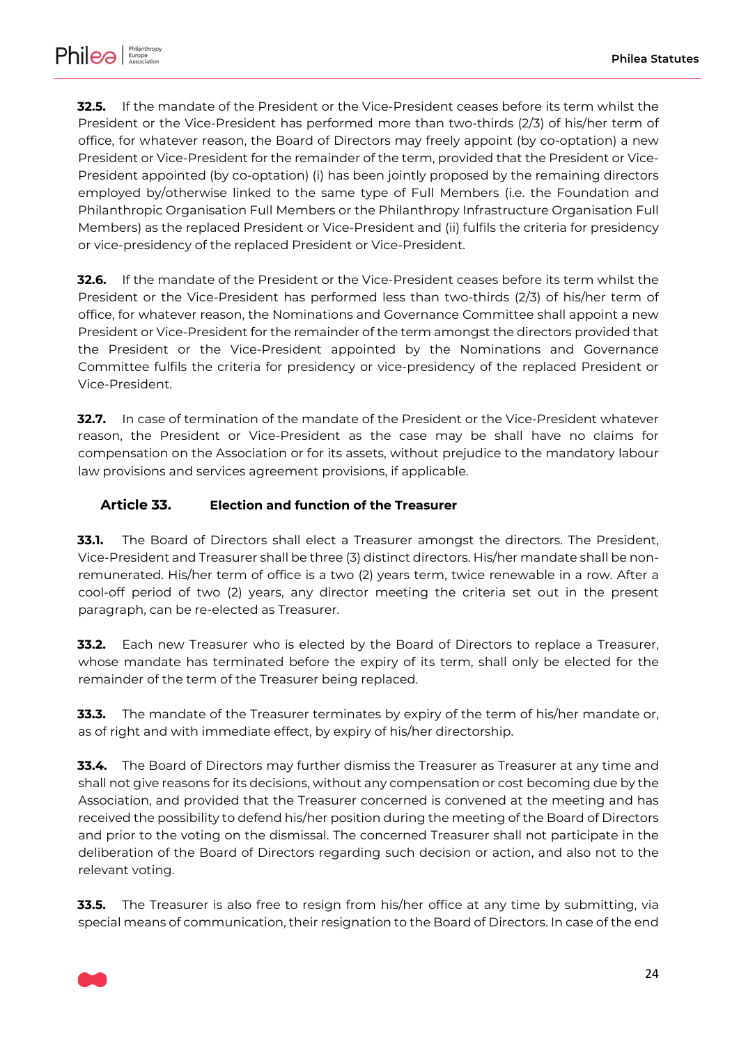**32.5.** If the mandate of the President or the Vice-President ceases before its term whilst the President or the Vice-President has performed more than two-thirds (2/3) of his/her term of office, for whatever reason, the Board of Directors may freely appoint (by co-optation) a new President or Vice-President for the remainder of the term, provided that the President or Vice-President appointed (by co-optation) (i) has been jointly proposed by the remaining directors employed by/otherwise linked to the same type of Full Members (i.e. the Foundation and Philanthropic Organisation Full Members or the Philanthropy Infrastructure Organisation Full Members) as the replaced President or Vice-President and (ii) fulfils the criteria for presidency or vice-presidency of the replaced President or Vice-President.

**32.6.** If the mandate of the President or the Vice-President ceases before its term whilst the President or the Vice-President has performed less than two-thirds (2/3) of his/her term of office, for whatever reason, the Nominations and Governance Committee shall appoint a new President or Vice-President for the remainder of the term amongst the directors provided that the President or the Vice-President appointed by the Nominations and Governance Committee fulfils the criteria for presidency or vice-presidency of the replaced President or Vice-President.

**32.7.** In case of termination of the mandate of the President or the Vice-President whatever reason, the President or Vice-President as the case may be shall have no claims for compensation on the Association or for its assets, without prejudice to the mandatory labour law provisions and services agreement provisions, if applicable.

## Article 33. Election and function of the Treasurer

**33.1.** The Board of Directors shall elect a Treasurer amongst the directors. The President, Vice-President and Treasurer shall be three (3) distinct directors. His/her mandate shall be non-remunerated. His/her term of office is a two (2) years term, twice renewable in a row. After a cool-off period of two (2) years, any director meeting the criteria set out in the present paragraph, can be re-elected as Treasurer.

**33.2.** Each new Treasurer who is elected by the Board of Directors to replace a Treasurer, whose mandate has terminated before the expiry of its term, shall only be elected for the remainder of the term of the Treasurer being replaced.

**33.3.** The mandate of the Treasurer terminates by expiry of the term of his/her mandate or, as of right and with immediate effect, by expiry of his/her directorship.

**33.4.** The Board of Directors may further dismiss the Treasurer as Treasurer at any time and shall not give reasons for its decisions, without any compensation or cost becoming due by the Association, and provided that the Treasurer concerned is convened at the meeting and has received the possibility to defend his/her position during the meeting of the Board of Directors and prior to the voting on the dismissal. The concerned Treasurer shall not participate in the deliberation of the Board of Directors regarding such decision or action, and also not to the relevant voting.

**33.5.** The Treasurer is also free to resign from his/her office at any time by submitting, via special means of communication, their resignation to the Board of Directors. In case of the end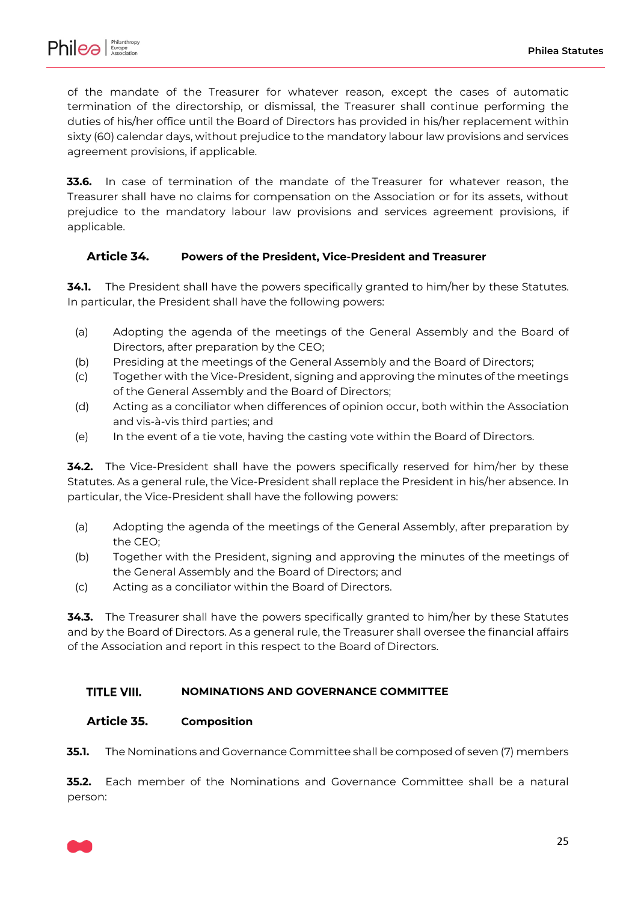of the mandate of the Treasurer for whatever reason, except the cases of automatic termination of the directorship, or dismissal, the Treasurer shall continue performing the duties of his/her office until the Board of Directors has provided in his/her replacement within sixty (60) calendar days, without prejudice to the mandatory labour law provisions and services agreement provisions, if applicable.

**33.6.** In case of termination of the mandate of the Treasurer for whatever reason, the Treasurer shall have no claims for compensation on the Association or for its assets, without prejudice to the mandatory labour law provisions and services agreement provisions, if applicable.

### Article 34. Powers of the President, Vice-President and Treasurer

**34.1.** The President shall have the powers specifically granted to him/her by these Statutes. In particular, the President shall have the following powers:

(a) Adopting the agenda of the meetings of the General Assembly and the Board of Directors, after preparation by the CEO;
(b) Presiding at the meetings of the General Assembly and the Board of Directors;
(c) Together with the Vice-President, signing and approving the minutes of the meetings of the General Assembly and the Board of Directors;
(d) Acting as a conciliator when differences of opinion occur, both within the Association and vis-à-vis third parties; and
(e) In the event of a tie vote, having the casting vote within the Board of Directors.

**34.2.** The Vice-President shall have the powers specifically reserved for him/her by these Statutes. As a general rule, the Vice-President shall replace the President in his/her absence. In particular, the Vice-President shall have the following powers:

(a) Adopting the agenda of the meetings of the General Assembly, after preparation by the CEO;
(b) Together with the President, signing and approving the minutes of the meetings of the General Assembly and the Board of Directors; and
(c) Acting as a conciliator within the Board of Directors.

**34.3.** The Treasurer shall have the powers specifically granted to him/her by these Statutes and by the Board of Directors. As a general rule, the Treasurer shall oversee the financial affairs of the Association and report in this respect to the Board of Directors.

## TITLE VIII. NOMINATIONS AND GOVERNANCE COMMITTEE

### Article 35. Composition

**35.1.** The Nominations and Governance Committee shall be composed of seven (7) members

**35.2.** Each member of the Nominations and Governance Committee shall be a natural person: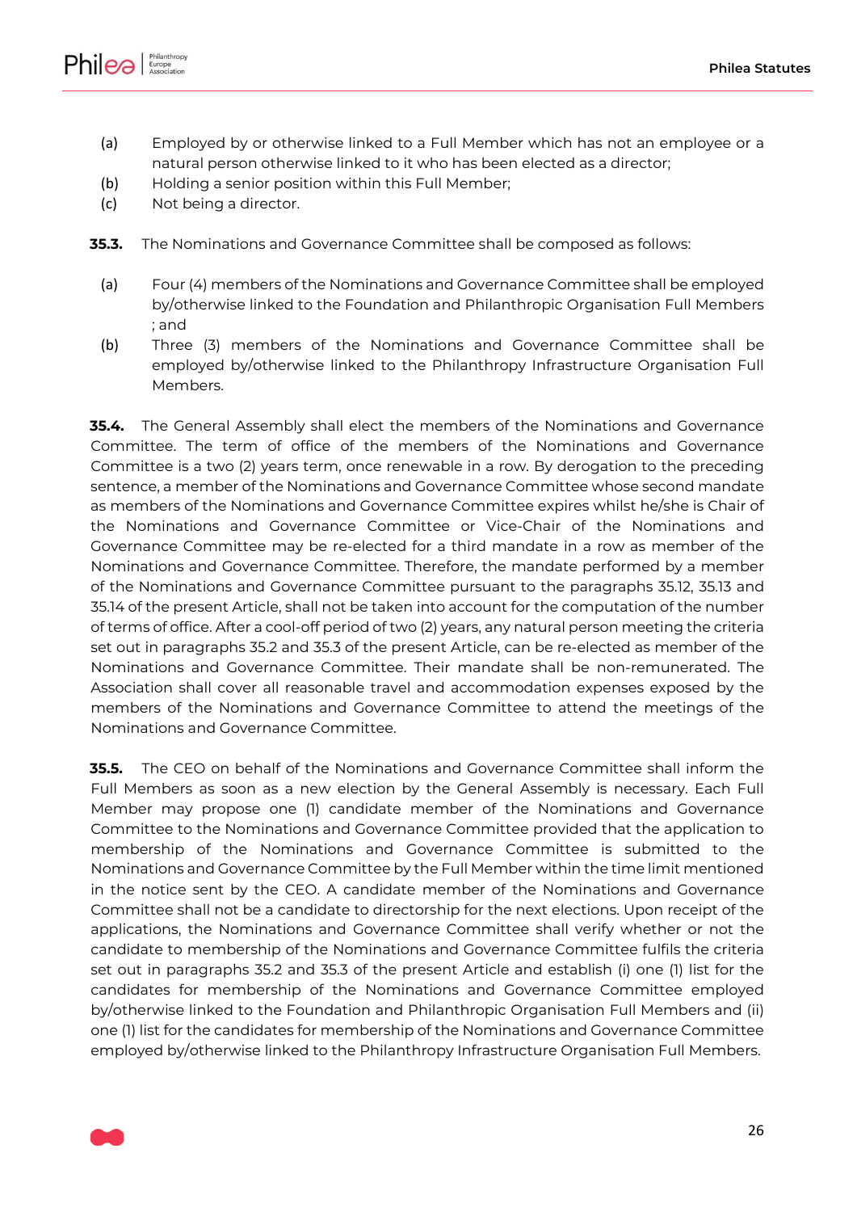(a) Employed by or otherwise linked to a Full Member which has not an employee or a natural person otherwise linked to it who has been elected as a director;

(b) Holding a senior position within this Full Member;

(c) Not being a director.

**35.3.** The Nominations and Governance Committee shall be composed as follows:

(a) Four (4) members of the Nominations and Governance Committee shall be employed by/otherwise linked to the Foundation and Philanthropic Organisation Full Members ; and

(b) Three (3) members of the Nominations and Governance Committee shall be employed by/otherwise linked to the Philanthropy Infrastructure Organisation Full Members.

**35.4.** The General Assembly shall elect the members of the Nominations and Governance Committee. The term of office of the members of the Nominations and Governance Committee is a two (2) years term, once renewable in a row. By derogation to the preceding sentence, a member of the Nominations and Governance Committee whose second mandate as members of the Nominations and Governance Committee expires whilst he/she is Chair of the Nominations and Governance Committee or Vice-Chair of the Nominations and Governance Committee may be re-elected for a third mandate in a row as member of the Nominations and Governance Committee. Therefore, the mandate performed by a member of the Nominations and Governance Committee pursuant to the paragraphs 35.12, 35.13 and 35.14 of the present Article, shall not be taken into account for the computation of the number of terms of office. After a cool-off period of two (2) years, any natural person meeting the criteria set out in paragraphs 35.2 and 35.3 of the present Article, can be re-elected as member of the Nominations and Governance Committee. Their mandate shall be non-remunerated. The Association shall cover all reasonable travel and accommodation expenses exposed by the members of the Nominations and Governance Committee to attend the meetings of the Nominations and Governance Committee.

**35.5.** The CEO on behalf of the Nominations and Governance Committee shall inform the Full Members as soon as a new election by the General Assembly is necessary. Each Full Member may propose one (1) candidate member of the Nominations and Governance Committee to the Nominations and Governance Committee provided that the application to membership of the Nominations and Governance Committee is submitted to the Nominations and Governance Committee by the Full Member within the time limit mentioned in the notice sent by the CEO. A candidate member of the Nominations and Governance Committee shall not be a candidate to directorship for the next elections. Upon receipt of the applications, the Nominations and Governance Committee shall verify whether or not the candidate to membership of the Nominations and Governance Committee fulfils the criteria set out in paragraphs 35.2 and 35.3 of the present Article and establish (i) one (1) list for the candidates for membership of the Nominations and Governance Committee employed by/otherwise linked to the Foundation and Philanthropic Organisation Full Members and (ii) one (1) list for the candidates for membership of the Nominations and Governance Committee employed by/otherwise linked to the Philanthropy Infrastructure Organisation Full Members.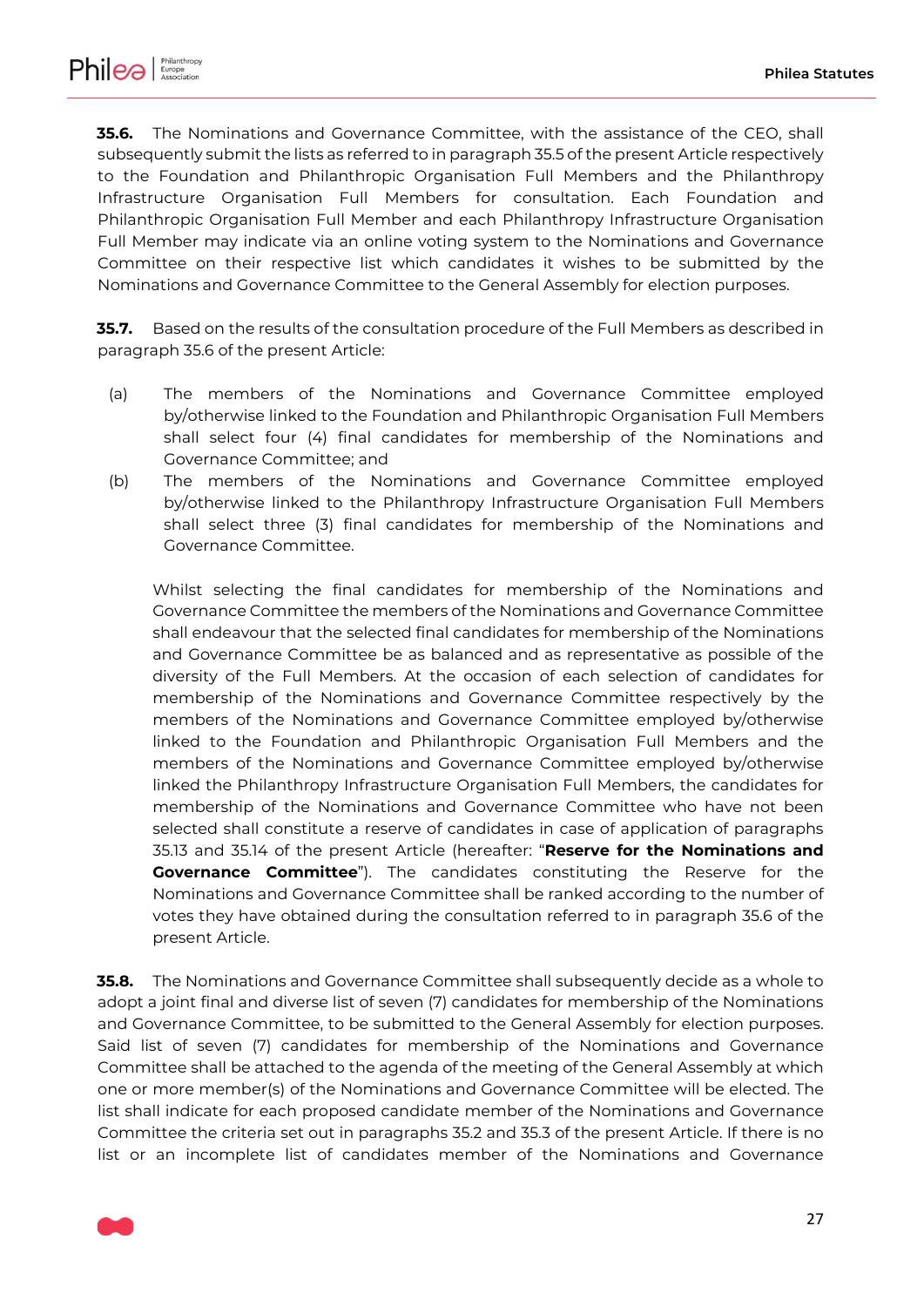**35.6.** The Nominations and Governance Committee, with the assistance of the CEO, shall subsequently submit the lists as referred to in paragraph 35.5 of the present Article respectively to the Foundation and Philanthropic Organisation Full Members and the Philanthropy Infrastructure Organisation Full Members for consultation. Each Foundation and Philanthropic Organisation Full Member and each Philanthropy Infrastructure Organisation Full Member may indicate via an online voting system to the Nominations and Governance Committee on their respective list which candidates it wishes to be submitted by the Nominations and Governance Committee to the General Assembly for election purposes.

**35.7.** Based on the results of the consultation procedure of the Full Members as described in paragraph 35.6 of the present Article:

(a) The members of the Nominations and Governance Committee employed by/otherwise linked to the Foundation and Philanthropic Organisation Full Members shall select four (4) final candidates for membership of the Nominations and Governance Committee; and

(b) The members of the Nominations and Governance Committee employed by/otherwise linked to the Philanthropy Infrastructure Organisation Full Members shall select three (3) final candidates for membership of the Nominations and Governance Committee.

Whilst selecting the final candidates for membership of the Nominations and Governance Committee the members of the Nominations and Governance Committee shall endeavour that the selected final candidates for membership of the Nominations and Governance Committee be as balanced and as representative as possible of the diversity of the Full Members. At the occasion of each selection of candidates for membership of the Nominations and Governance Committee respectively by the members of the Nominations and Governance Committee employed by/otherwise linked to the Foundation and Philanthropic Organisation Full Members and the members of the Nominations and Governance Committee employed by/otherwise linked the Philanthropy Infrastructure Organisation Full Members, the candidates for membership of the Nominations and Governance Committee who have not been selected shall constitute a reserve of candidates in case of application of paragraphs 35.13 and 35.14 of the present Article (hereafter: "**Reserve for the Nominations and Governance Committee**"). The candidates constituting the Reserve for the Nominations and Governance Committee shall be ranked according to the number of votes they have obtained during the consultation referred to in paragraph 35.6 of the present Article.

**35.8.** The Nominations and Governance Committee shall subsequently decide as a whole to adopt a joint final and diverse list of seven (7) candidates for membership of the Nominations and Governance Committee, to be submitted to the General Assembly for election purposes. Said list of seven (7) candidates for membership of the Nominations and Governance Committee shall be attached to the agenda of the meeting of the General Assembly at which one or more member(s) of the Nominations and Governance Committee will be elected. The list shall indicate for each proposed candidate member of the Nominations and Governance Committee the criteria set out in paragraphs 35.2 and 35.3 of the present Article. If there is no list or an incomplete list of candidates member of the Nominations and Governance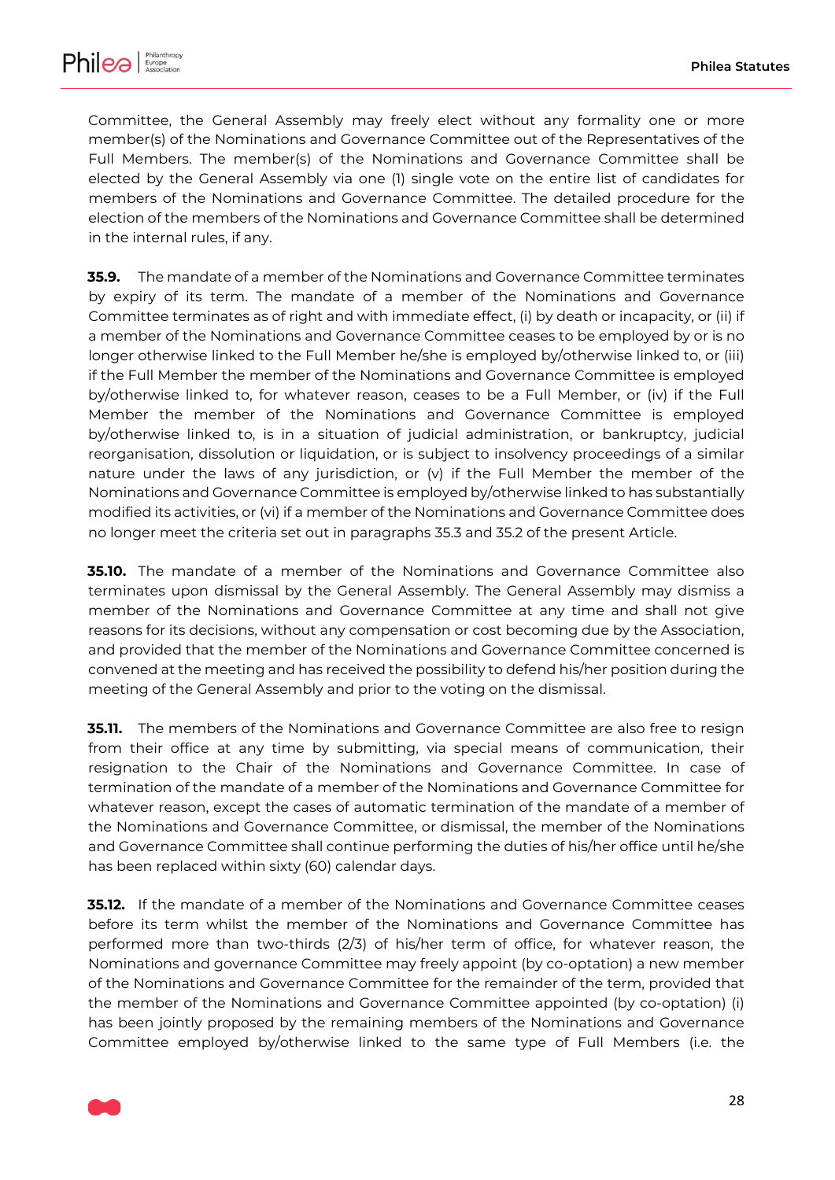Committee, the General Assembly may freely elect without any formality one or more member(s) of the Nominations and Governance Committee out of the Representatives of the Full Members. The member(s) of the Nominations and Governance Committee shall be elected by the General Assembly via one (1) single vote on the entire list of candidates for members of the Nominations and Governance Committee. The detailed procedure for the election of the members of the Nominations and Governance Committee shall be determined in the internal rules, if any.

**35.9.** The mandate of a member of the Nominations and Governance Committee terminates by expiry of its term. The mandate of a member of the Nominations and Governance Committee terminates as of right and with immediate effect, (i) by death or incapacity, or (ii) if a member of the Nominations and Governance Committee ceases to be employed by or is no longer otherwise linked to the Full Member he/she is employed by/otherwise linked to, or (iii) if the Full Member the member of the Nominations and Governance Committee is employed by/otherwise linked to, for whatever reason, ceases to be a Full Member, or (iv) if the Full Member the member of the Nominations and Governance Committee is employed by/otherwise linked to, is in a situation of judicial administration, or bankruptcy, judicial reorganisation, dissolution or liquidation, or is subject to insolvency proceedings of a similar nature under the laws of any jurisdiction, or (v) if the Full Member the member of the Nominations and Governance Committee is employed by/otherwise linked to has substantially modified its activities, or (vi) if a member of the Nominations and Governance Committee does no longer meet the criteria set out in paragraphs 35.3 and 35.2 of the present Article.

**35.10.** The mandate of a member of the Nominations and Governance Committee also terminates upon dismissal by the General Assembly. The General Assembly may dismiss a member of the Nominations and Governance Committee at any time and shall not give reasons for its decisions, without any compensation or cost becoming due by the Association, and provided that the member of the Nominations and Governance Committee concerned is convened at the meeting and has received the possibility to defend his/her position during the meeting of the General Assembly and prior to the voting on the dismissal.

**35.11.** The members of the Nominations and Governance Committee are also free to resign from their office at any time by submitting, via special means of communication, their resignation to the Chair of the Nominations and Governance Committee. In case of termination of the mandate of a member of the Nominations and Governance Committee for whatever reason, except the cases of automatic termination of the mandate of a member of the Nominations and Governance Committee, or dismissal, the member of the Nominations and Governance Committee shall continue performing the duties of his/her office until he/she has been replaced within sixty (60) calendar days.

**35.12.** If the mandate of a member of the Nominations and Governance Committee ceases before its term whilst the member of the Nominations and Governance Committee has performed more than two-thirds (2/3) of his/her term of office, for whatever reason, the Nominations and governance Committee may freely appoint (by co-optation) a new member of the Nominations and Governance Committee for the remainder of the term, provided that the member of the Nominations and Governance Committee appointed (by co-optation) (i) has been jointly proposed by the remaining members of the Nominations and Governance Committee employed by/otherwise linked to the same type of Full Members (i.e. the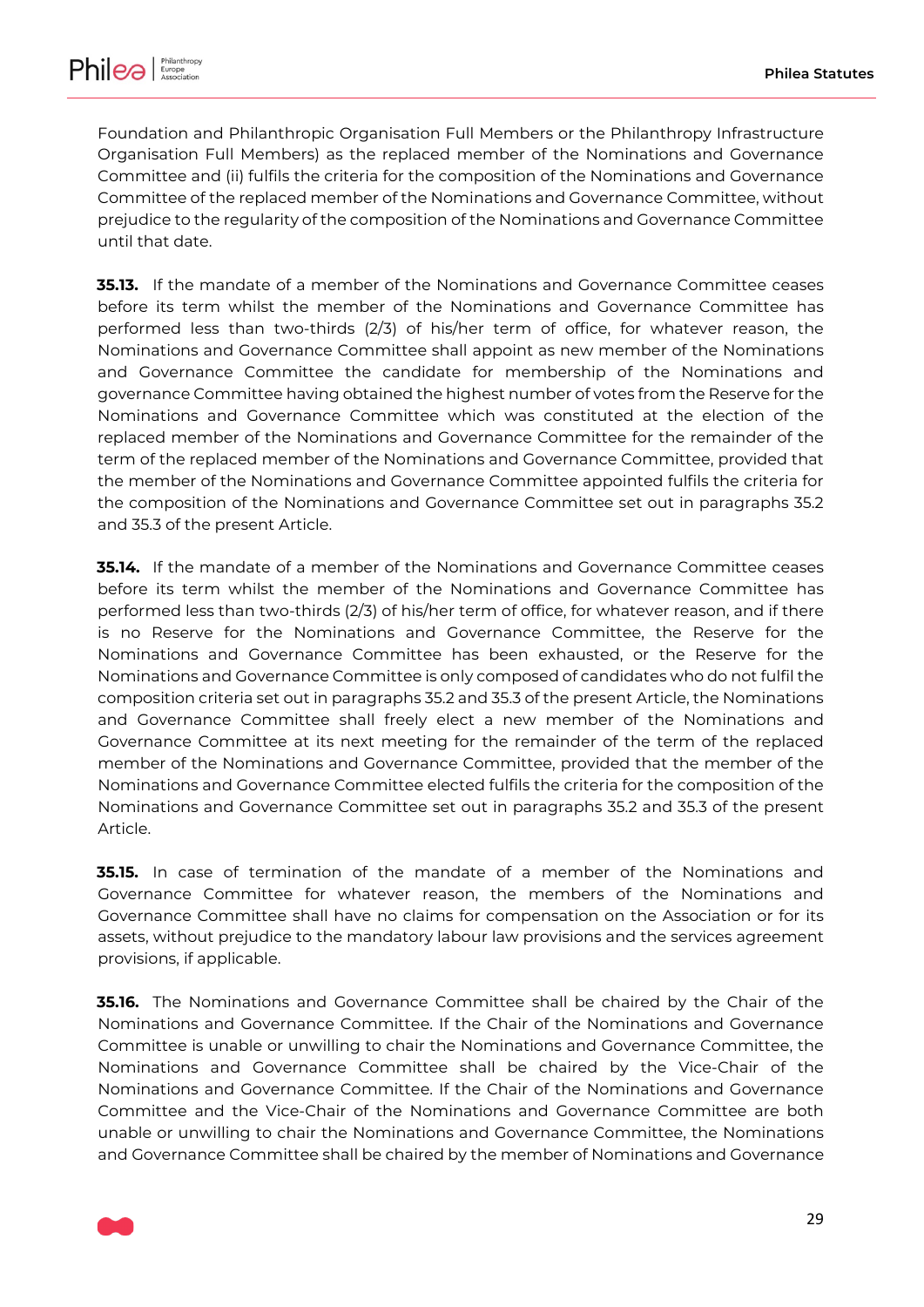Foundation and Philanthropic Organisation Full Members or the Philanthropy Infrastructure Organisation Full Members) as the replaced member of the Nominations and Governance Committee and (ii) fulfils the criteria for the composition of the Nominations and Governance Committee of the replaced member of the Nominations and Governance Committee, without prejudice to the regularity of the composition of the Nominations and Governance Committee until that date.

**35.13.** If the mandate of a member of the Nominations and Governance Committee ceases before its term whilst the member of the Nominations and Governance Committee has performed less than two-thirds (2/3) of his/her term of office, for whatever reason, the Nominations and Governance Committee shall appoint as new member of the Nominations and Governance Committee the candidate for membership of the Nominations and governance Committee having obtained the highest number of votes from the Reserve for the Nominations and Governance Committee which was constituted at the election of the replaced member of the Nominations and Governance Committee for the remainder of the term of the replaced member of the Nominations and Governance Committee, provided that the member of the Nominations and Governance Committee appointed fulfils the criteria for the composition of the Nominations and Governance Committee set out in paragraphs 35.2 and 35.3 of the present Article.

**35.14.** If the mandate of a member of the Nominations and Governance Committee ceases before its term whilst the member of the Nominations and Governance Committee has performed less than two-thirds (2/3) of his/her term of office, for whatever reason, and if there is no Reserve for the Nominations and Governance Committee, the Reserve for the Nominations and Governance Committee has been exhausted, or the Reserve for the Nominations and Governance Committee is only composed of candidates who do not fulfil the composition criteria set out in paragraphs 35.2 and 35.3 of the present Article, the Nominations and Governance Committee shall freely elect a new member of the Nominations and Governance Committee at its next meeting for the remainder of the term of the replaced member of the Nominations and Governance Committee, provided that the member of the Nominations and Governance Committee elected fulfils the criteria for the composition of the Nominations and Governance Committee set out in paragraphs 35.2 and 35.3 of the present Article.

**35.15.** In case of termination of the mandate of a member of the Nominations and Governance Committee for whatever reason, the members of the Nominations and Governance Committee shall have no claims for compensation on the Association or for its assets, without prejudice to the mandatory labour law provisions and the services agreement provisions, if applicable.

**35.16.** The Nominations and Governance Committee shall be chaired by the Chair of the Nominations and Governance Committee. If the Chair of the Nominations and Governance Committee is unable or unwilling to chair the Nominations and Governance Committee, the Nominations and Governance Committee shall be chaired by the Vice-Chair of the Nominations and Governance Committee. If the Chair of the Nominations and Governance Committee and the Vice-Chair of the Nominations and Governance Committee are both unable or unwilling to chair the Nominations and Governance Committee, the Nominations and Governance Committee shall be chaired by the member of Nominations and Governance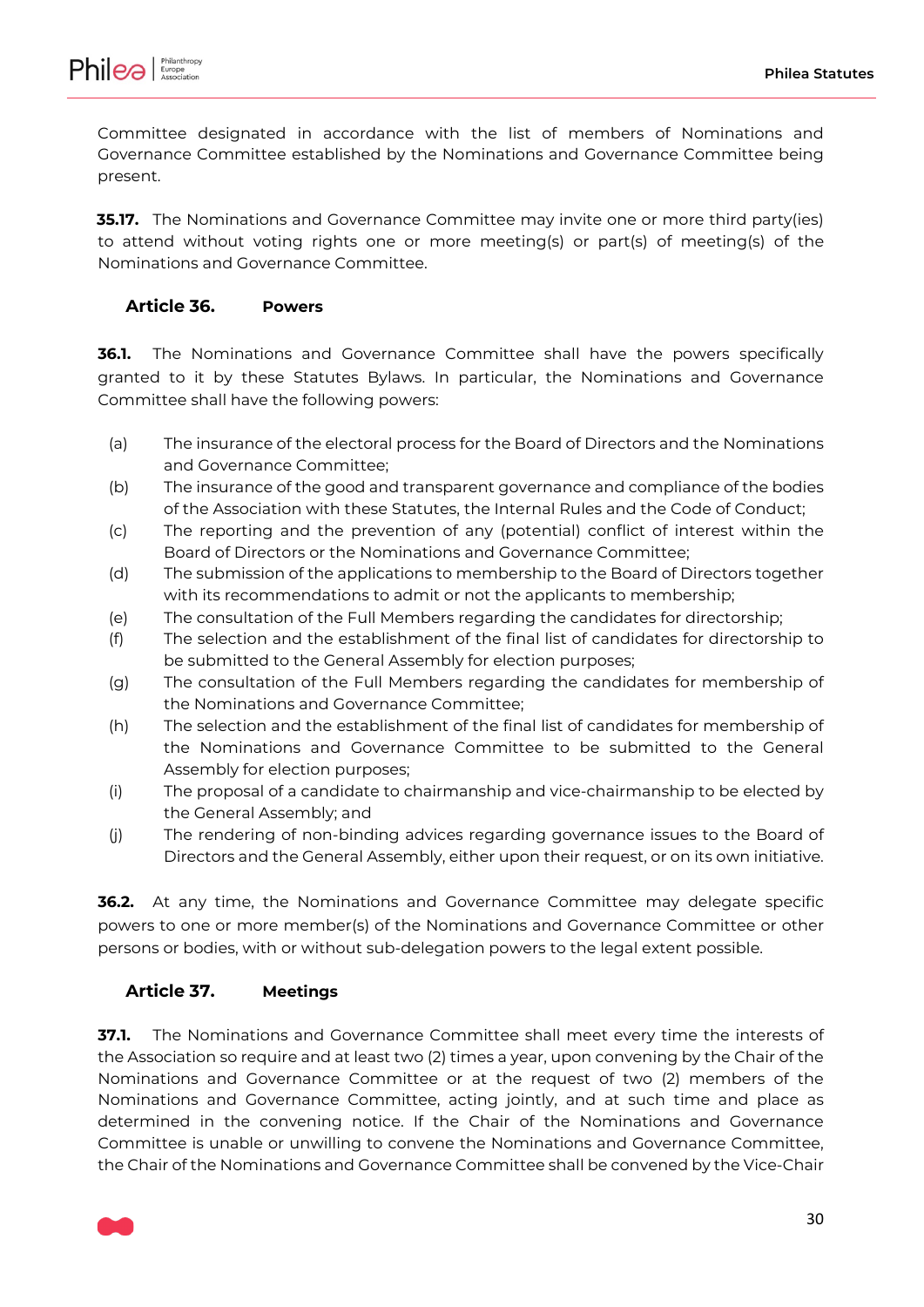Committee designated in accordance with the list of members of Nominations and Governance Committee established by the Nominations and Governance Committee being present.

**35.17.** The Nominations and Governance Committee may invite one or more third party(ies) to attend without voting rights one or more meeting(s) or part(s) of meeting(s) of the Nominations and Governance Committee.

### Article 36. Powers

**36.1.** The Nominations and Governance Committee shall have the powers specifically granted to it by these Statutes Bylaws. In particular, the Nominations and Governance Committee shall have the following powers:

(a) The insurance of the electoral process for the Board of Directors and the Nominations and Governance Committee;
(b) The insurance of the good and transparent governance and compliance of the bodies of the Association with these Statutes, the Internal Rules and the Code of Conduct;
(c) The reporting and the prevention of any (potential) conflict of interest within the Board of Directors or the Nominations and Governance Committee;
(d) The submission of the applications to membership to the Board of Directors together with its recommendations to admit or not the applicants to membership;
(e) The consultation of the Full Members regarding the candidates for directorship;
(f) The selection and the establishment of the final list of candidates for directorship to be submitted to the General Assembly for election purposes;
(g) The consultation of the Full Members regarding the candidates for membership of the Nominations and Governance Committee;
(h) The selection and the establishment of the final list of candidates for membership of the Nominations and Governance Committee to be submitted to the General Assembly for election purposes;
(i) The proposal of a candidate to chairmanship and vice-chairmanship to be elected by the General Assembly; and
(j) The rendering of non-binding advices regarding governance issues to the Board of Directors and the General Assembly, either upon their request, or on its own initiative.

**36.2.** At any time, the Nominations and Governance Committee may delegate specific powers to one or more member(s) of the Nominations and Governance Committee or other persons or bodies, with or without sub-delegation powers to the legal extent possible.

### Article 37. Meetings

**37.1.** The Nominations and Governance Committee shall meet every time the interests of the Association so require and at least two (2) times a year, upon convening by the Chair of the Nominations and Governance Committee or at the request of two (2) members of the Nominations and Governance Committee, acting jointly, and at such time and place as determined in the convening notice. If the Chair of the Nominations and Governance Committee is unable or unwilling to convene the Nominations and Governance Committee, the Chair of the Nominations and Governance Committee shall be convened by the Vice-Chair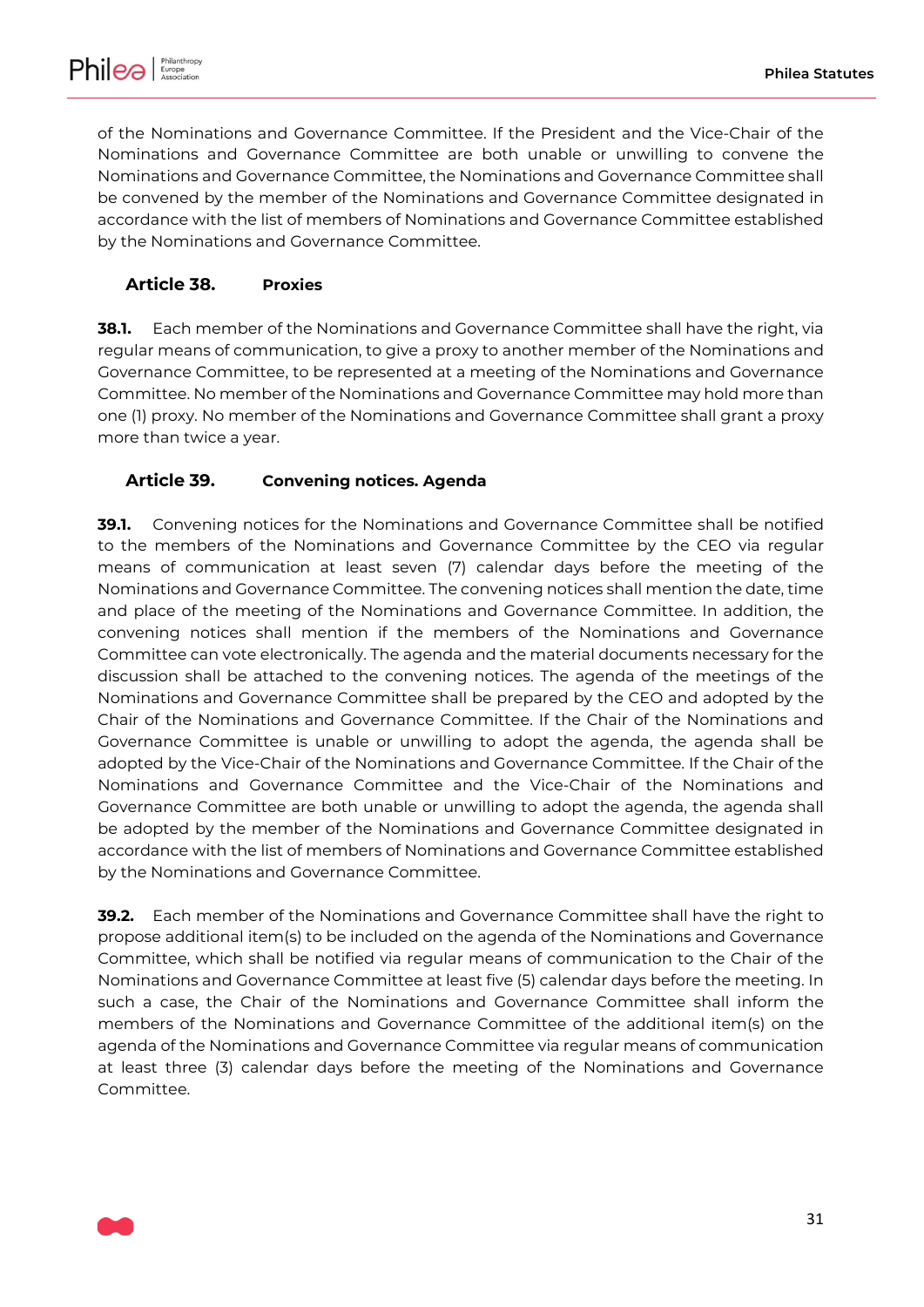of the Nominations and Governance Committee. If the President and the Vice-Chair of the Nominations and Governance Committee are both unable or unwilling to convene the Nominations and Governance Committee, the Nominations and Governance Committee shall be convened by the member of the Nominations and Governance Committee designated in accordance with the list of members of Nominations and Governance Committee established by the Nominations and Governance Committee.

### Article 38. Proxies

**38.1.** Each member of the Nominations and Governance Committee shall have the right, via regular means of communication, to give a proxy to another member of the Nominations and Governance Committee, to be represented at a meeting of the Nominations and Governance Committee. No member of the Nominations and Governance Committee may hold more than one (1) proxy. No member of the Nominations and Governance Committee shall grant a proxy more than twice a year.

### Article 39. Convening notices. Agenda

**39.1.** Convening notices for the Nominations and Governance Committee shall be notified to the members of the Nominations and Governance Committee by the CEO via regular means of communication at least seven (7) calendar days before the meeting of the Nominations and Governance Committee. The convening notices shall mention the date, time and place of the meeting of the Nominations and Governance Committee. In addition, the convening notices shall mention if the members of the Nominations and Governance Committee can vote electronically. The agenda and the material documents necessary for the discussion shall be attached to the convening notices. The agenda of the meetings of the Nominations and Governance Committee shall be prepared by the CEO and adopted by the Chair of the Nominations and Governance Committee. If the Chair of the Nominations and Governance Committee is unable or unwilling to adopt the agenda, the agenda shall be adopted by the Vice-Chair of the Nominations and Governance Committee. If the Chair of the Nominations and Governance Committee and the Vice-Chair of the Nominations and Governance Committee are both unable or unwilling to adopt the agenda, the agenda shall be adopted by the member of the Nominations and Governance Committee designated in accordance with the list of members of Nominations and Governance Committee established by the Nominations and Governance Committee.

**39.2.** Each member of the Nominations and Governance Committee shall have the right to propose additional item(s) to be included on the agenda of the Nominations and Governance Committee, which shall be notified via regular means of communication to the Chair of the Nominations and Governance Committee at least five (5) calendar days before the meeting. In such a case, the Chair of the Nominations and Governance Committee shall inform the members of the Nominations and Governance Committee of the additional item(s) on the agenda of the Nominations and Governance Committee via regular means of communication at least three (3) calendar days before the meeting of the Nominations and Governance Committee.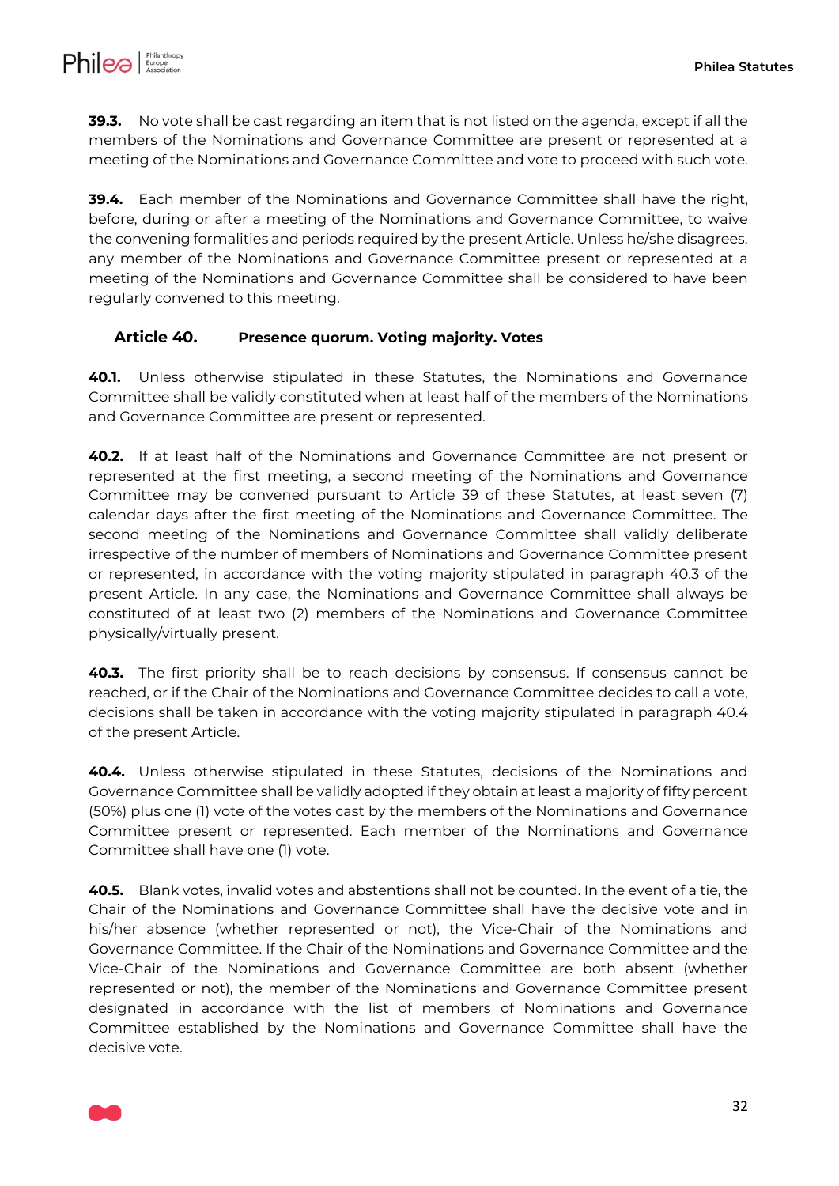**39.3.** No vote shall be cast regarding an item that is not listed on the agenda, except if all the members of the Nominations and Governance Committee are present or represented at a meeting of the Nominations and Governance Committee and vote to proceed with such vote.

**39.4.** Each member of the Nominations and Governance Committee shall have the right, before, during or after a meeting of the Nominations and Governance Committee, to waive the convening formalities and periods required by the present Article. Unless he/she disagrees, any member of the Nominations and Governance Committee present or represented at a meeting of the Nominations and Governance Committee shall be considered to have been regularly convened to this meeting.

### Article 40. Presence quorum. Voting majority. Votes

**40.1.** Unless otherwise stipulated in these Statutes, the Nominations and Governance Committee shall be validly constituted when at least half of the members of the Nominations and Governance Committee are present or represented.

**40.2.** If at least half of the Nominations and Governance Committee are not present or represented at the first meeting, a second meeting of the Nominations and Governance Committee may be convened pursuant to Article 39 of these Statutes, at least seven (7) calendar days after the first meeting of the Nominations and Governance Committee. The second meeting of the Nominations and Governance Committee shall validly deliberate irrespective of the number of members of Nominations and Governance Committee present or represented, in accordance with the voting majority stipulated in paragraph 40.3 of the present Article. In any case, the Nominations and Governance Committee shall always be constituted of at least two (2) members of the Nominations and Governance Committee physically/virtually present.

**40.3.** The first priority shall be to reach decisions by consensus. If consensus cannot be reached, or if the Chair of the Nominations and Governance Committee decides to call a vote, decisions shall be taken in accordance with the voting majority stipulated in paragraph 40.4 of the present Article.

**40.4.** Unless otherwise stipulated in these Statutes, decisions of the Nominations and Governance Committee shall be validly adopted if they obtain at least a majority of fifty percent (50%) plus one (1) vote of the votes cast by the members of the Nominations and Governance Committee present or represented. Each member of the Nominations and Governance Committee shall have one (1) vote.

**40.5.** Blank votes, invalid votes and abstentions shall not be counted. In the event of a tie, the Chair of the Nominations and Governance Committee shall have the decisive vote and in his/her absence (whether represented or not), the Vice-Chair of the Nominations and Governance Committee. If the Chair of the Nominations and Governance Committee and the Vice-Chair of the Nominations and Governance Committee are both absent (whether represented or not), the member of the Nominations and Governance Committee present designated in accordance with the list of members of Nominations and Governance Committee established by the Nominations and Governance Committee shall have the decisive vote.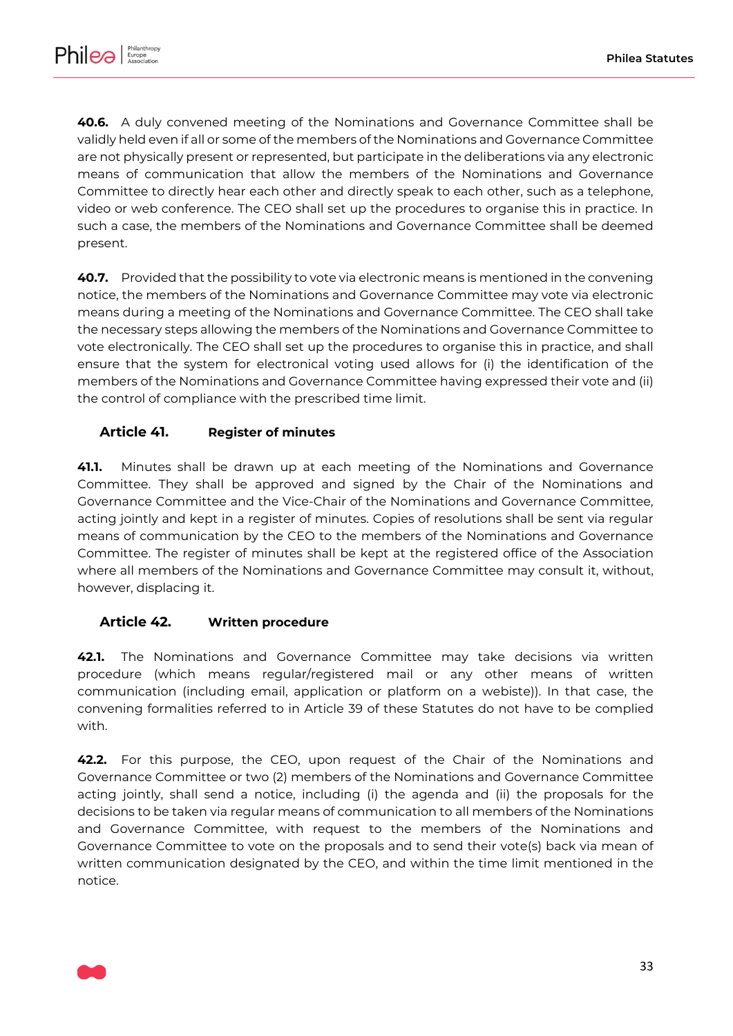**40.6.** A duly convened meeting of the Nominations and Governance Committee shall be validly held even if all or some of the members of the Nominations and Governance Committee are not physically present or represented, but participate in the deliberations via any electronic means of communication that allow the members of the Nominations and Governance Committee to directly hear each other and directly speak to each other, such as a telephone, video or web conference. The CEO shall set up the procedures to organise this in practice. In such a case, the members of the Nominations and Governance Committee shall be deemed present.

**40.7.** Provided that the possibility to vote via electronic means is mentioned in the convening notice, the members of the Nominations and Governance Committee may vote via electronic means during a meeting of the Nominations and Governance Committee. The CEO shall take the necessary steps allowing the members of the Nominations and Governance Committee to vote electronically. The CEO shall set up the procedures to organise this in practice, and shall ensure that the system for electronical voting used allows for (i) the identification of the members of the Nominations and Governance Committee having expressed their vote and (ii) the control of compliance with the prescribed time limit.

### Article 41. Register of minutes

**41.1.** Minutes shall be drawn up at each meeting of the Nominations and Governance Committee. They shall be approved and signed by the Chair of the Nominations and Governance Committee and the Vice-Chair of the Nominations and Governance Committee, acting jointly and kept in a register of minutes. Copies of resolutions shall be sent via regular means of communication by the CEO to the members of the Nominations and Governance Committee. The register of minutes shall be kept at the registered office of the Association where all members of the Nominations and Governance Committee may consult it, without, however, displacing it.

### Article 42. Written procedure

**42.1.** The Nominations and Governance Committee may take decisions via written procedure (which means regular/registered mail or any other means of written communication (including email, application or platform on a webiste)). In that case, the convening formalities referred to in Article 39 of these Statutes do not have to be complied with.

**42.2.** For this purpose, the CEO, upon request of the Chair of the Nominations and Governance Committee or two (2) members of the Nominations and Governance Committee acting jointly, shall send a notice, including (i) the agenda and (ii) the proposals for the decisions to be taken via regular means of communication to all members of the Nominations and Governance Committee, with request to the members of the Nominations and Governance Committee to vote on the proposals and to send their vote(s) back via mean of written communication designated by the CEO, and within the time limit mentioned in the notice.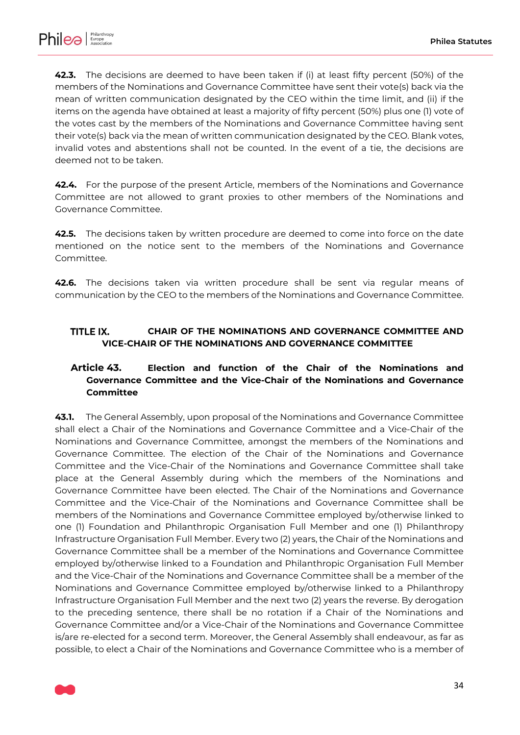**42.3.** The decisions are deemed to have been taken if (i) at least fifty percent (50%) of the members of the Nominations and Governance Committee have sent their vote(s) back via the mean of written communication designated by the CEO within the time limit, and (ii) if the items on the agenda have obtained at least a majority of fifty percent (50%) plus one (1) vote of the votes cast by the members of the Nominations and Governance Committee having sent their vote(s) back via the mean of written communication designated by the CEO. Blank votes, invalid votes and abstentions shall not be counted. In the event of a tie, the decisions are deemed not to be taken.

**42.4.** For the purpose of the present Article, members of the Nominations and Governance Committee are not allowed to grant proxies to other members of the Nominations and Governance Committee.

**42.5.** The decisions taken by written procedure are deemed to come into force on the date mentioned on the notice sent to the members of the Nominations and Governance Committee.

**42.6.** The decisions taken via written procedure shall be sent via regular means of communication by the CEO to the members of the Nominations and Governance Committee.

## TITLE IX. CHAIR OF THE NOMINATIONS AND GOVERNANCE COMMITTEE AND VICE-CHAIR OF THE NOMINATIONS AND GOVERNANCE COMMITTEE

### Article 43. Election and function of the Chair of the Nominations and Governance Committee and the Vice-Chair of the Nominations and Governance Committee

**43.1.** The General Assembly, upon proposal of the Nominations and Governance Committee shall elect a Chair of the Nominations and Governance Committee and a Vice-Chair of the Nominations and Governance Committee, amongst the members of the Nominations and Governance Committee. The election of the Chair of the Nominations and Governance Committee and the Vice-Chair of the Nominations and Governance Committee shall take place at the General Assembly during which the members of the Nominations and Governance Committee have been elected. The Chair of the Nominations and Governance Committee and the Vice-Chair of the Nominations and Governance Committee shall be members of the Nominations and Governance Committee employed by/otherwise linked to one (1) Foundation and Philanthropic Organisation Full Member and one (1) Philanthropy Infrastructure Organisation Full Member. Every two (2) years, the Chair of the Nominations and Governance Committee shall be a member of the Nominations and Governance Committee employed by/otherwise linked to a Foundation and Philanthropic Organisation Full Member and the Vice-Chair of the Nominations and Governance Committee shall be a member of the Nominations and Governance Committee employed by/otherwise linked to a Philanthropy Infrastructure Organisation Full Member and the next two (2) years the reverse. By derogation to the preceding sentence, there shall be no rotation if a Chair of the Nominations and Governance Committee and/or a Vice-Chair of the Nominations and Governance Committee is/are re-elected for a second term. Moreover, the General Assembly shall endeavour, as far as possible, to elect a Chair of the Nominations and Governance Committee who is a member of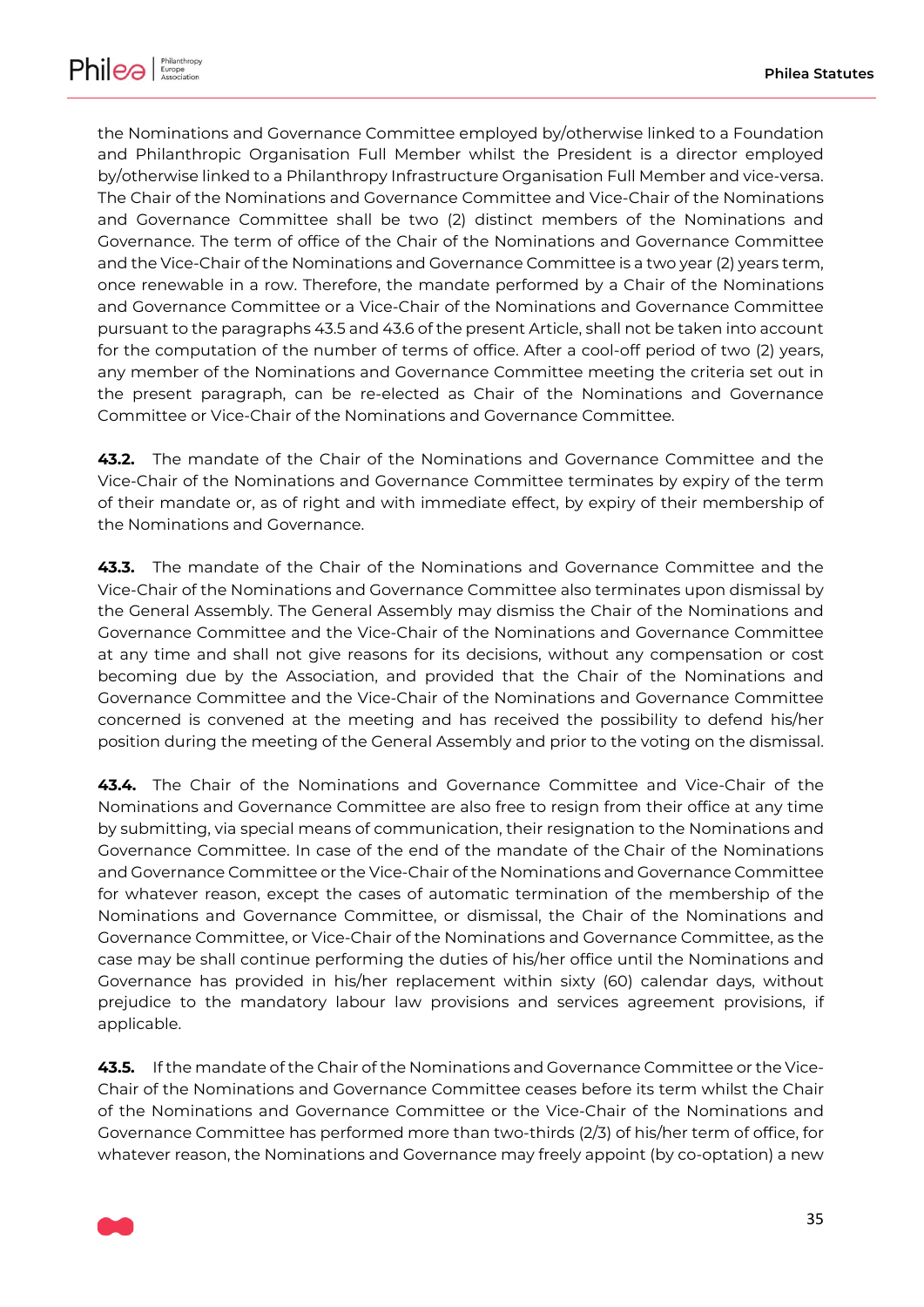the Nominations and Governance Committee employed by/otherwise linked to a Foundation and Philanthropic Organisation Full Member whilst the President is a director employed by/otherwise linked to a Philanthropy Infrastructure Organisation Full Member and vice-versa. The Chair of the Nominations and Governance Committee and Vice-Chair of the Nominations and Governance Committee shall be two (2) distinct members of the Nominations and Governance. The term of office of the Chair of the Nominations and Governance Committee and the Vice-Chair of the Nominations and Governance Committee is a two year (2) years term, once renewable in a row. Therefore, the mandate performed by a Chair of the Nominations and Governance Committee or a Vice-Chair of the Nominations and Governance Committee pursuant to the paragraphs 43.5 and 43.6 of the present Article, shall not be taken into account for the computation of the number of terms of office. After a cool-off period of two (2) years, any member of the Nominations and Governance Committee meeting the criteria set out in the present paragraph, can be re-elected as Chair of the Nominations and Governance Committee or Vice-Chair of the Nominations and Governance Committee.

**43.2.** The mandate of the Chair of the Nominations and Governance Committee and the Vice-Chair of the Nominations and Governance Committee terminates by expiry of the term of their mandate or, as of right and with immediate effect, by expiry of their membership of the Nominations and Governance.

**43.3.** The mandate of the Chair of the Nominations and Governance Committee and the Vice-Chair of the Nominations and Governance Committee also terminates upon dismissal by the General Assembly. The General Assembly may dismiss the Chair of the Nominations and Governance Committee and the Vice-Chair of the Nominations and Governance Committee at any time and shall not give reasons for its decisions, without any compensation or cost becoming due by the Association, and provided that the Chair of the Nominations and Governance Committee and the Vice-Chair of the Nominations and Governance Committee concerned is convened at the meeting and has received the possibility to defend his/her position during the meeting of the General Assembly and prior to the voting on the dismissal.

**43.4.** The Chair of the Nominations and Governance Committee and Vice-Chair of the Nominations and Governance Committee are also free to resign from their office at any time by submitting, via special means of communication, their resignation to the Nominations and Governance Committee. In case of the end of the mandate of the Chair of the Nominations and Governance Committee or the Vice-Chair of the Nominations and Governance Committee for whatever reason, except the cases of automatic termination of the membership of the Nominations and Governance Committee, or dismissal, the Chair of the Nominations and Governance Committee, or Vice-Chair of the Nominations and Governance Committee, as the case may be shall continue performing the duties of his/her office until the Nominations and Governance has provided in his/her replacement within sixty (60) calendar days, without prejudice to the mandatory labour law provisions and services agreement provisions, if applicable.

**43.5.** If the mandate of the Chair of the Nominations and Governance Committee or the Vice-Chair of the Nominations and Governance Committee ceases before its term whilst the Chair of the Nominations and Governance Committee or the Vice-Chair of the Nominations and Governance Committee has performed more than two-thirds (2/3) of his/her term of office, for whatever reason, the Nominations and Governance may freely appoint (by co-optation) a new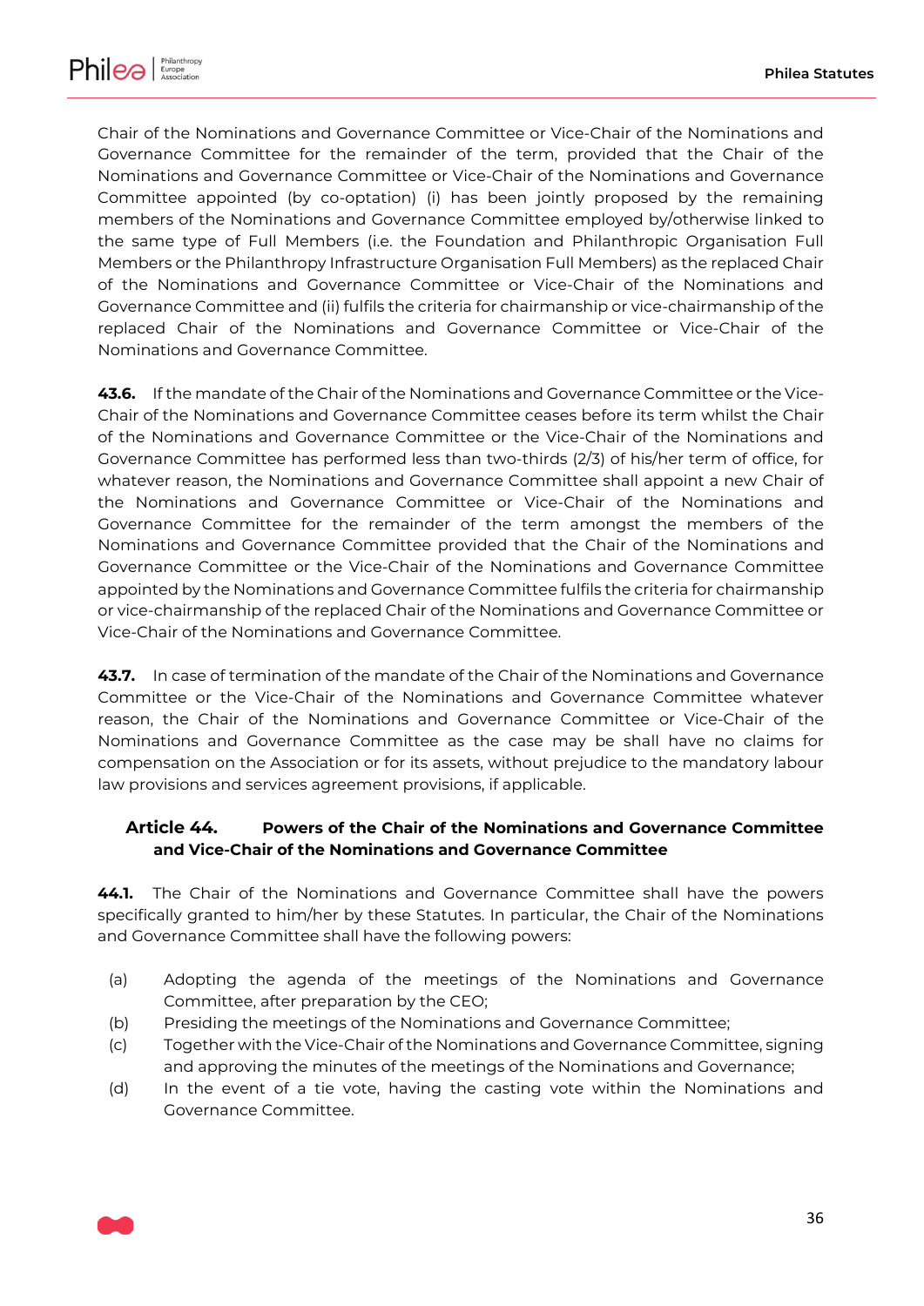Chair of the Nominations and Governance Committee or Vice-Chair of the Nominations and Governance Committee for the remainder of the term, provided that the Chair of the Nominations and Governance Committee or Vice-Chair of the Nominations and Governance Committee appointed (by co-optation) (i) has been jointly proposed by the remaining members of the Nominations and Governance Committee employed by/otherwise linked to the same type of Full Members (i.e. the Foundation and Philanthropic Organisation Full Members or the Philanthropy Infrastructure Organisation Full Members) as the replaced Chair of the Nominations and Governance Committee or Vice-Chair of the Nominations and Governance Committee and (ii) fulfils the criteria for chairmanship or vice-chairmanship of the replaced Chair of the Nominations and Governance Committee or Vice-Chair of the Nominations and Governance Committee.

**43.6.** If the mandate of the Chair of the Nominations and Governance Committee or the Vice-Chair of the Nominations and Governance Committee ceases before its term whilst the Chair of the Nominations and Governance Committee or the Vice-Chair of the Nominations and Governance Committee has performed less than two-thirds (2/3) of his/her term of office, for whatever reason, the Nominations and Governance Committee shall appoint a new Chair of the Nominations and Governance Committee or Vice-Chair of the Nominations and Governance Committee for the remainder of the term amongst the members of the Nominations and Governance Committee provided that the Chair of the Nominations and Governance Committee or the Vice-Chair of the Nominations and Governance Committee appointed by the Nominations and Governance Committee fulfils the criteria for chairmanship or vice-chairmanship of the replaced Chair of the Nominations and Governance Committee or Vice-Chair of the Nominations and Governance Committee.

**43.7.** In case of termination of the mandate of the Chair of the Nominations and Governance Committee or the Vice-Chair of the Nominations and Governance Committee whatever reason, the Chair of the Nominations and Governance Committee or Vice-Chair of the Nominations and Governance Committee as the case may be shall have no claims for compensation on the Association or for its assets, without prejudice to the mandatory labour law provisions and services agreement provisions, if applicable.

### Article 44. Powers of the Chair of the Nominations and Governance Committee and Vice-Chair of the Nominations and Governance Committee

**44.1.** The Chair of the Nominations and Governance Committee shall have the powers specifically granted to him/her by these Statutes. In particular, the Chair of the Nominations and Governance Committee shall have the following powers:

- (a) Adopting the agenda of the meetings of the Nominations and Governance Committee, after preparation by the CEO;
- (b) Presiding the meetings of the Nominations and Governance Committee;
- (c) Together with the Vice-Chair of the Nominations and Governance Committee, signing and approving the minutes of the meetings of the Nominations and Governance;
- (d) In the event of a tie vote, having the casting vote within the Nominations and Governance Committee.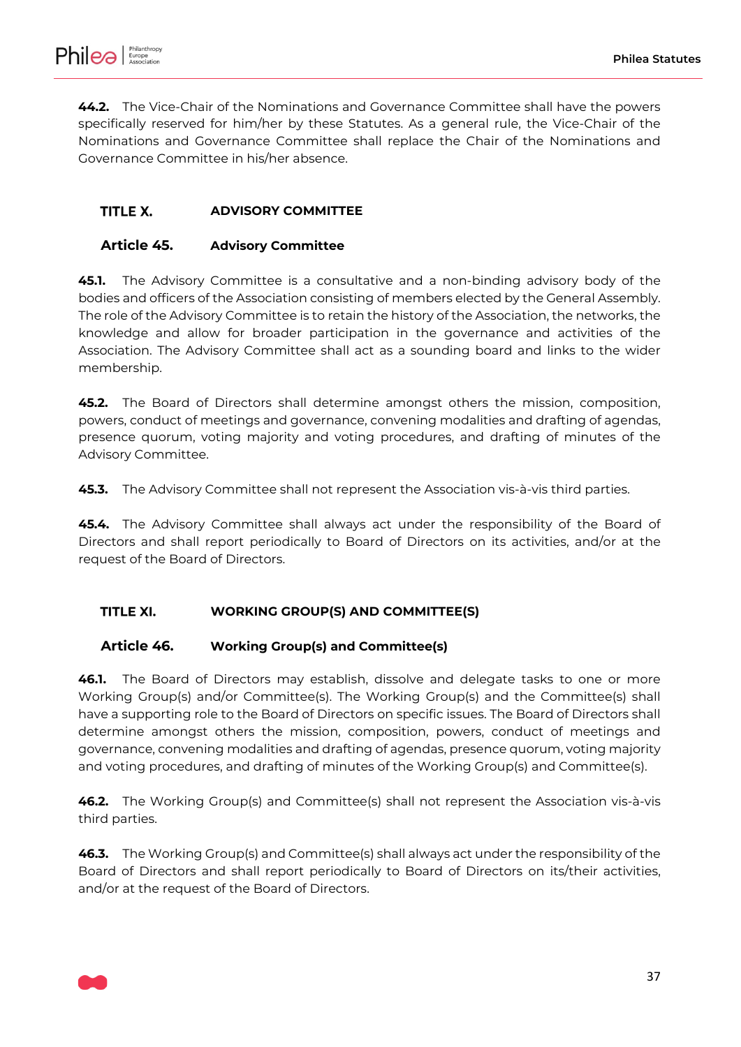**44.2.** The Vice-Chair of the Nominations and Governance Committee shall have the powers specifically reserved for him/her by these Statutes. As a general rule, the Vice-Chair of the Nominations and Governance Committee shall replace the Chair of the Nominations and Governance Committee in his/her absence.

## TITLE X. ADVISORY COMMITTEE

### Article 45. Advisory Committee

**45.1.** The Advisory Committee is a consultative and a non-binding advisory body of the bodies and officers of the Association consisting of members elected by the General Assembly. The role of the Advisory Committee is to retain the history of the Association, the networks, the knowledge and allow for broader participation in the governance and activities of the Association. The Advisory Committee shall act as a sounding board and links to the wider membership.

**45.2.** The Board of Directors shall determine amongst others the mission, composition, powers, conduct of meetings and governance, convening modalities and drafting of agendas, presence quorum, voting majority and voting procedures, and drafting of minutes of the Advisory Committee.

**45.3.** The Advisory Committee shall not represent the Association vis-à-vis third parties.

**45.4.** The Advisory Committee shall always act under the responsibility of the Board of Directors and shall report periodically to Board of Directors on its activities, and/or at the request of the Board of Directors.

## TITLE XI. WORKING GROUP(S) AND COMMITTEE(S)

### Article 46. Working Group(s) and Committee(s)

**46.1.** The Board of Directors may establish, dissolve and delegate tasks to one or more Working Group(s) and/or Committee(s). The Working Group(s) and the Committee(s) shall have a supporting role to the Board of Directors on specific issues. The Board of Directors shall determine amongst others the mission, composition, powers, conduct of meetings and governance, convening modalities and drafting of agendas, presence quorum, voting majority and voting procedures, and drafting of minutes of the Working Group(s) and Committee(s).

**46.2.** The Working Group(s) and Committee(s) shall not represent the Association vis-à-vis third parties.

**46.3.** The Working Group(s) and Committee(s) shall always act under the responsibility of the Board of Directors and shall report periodically to Board of Directors on its/their activities, and/or at the request of the Board of Directors.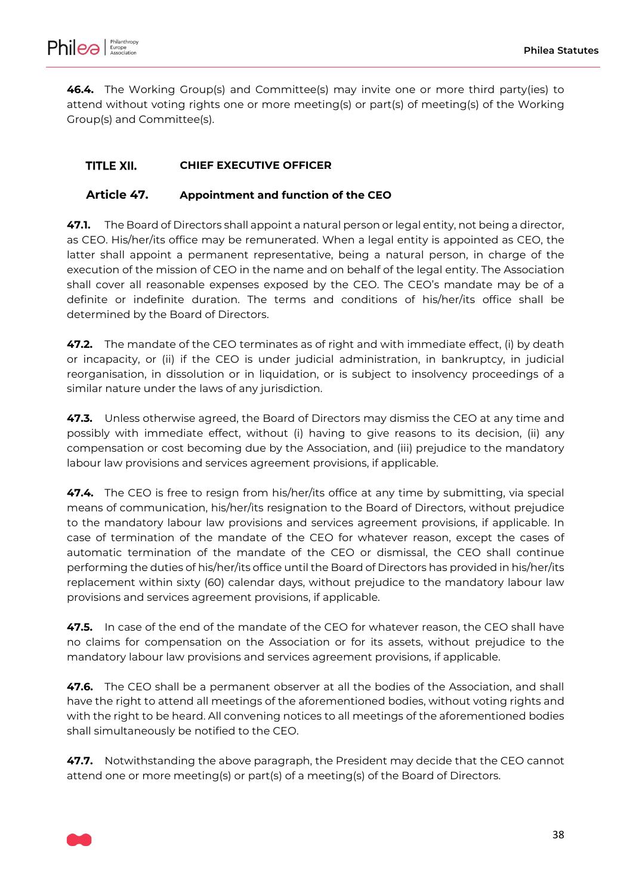**46.4.** The Working Group(s) and Committee(s) may invite one or more third party(ies) to attend without voting rights one or more meeting(s) or part(s) of meeting(s) of the Working Group(s) and Committee(s).

## TITLE XII. CHIEF EXECUTIVE OFFICER

### Article 47. Appointment and function of the CEO

**47.1.** The Board of Directors shall appoint a natural person or legal entity, not being a director, as CEO. His/her/its office may be remunerated. When a legal entity is appointed as CEO, the latter shall appoint a permanent representative, being a natural person, in charge of the execution of the mission of CEO in the name and on behalf of the legal entity. The Association shall cover all reasonable expenses exposed by the CEO. The CEO's mandate may be of a definite or indefinite duration. The terms and conditions of his/her/its office shall be determined by the Board of Directors.

**47.2.** The mandate of the CEO terminates as of right and with immediate effect, (i) by death or incapacity, or (ii) if the CEO is under judicial administration, in bankruptcy, in judicial reorganisation, in dissolution or in liquidation, or is subject to insolvency proceedings of a similar nature under the laws of any jurisdiction.

**47.3.** Unless otherwise agreed, the Board of Directors may dismiss the CEO at any time and possibly with immediate effect, without (i) having to give reasons to its decision, (ii) any compensation or cost becoming due by the Association, and (iii) prejudice to the mandatory labour law provisions and services agreement provisions, if applicable.

**47.4.** The CEO is free to resign from his/her/its office at any time by submitting, via special means of communication, his/her/its resignation to the Board of Directors, without prejudice to the mandatory labour law provisions and services agreement provisions, if applicable. In case of termination of the mandate of the CEO for whatever reason, except the cases of automatic termination of the mandate of the CEO or dismissal, the CEO shall continue performing the duties of his/her/its office until the Board of Directors has provided in his/her/its replacement within sixty (60) calendar days, without prejudice to the mandatory labour law provisions and services agreement provisions, if applicable.

**47.5.** In case of the end of the mandate of the CEO for whatever reason, the CEO shall have no claims for compensation on the Association or for its assets, without prejudice to the mandatory labour law provisions and services agreement provisions, if applicable.

**47.6.** The CEO shall be a permanent observer at all the bodies of the Association, and shall have the right to attend all meetings of the aforementioned bodies, without voting rights and with the right to be heard. All convening notices to all meetings of the aforementioned bodies shall simultaneously be notified to the CEO.

**47.7.** Notwithstanding the above paragraph, the President may decide that the CEO cannot attend one or more meeting(s) or part(s) of a meeting(s) of the Board of Directors.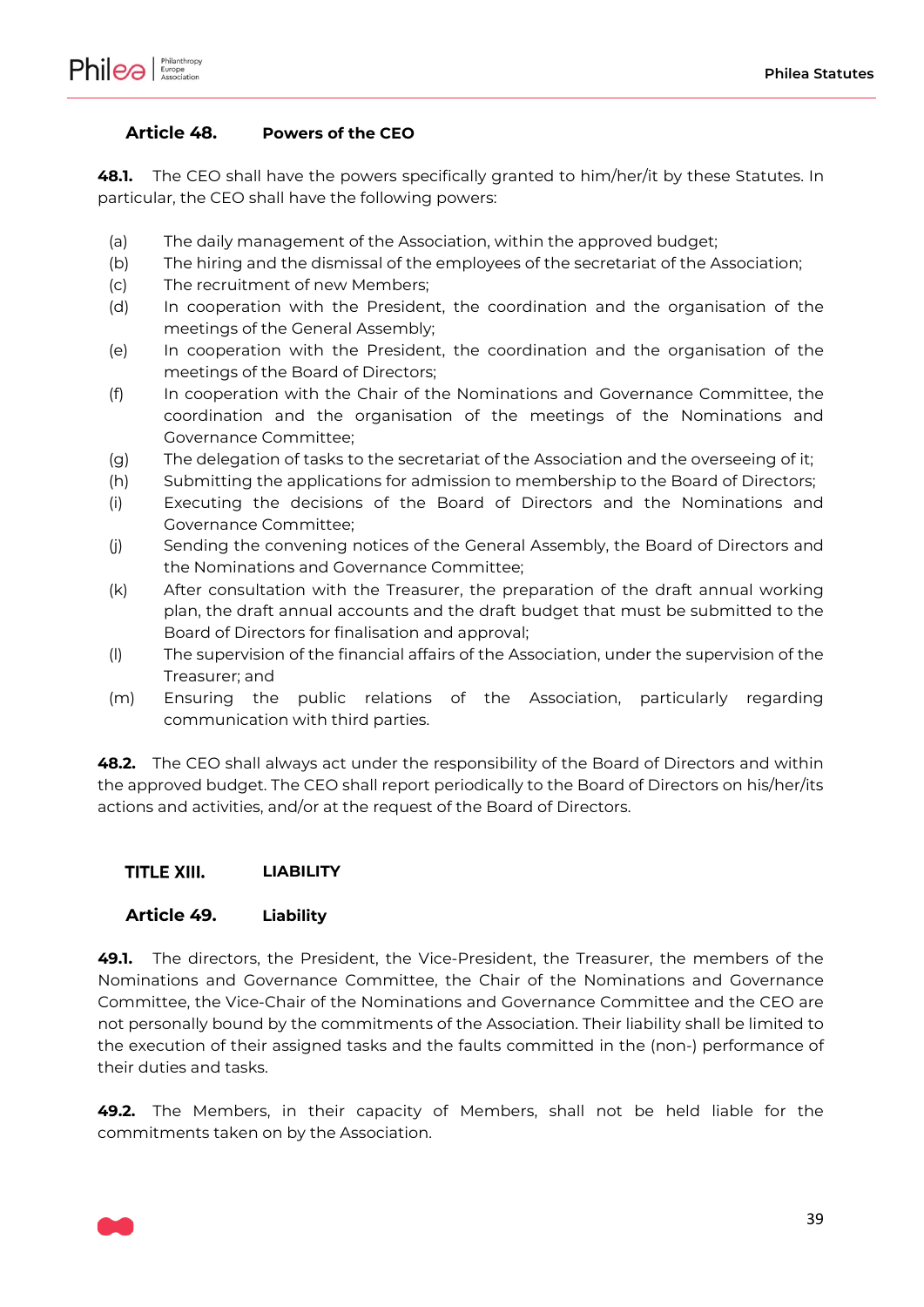### Article 48. Powers of the CEO

**48.1.** The CEO shall have the powers specifically granted to him/her/it by these Statutes. In particular, the CEO shall have the following powers:

(a) The daily management of the Association, within the approved budget;
(b) The hiring and the dismissal of the employees of the secretariat of the Association;
(c) The recruitment of new Members;
(d) In cooperation with the President, the coordination and the organisation of the meetings of the General Assembly;
(e) In cooperation with the President, the coordination and the organisation of the meetings of the Board of Directors;
(f) In cooperation with the Chair of the Nominations and Governance Committee, the coordination and the organisation of the meetings of the Nominations and Governance Committee;
(g) The delegation of tasks to the secretariat of the Association and the overseeing of it;
(h) Submitting the applications for admission to membership to the Board of Directors;
(i) Executing the decisions of the Board of Directors and the Nominations and Governance Committee;
(j) Sending the convening notices of the General Assembly, the Board of Directors and the Nominations and Governance Committee;
(k) After consultation with the Treasurer, the preparation of the draft annual working plan, the draft annual accounts and the draft budget that must be submitted to the Board of Directors for finalisation and approval;
(l) The supervision of the financial affairs of the Association, under the supervision of the Treasurer; and
(m) Ensuring the public relations of the Association, particularly regarding communication with third parties.

**48.2.** The CEO shall always act under the responsibility of the Board of Directors and within the approved budget. The CEO shall report periodically to the Board of Directors on his/her/its actions and activities, and/or at the request of the Board of Directors.

## TITLE XIII. LIABILITY

### Article 49. Liability

**49.1.** The directors, the President, the Vice-President, the Treasurer, the members of the Nominations and Governance Committee, the Chair of the Nominations and Governance Committee, the Vice-Chair of the Nominations and Governance Committee and the CEO are not personally bound by the commitments of the Association. Their liability shall be limited to the execution of their assigned tasks and the faults committed in the (non-) performance of their duties and tasks.

**49.2.** The Members, in their capacity of Members, shall not be held liable for the commitments taken on by the Association.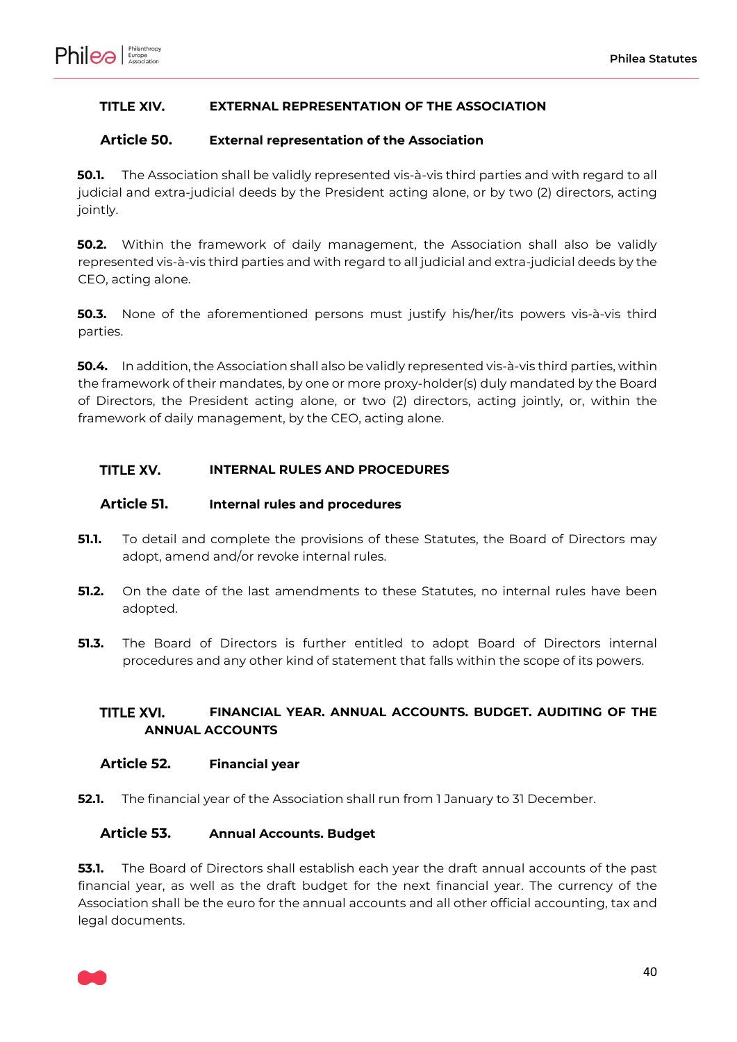## TITLE XIV. EXTERNAL REPRESENTATION OF THE ASSOCIATION

### Article 50. External representation of the Association

**50.1.** The Association shall be validly represented vis-à-vis third parties and with regard to all judicial and extra-judicial deeds by the President acting alone, or by two (2) directors, acting jointly.

**50.2.** Within the framework of daily management, the Association shall also be validly represented vis-à-vis third parties and with regard to all judicial and extra-judicial deeds by the CEO, acting alone.

**50.3.** None of the aforementioned persons must justify his/her/its powers vis-à-vis third parties.

**50.4.** In addition, the Association shall also be validly represented vis-à-vis third parties, within the framework of their mandates, by one or more proxy-holder(s) duly mandated by the Board of Directors, the President acting alone, or two (2) directors, acting jointly, or, within the framework of daily management, by the CEO, acting alone.

## TITLE XV. INTERNAL RULES AND PROCEDURES

### Article 51. Internal rules and procedures

**51.1.** To detail and complete the provisions of these Statutes, the Board of Directors may adopt, amend and/or revoke internal rules.

**51.2.** On the date of the last amendments to these Statutes, no internal rules have been adopted.

**51.3.** The Board of Directors is further entitled to adopt Board of Directors internal procedures and any other kind of statement that falls within the scope of its powers.

## TITLE XVI. FINANCIAL YEAR. ANNUAL ACCOUNTS. BUDGET. AUDITING OF THE ANNUAL ACCOUNTS

### Article 52. Financial year

**52.1.** The financial year of the Association shall run from 1 January to 31 December.

### Article 53. Annual Accounts. Budget

**53.1.** The Board of Directors shall establish each year the draft annual accounts of the past financial year, as well as the draft budget for the next financial year. The currency of the Association shall be the euro for the annual accounts and all other official accounting, tax and legal documents.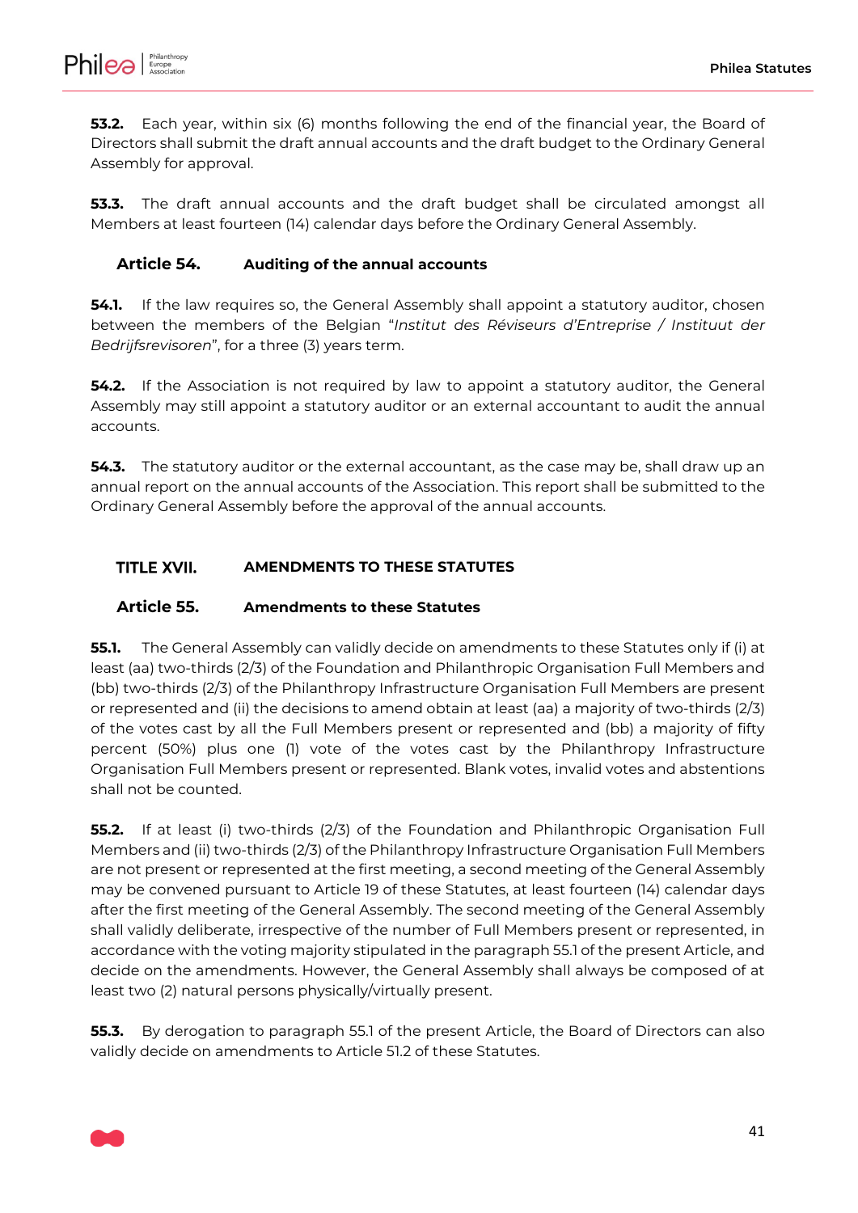**53.2.** Each year, within six (6) months following the end of the financial year, the Board of Directors shall submit the draft annual accounts and the draft budget to the Ordinary General Assembly for approval.

**53.3.** The draft annual accounts and the draft budget shall be circulated amongst all Members at least fourteen (14) calendar days before the Ordinary General Assembly.

### Article 54. Auditing of the annual accounts

**54.1.** If the law requires so, the General Assembly shall appoint a statutory auditor, chosen between the members of the Belgian "*Institut des Réviseurs d'Entreprise / Instituut der Bedrijfsrevisoren*", for a three (3) years term.

**54.2.** If the Association is not required by law to appoint a statutory auditor, the General Assembly may still appoint a statutory auditor or an external accountant to audit the annual accounts.

**54.3.** The statutory auditor or the external accountant, as the case may be, shall draw up an annual report on the annual accounts of the Association. This report shall be submitted to the Ordinary General Assembly before the approval of the annual accounts.

## TITLE XVII. AMENDMENTS TO THESE STATUTES

### Article 55. Amendments to these Statutes

**55.1.** The General Assembly can validly decide on amendments to these Statutes only if (i) at least (aa) two-thirds (2/3) of the Foundation and Philanthropic Organisation Full Members and (bb) two-thirds (2/3) of the Philanthropy Infrastructure Organisation Full Members are present or represented and (ii) the decisions to amend obtain at least (aa) a majority of two-thirds (2/3) of the votes cast by all the Full Members present or represented and (bb) a majority of fifty percent (50%) plus one (1) vote of the votes cast by the Philanthropy Infrastructure Organisation Full Members present or represented. Blank votes, invalid votes and abstentions shall not be counted.

**55.2.** If at least (i) two-thirds (2/3) of the Foundation and Philanthropic Organisation Full Members and (ii) two-thirds (2/3) of the Philanthropy Infrastructure Organisation Full Members are not present or represented at the first meeting, a second meeting of the General Assembly may be convened pursuant to Article 19 of these Statutes, at least fourteen (14) calendar days after the first meeting of the General Assembly. The second meeting of the General Assembly shall validly deliberate, irrespective of the number of Full Members present or represented, in accordance with the voting majority stipulated in the paragraph 55.1 of the present Article, and decide on the amendments. However, the General Assembly shall always be composed of at least two (2) natural persons physically/virtually present.

**55.3.** By derogation to paragraph 55.1 of the present Article, the Board of Directors can also validly decide on amendments to Article 51.2 of these Statutes.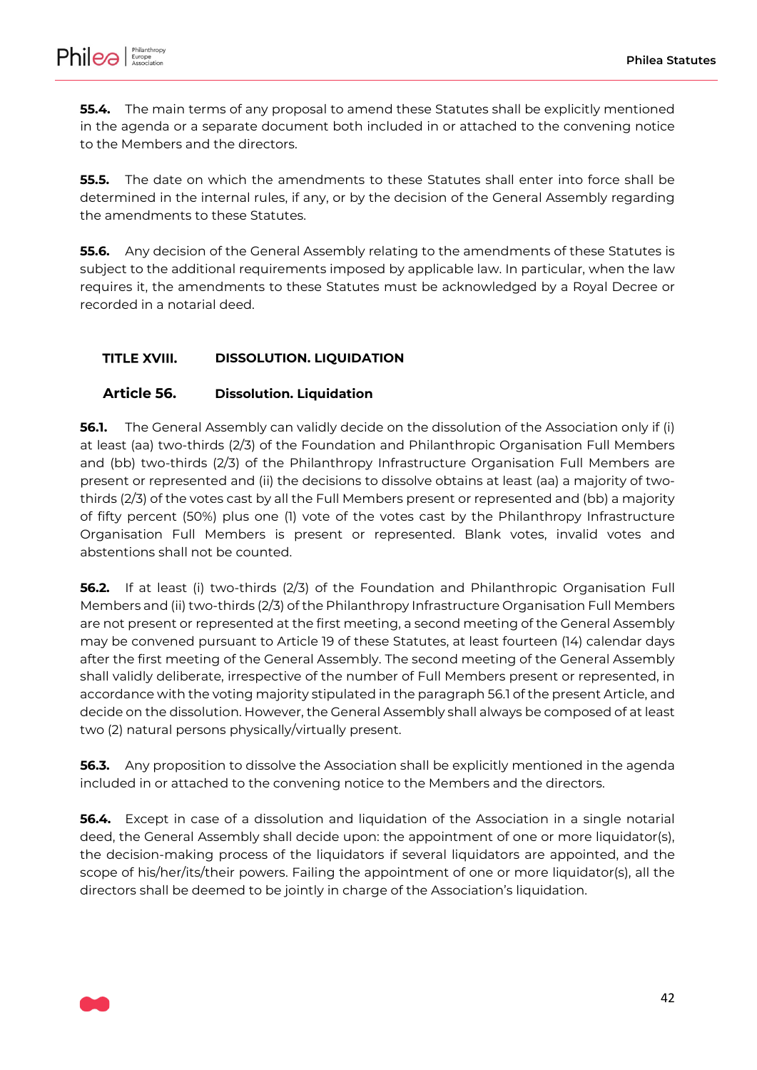**55.4.** The main terms of any proposal to amend these Statutes shall be explicitly mentioned in the agenda or a separate document both included in or attached to the convening notice to the Members and the directors.

**55.5.** The date on which the amendments to these Statutes shall enter into force shall be determined in the internal rules, if any, or by the decision of the General Assembly regarding the amendments to these Statutes.

**55.6.** Any decision of the General Assembly relating to the amendments of these Statutes is subject to the additional requirements imposed by applicable law. In particular, when the law requires it, the amendments to these Statutes must be acknowledged by a Royal Decree or recorded in a notarial deed.

## TITLE XVIII. DISSOLUTION. LIQUIDATION

### Article 56. Dissolution. Liquidation

**56.1.** The General Assembly can validly decide on the dissolution of the Association only if (i) at least (aa) two-thirds (2/3) of the Foundation and Philanthropic Organisation Full Members and (bb) two-thirds (2/3) of the Philanthropy Infrastructure Organisation Full Members are present or represented and (ii) the decisions to dissolve obtains at least (aa) a majority of two-thirds (2/3) of the votes cast by all the Full Members present or represented and (bb) a majority of fifty percent (50%) plus one (1) vote of the votes cast by the Philanthropy Infrastructure Organisation Full Members is present or represented. Blank votes, invalid votes and abstentions shall not be counted.

**56.2.** If at least (i) two-thirds (2/3) of the Foundation and Philanthropic Organisation Full Members and (ii) two-thirds (2/3) of the Philanthropy Infrastructure Organisation Full Members are not present or represented at the first meeting, a second meeting of the General Assembly may be convened pursuant to Article 19 of these Statutes, at least fourteen (14) calendar days after the first meeting of the General Assembly. The second meeting of the General Assembly shall validly deliberate, irrespective of the number of Full Members present or represented, in accordance with the voting majority stipulated in the paragraph 56.1 of the present Article, and decide on the dissolution. However, the General Assembly shall always be composed of at least two (2) natural persons physically/virtually present.

**56.3.** Any proposition to dissolve the Association shall be explicitly mentioned in the agenda included in or attached to the convening notice to the Members and the directors.

**56.4.** Except in case of a dissolution and liquidation of the Association in a single notarial deed, the General Assembly shall decide upon: the appointment of one or more liquidator(s), the decision-making process of the liquidators if several liquidators are appointed, and the scope of his/her/its/their powers. Failing the appointment of one or more liquidator(s), all the directors shall be deemed to be jointly in charge of the Association's liquidation.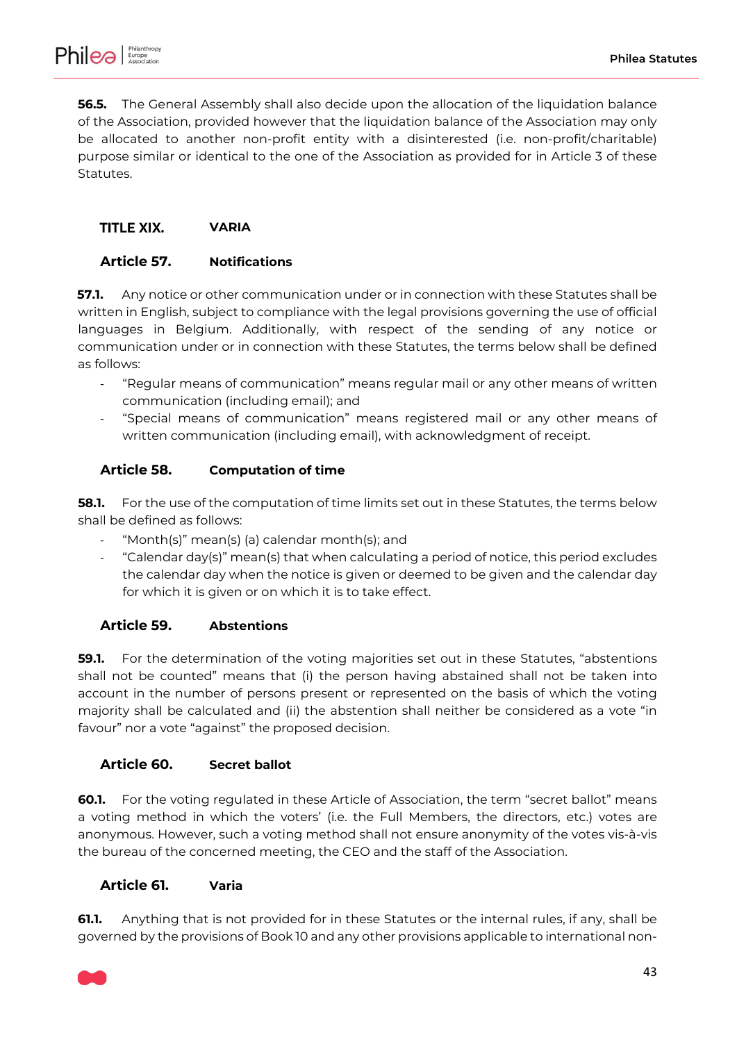**56.5.** The General Assembly shall also decide upon the allocation of the liquidation balance of the Association, provided however that the liquidation balance of the Association may only be allocated to another non-profit entity with a disinterested (i.e. non-profit/charitable) purpose similar or identical to the one of the Association as provided for in Article 3 of these Statutes.

## TITLE XIX. VARIA

### Article 57. Notifications

**57.1.** Any notice or other communication under or in connection with these Statutes shall be written in English, subject to compliance with the legal provisions governing the use of official languages in Belgium. Additionally, with respect of the sending of any notice or communication under or in connection with these Statutes, the terms below shall be defined as follows:

- "Regular means of communication" means regular mail or any other means of written communication (including email); and
- "Special means of communication" means registered mail or any other means of written communication (including email), with acknowledgment of receipt.

### Article 58. Computation of time

**58.1.** For the use of the computation of time limits set out in these Statutes, the terms below shall be defined as follows:

- "Month(s)" mean(s) (a) calendar month(s); and
- "Calendar day(s)" mean(s) that when calculating a period of notice, this period excludes the calendar day when the notice is given or deemed to be given and the calendar day for which it is given or on which it is to take effect.

### Article 59. Abstentions

**59.1.** For the determination of the voting majorities set out in these Statutes, "abstentions shall not be counted" means that (i) the person having abstained shall not be taken into account in the number of persons present or represented on the basis of which the voting majority shall be calculated and (ii) the abstention shall neither be considered as a vote "in favour" nor a vote "against" the proposed decision.

### Article 60. Secret ballot

**60.1.** For the voting regulated in these Article of Association, the term "secret ballot" means a voting method in which the voters' (i.e. the Full Members, the directors, etc.) votes are anonymous. However, such a voting method shall not ensure anonymity of the votes vis-à-vis the bureau of the concerned meeting, the CEO and the staff of the Association.

### Article 61. Varia

**61.1.** Anything that is not provided for in these Statutes or the internal rules, if any, shall be governed by the provisions of Book 10 and any other provisions applicable to international non-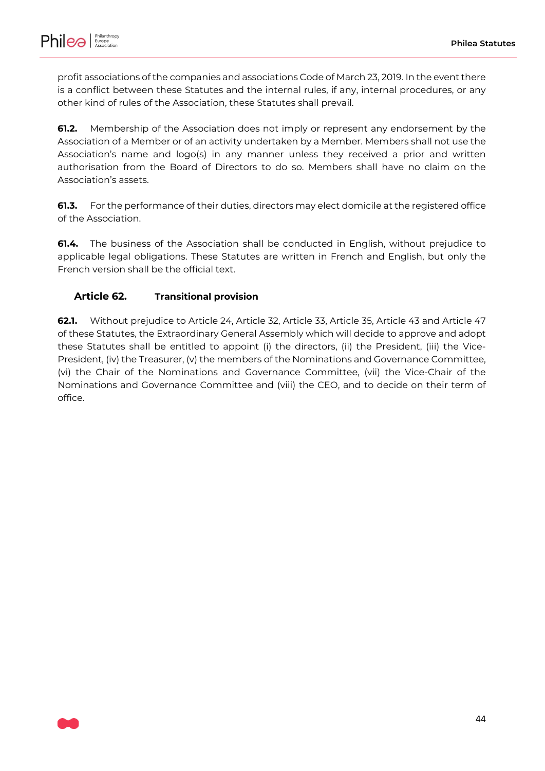profit associations of the companies and associations Code of March 23, 2019. In the event there is a conflict between these Statutes and the internal rules, if any, internal procedures, or any other kind of rules of the Association, these Statutes shall prevail.

**61.2.** Membership of the Association does not imply or represent any endorsement by the Association of a Member or of an activity undertaken by a Member. Members shall not use the Association's name and logo(s) in any manner unless they received a prior and written authorisation from the Board of Directors to do so. Members shall have no claim on the Association's assets.

**61.3.** For the performance of their duties, directors may elect domicile at the registered office of the Association.

**61.4.** The business of the Association shall be conducted in English, without prejudice to applicable legal obligations. These Statutes are written in French and English, but only the French version shall be the official text.

### Article 62. Transitional provision

**62.1.** Without prejudice to Article 24, Article 32, Article 33, Article 35, Article 43 and Article 47 of these Statutes, the Extraordinary General Assembly which will decide to approve and adopt these Statutes shall be entitled to appoint (i) the directors, (ii) the President, (iii) the Vice-President, (iv) the Treasurer, (v) the members of the Nominations and Governance Committee, (vi) the Chair of the Nominations and Governance Committee, (vii) the Vice-Chair of the Nominations and Governance Committee and (viii) the CEO, and to decide on their term of office.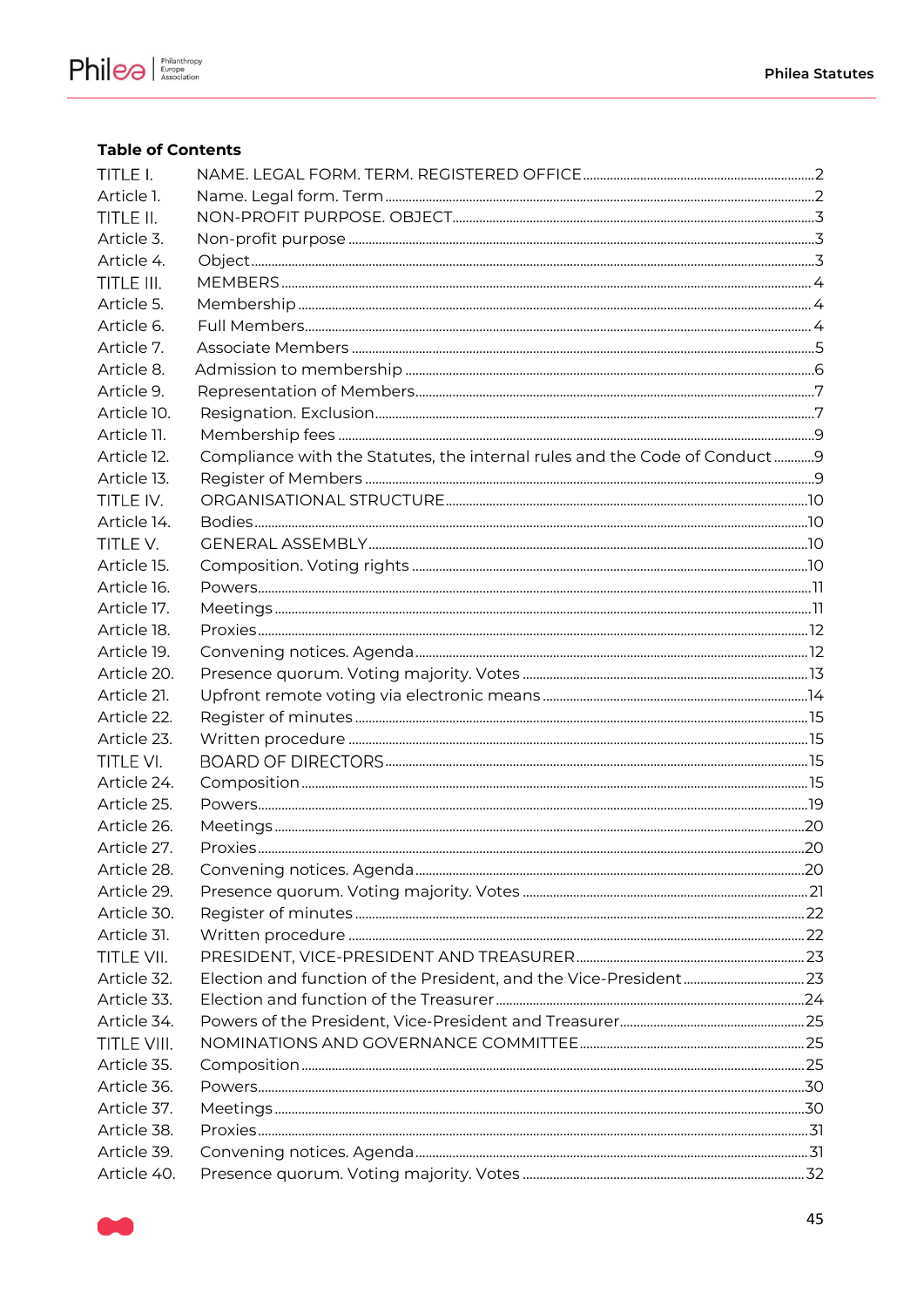## Table of Contents

| | | |
|---|---|---|
| TITLE I. | NAME. LEGAL FORM. TERM. REGISTERED OFFICE | 2 |
| Article 1. | Name. Legal form. Term | 2 |
| TITLE II. | NON-PROFIT PURPOSE. OBJECT | 3 |
| Article 3. | Non-profit purpose | 3 |
| Article 4. | Object | 3 |
| TITLE III. | MEMBERS | 4 |
| Article 5. | Membership | 4 |
| Article 6. | Full Members | 4 |
| Article 7. | Associate Members | 5 |
| Article 8. | Admission to membership | 6 |
| Article 9. | Representation of Members | 7 |
| Article 10. | Resignation. Exclusion | 7 |
| Article 11. | Membership fees | 9 |
| Article 12. | Compliance with the Statutes, the internal rules and the Code of Conduct | 9 |
| Article 13. | Register of Members | 9 |
| TITLE IV. | ORGANISATIONAL STRUCTURE | 10 |
| Article 14. | Bodies | 10 |
| TITLE V. | GENERAL ASSEMBLY | 10 |
| Article 15. | Composition. Voting rights | 10 |
| Article 16. | Powers | 11 |
| Article 17. | Meetings | 11 |
| Article 18. | Proxies | 12 |
| Article 19. | Convening notices. Agenda | 12 |
| Article 20. | Presence quorum. Voting majority. Votes | 13 |
| Article 21. | Upfront remote voting via electronic means | 14 |
| Article 22. | Register of minutes | 15 |
| Article 23. | Written procedure | 15 |
| TITLE VI. | BOARD OF DIRECTORS | 15 |
| Article 24. | Composition | 15 |
| Article 25. | Powers | 19 |
| Article 26. | Meetings | 20 |
| Article 27. | Proxies | 20 |
| Article 28. | Convening notices. Agenda | 20 |
| Article 29. | Presence quorum. Voting majority. Votes | 21 |
| Article 30. | Register of minutes | 22 |
| Article 31. | Written procedure | 22 |
| TITLE VII. | PRESIDENT, VICE-PRESIDENT AND TREASURER | 23 |
| Article 32. | Election and function of the President, and the Vice-President | 23 |
| Article 33. | Election and function of the Treasurer | 24 |
| Article 34. | Powers of the President, Vice-President and Treasurer | 25 |
| TITLE VIII. | NOMINATIONS AND GOVERNANCE COMMITTEE | 25 |
| Article 35. | Composition | 25 |
| Article 36. | Powers | 30 |
| Article 37. | Meetings | 30 |
| Article 38. | Proxies | 31 |
| Article 39. | Convening notices. Agenda | 31 |
| Article 40. | Presence quorum. Voting majority. Votes | 32 |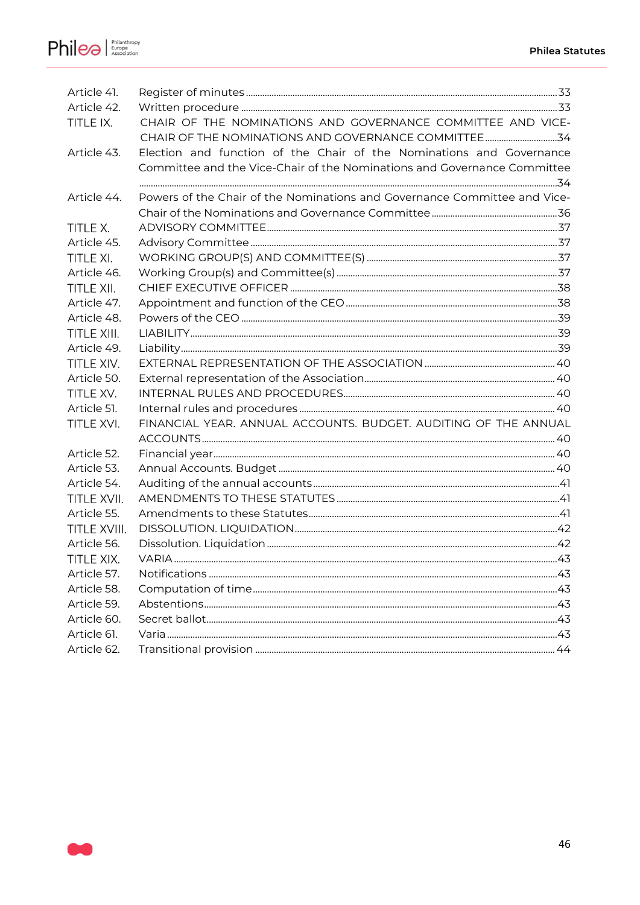| | | |
|---|---|---|
| Article 41. | Register of minutes | 33 |
| Article 42. | Written procedure | 33 |
| TITLE IX. | CHAIR OF THE NOMINATIONS AND GOVERNANCE COMMITTEE AND VICE-CHAIR OF THE NOMINATIONS AND GOVERNANCE COMMITTEE | 34 |
| Article 43. | Election and function of the Chair of the Nominations and Governance Committee and the Vice-Chair of the Nominations and Governance Committee | 34 |
| Article 44. | Powers of the Chair of the Nominations and Governance Committee and Vice-Chair of the Nominations and Governance Committee | 36 |
| TITLE X. | ADVISORY COMMITTEE | 37 |
| Article 45. | Advisory Committee | 37 |
| TITLE XI. | WORKING GROUP(S) AND COMMITTEE(S) | 37 |
| Article 46. | Working Group(s) and Committee(s) | 37 |
| TITLE XII. | CHIEF EXECUTIVE OFFICER | 38 |
| Article 47. | Appointment and function of the CEO | 38 |
| Article 48. | Powers of the CEO | 39 |
| TITLE XIII. | LIABILITY | 39 |
| Article 49. | Liability | 39 |
| TITLE XIV. | EXTERNAL REPRESENTATION OF THE ASSOCIATION | 40 |
| Article 50. | External representation of the Association | 40 |
| TITLE XV. | INTERNAL RULES AND PROCEDURES | 40 |
| Article 51. | Internal rules and procedures | 40 |
| TITLE XVI. | FINANCIAL YEAR. ANNUAL ACCOUNTS. BUDGET. AUDITING OF THE ANNUAL ACCOUNTS | 40 |
| Article 52. | Financial year | 40 |
| Article 53. | Annual Accounts. Budget | 40 |
| Article 54. | Auditing of the annual accounts | 41 |
| TITLE XVII. | AMENDMENTS TO THESE STATUTES | 41 |
| Article 55. | Amendments to these Statutes | 41 |
| TITLE XVIII. | DISSOLUTION. LIQUIDATION | 42 |
| Article 56. | Dissolution. Liquidation | 42 |
| TITLE XIX. | VARIA | 43 |
| Article 57. | Notifications | 43 |
| Article 58. | Computation of time | 43 |
| Article 59. | Abstentions | 43 |
| Article 60. | Secret ballot | 43 |
| Article 61. | Varia | 43 |
| Article 62. | Transitional provision | 44 |